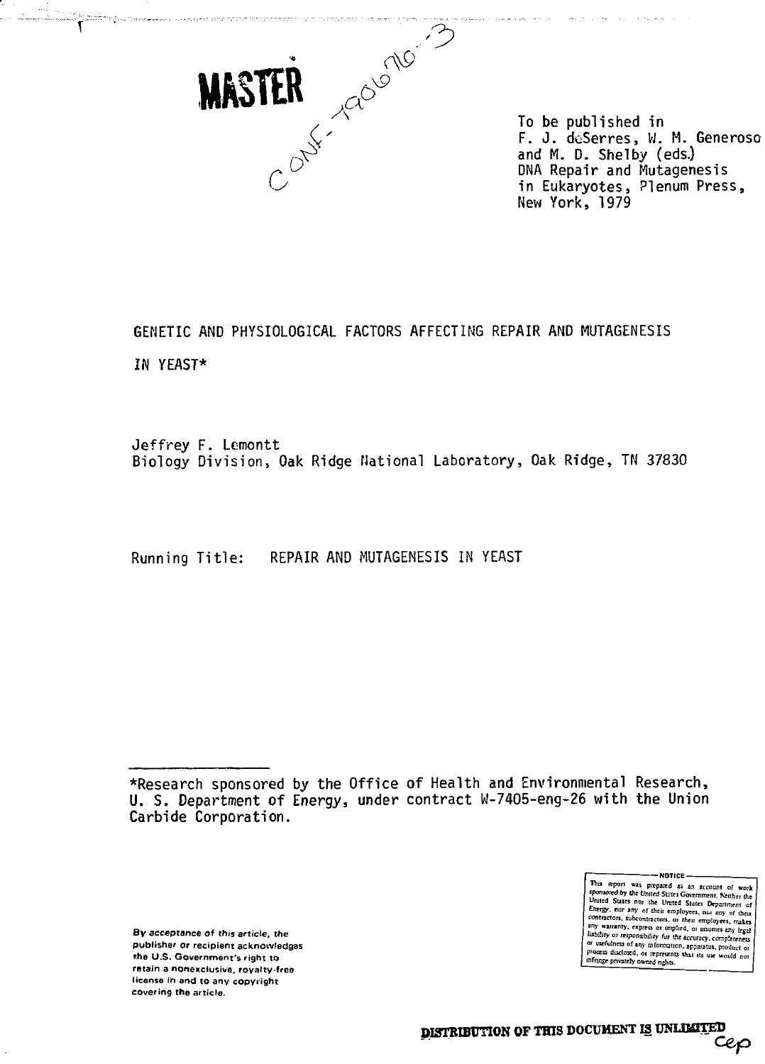MASTER

CONF-790676--3

To be published in
F. J. deSerres, W. M. Generoso
and M. D. Shelby (eds.)
DNA Repair and Mutagenesis
in Eukaryotes, Plenum Press,
New York, 1979

# GENETIC AND PHYSIOLOGICAL FACTORS AFFECTING REPAIR AND MUTAGENESIS IN YEAST*

Jeffrey F. Lemontt
Biology Division, Oak Ridge National Laboratory, Oak Ridge, TN 37830

Running Title: REPAIR AND MUTAGENESIS IN YEAST

*Research sponsored by the Office of Health and Environmental Research, U. S. Department of Energy, under contract W-7405-eng-26 with the Union Carbide Corporation.

By acceptance of this article, the publisher or recipient acknowledges the U.S. Government's right to retain a nonexclusive, royalty-free license in and to any copyright covering the article.

NOTICE
This report was prepared as an account of work sponsored by the United States Government. Neither the United States nor the United States Department of Energy, nor any of their employees, nor any of their contractors, subcontractors, or their employees, makes any warranty, express or implied, or assumes any legal liability or responsibility for the accuracy, completeness or usefulness of any information, apparatus, product or process disclosed, or represents that its use would not infringe privately owned rights.

DISTRIBUTION OF THIS DOCUMENT IS UNLIMITED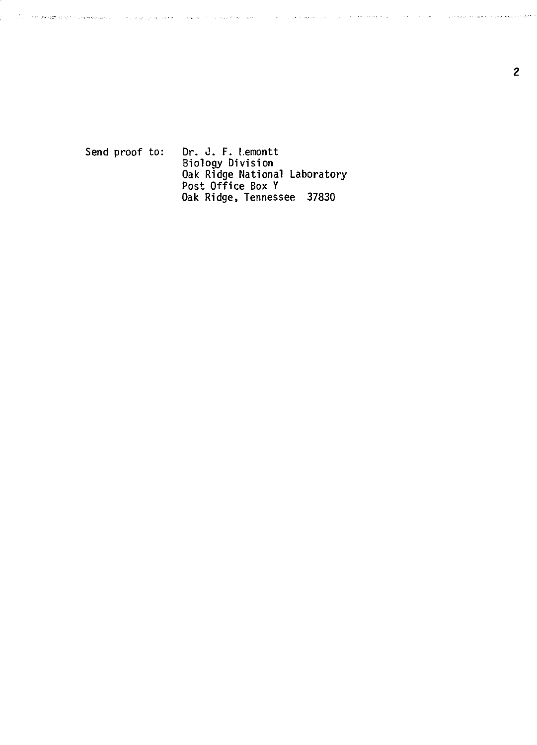Send proof to: Dr. J. F. Lemontt
Biology Division
Oak Ridge National Laboratory
Post Office Box Y
Oak Ridge, Tennessee 37830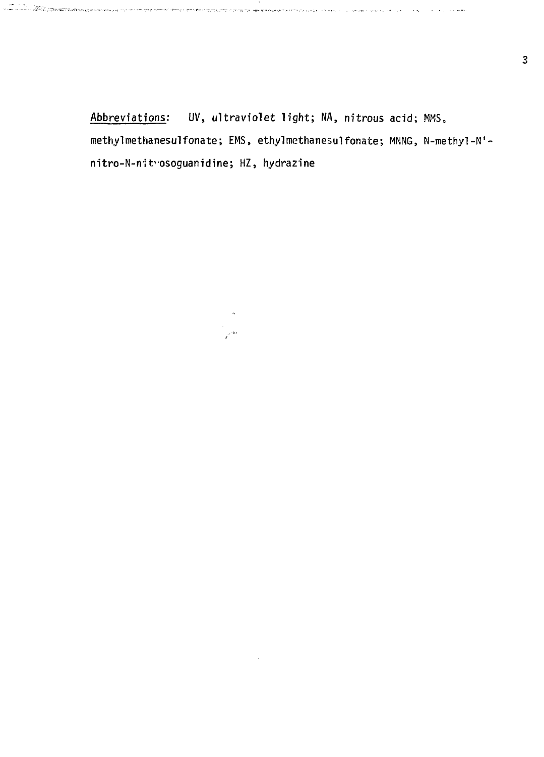_Abbreviations:_ UV, ultraviolet light; NA, nitrous acid; MMS, methylmethanesulfonate; EMS, ethylmethanesulfonate; MNNG, N-methyl-N'-nitro-N-nitrosoguanidine; HZ, hydrazine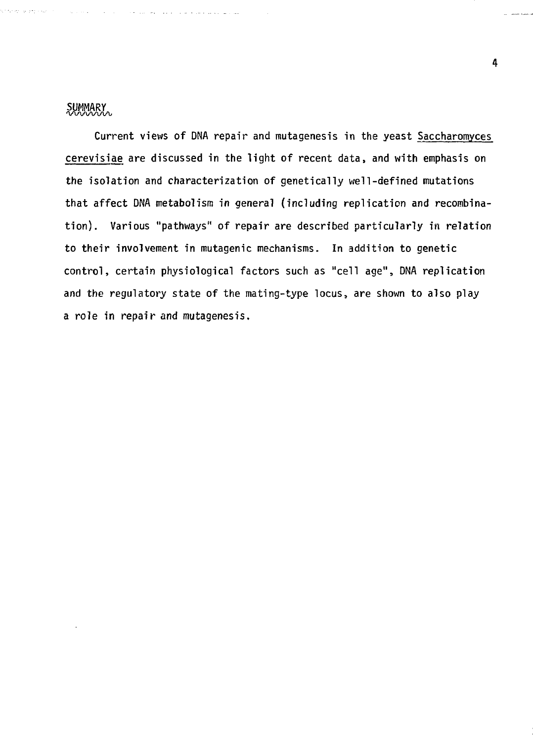## SUMMARY

Current views of DNA repair and mutagenesis in the yeast *Saccharomyces cerevisiae* are discussed in the light of recent data, and with emphasis on the isolation and characterization of genetically well-defined mutations that affect DNA metabolism in general (including replication and recombination). Various "pathways" of repair are described particularly in relation to their involvement in mutagenic mechanisms. In addition to genetic control, certain physiological factors such as "cell age", DNA replication and the regulatory state of the mating-type locus, are shown to also play a role in repair and mutagenesis.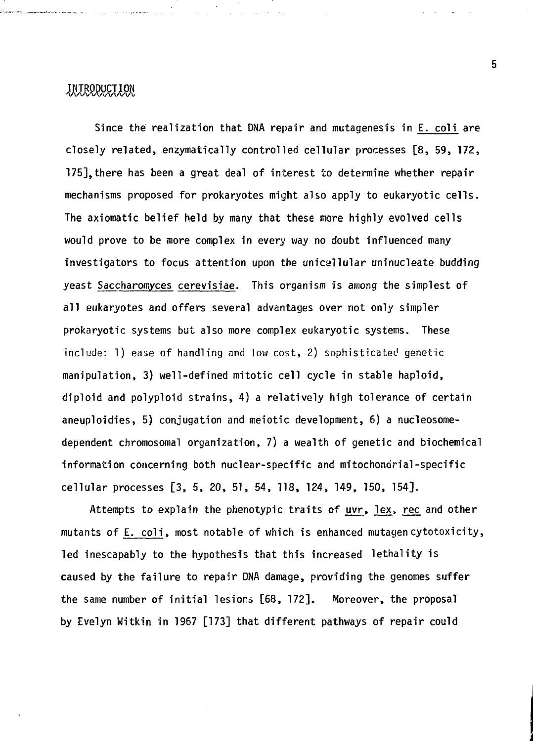## INTRODUCTION

Since the realization that DNA repair and mutagenesis in *E. coli* are closely related, enzymatically controlled cellular processes [8, 59, 172, 175], there has been a great deal of interest to determine whether repair mechanisms proposed for prokaryotes might also apply to eukaryotic cells. The axiomatic belief held by many that these more highly evolved cells would prove to be more complex in every way no doubt influenced many investigators to focus attention upon the unicellular uninucleate budding yeast *Saccharomyces cerevisiae*. This organism is among the simplest of all eukaryotes and offers several advantages over not only simpler prokaryotic systems but also more complex eukaryotic systems. These include: 1) ease of handling and low cost, 2) sophisticated genetic manipulation, 3) well-defined mitotic cell cycle in stable haploid, diploid and polyploid strains, 4) a relatively high tolerance of certain aneuploidies, 5) conjugation and meiotic development, 6) a nucleosome-dependent chromosomal organization, 7) a wealth of genetic and biochemical information concerning both nuclear-specific and mitochondrial-specific cellular processes [3, 5, 20, 51, 54, 118, 124, 149, 150, 154].

Attempts to explain the phenotypic traits of *uvr*, *lex*, *rec* and other mutants of *E. coli*, most notable of which is enhanced mutagen cytotoxicity, led inescapably to the hypothesis that this increased lethality is caused by the failure to repair DNA damage, providing the genomes suffer the same number of initial lesions [68, 172]. Moreover, the proposal by Evelyn Witkin in 1967 [173] that different pathways of repair could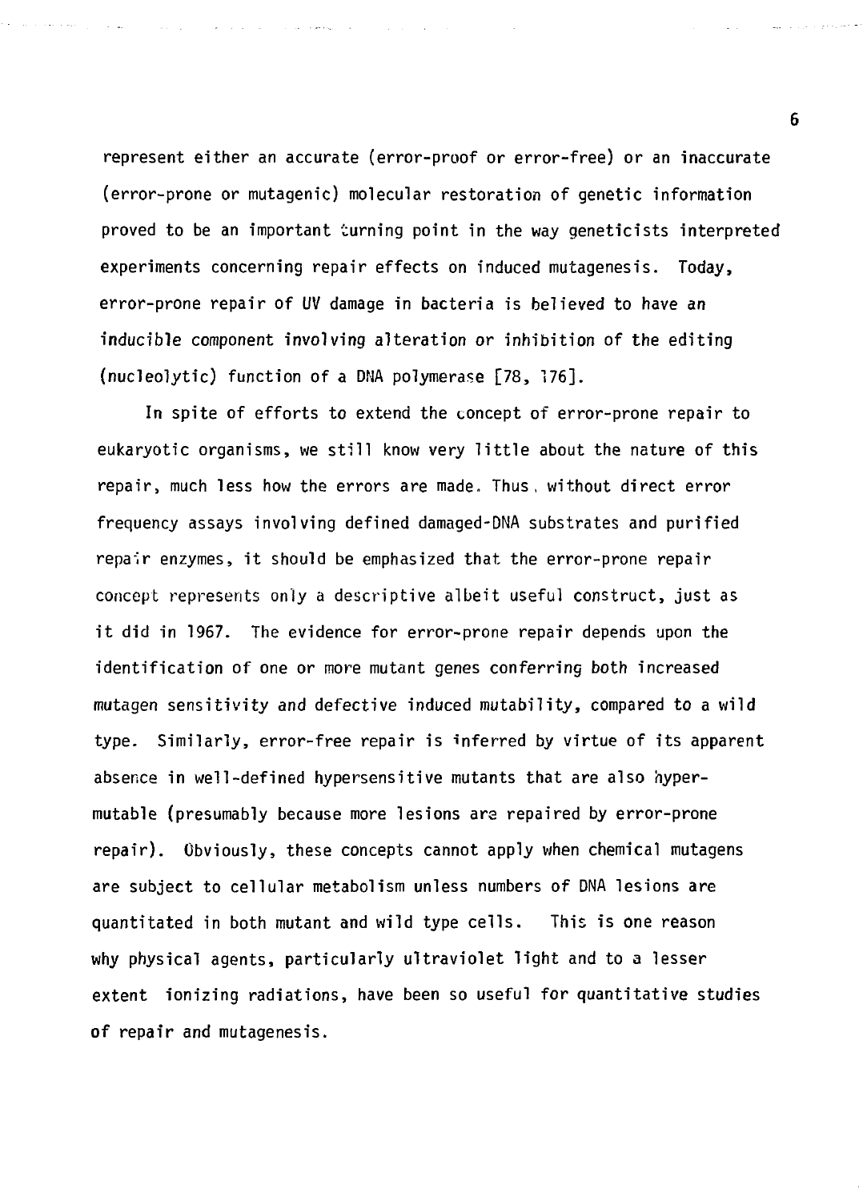represent either an accurate (error-proof or error-free) or an inaccurate (error-prone or mutagenic) molecular restoration of genetic information proved to be an important turning point in the way geneticists interpreted experiments concerning repair effects on induced mutagenesis. Today, error-prone repair of UV damage in bacteria is believed to have an inducible component involving alteration or inhibition of the editing (nucleolytic) function of a DNA polymerase [78, 176].

In spite of efforts to extend the concept of error-prone repair to eukaryotic organisms, we still know very little about the nature of this repair, much less how the errors are made. Thus, without direct error frequency assays involving defined damaged-DNA substrates and purified repair enzymes, it should be emphasized that the error-prone repair concept represents only a descriptive albeit useful construct, just as it did in 1967. The evidence for error-prone repair depends upon the identification of one or more mutant genes conferring both increased mutagen sensitivity and defective induced mutability, compared to a wild type. Similarly, error-free repair is inferred by virtue of its apparent absence in well-defined hypersensitive mutants that are also hypermutable (presumably because more lesions are repaired by error-prone repair). Obviously, these concepts cannot apply when chemical mutagens are subject to cellular metabolism unless numbers of DNA lesions are quantitated in both mutant and wild type cells. This is one reason why physical agents, particularly ultraviolet light and to a lesser extent ionizing radiations, have been so useful for quantitative studies of repair and mutagenesis.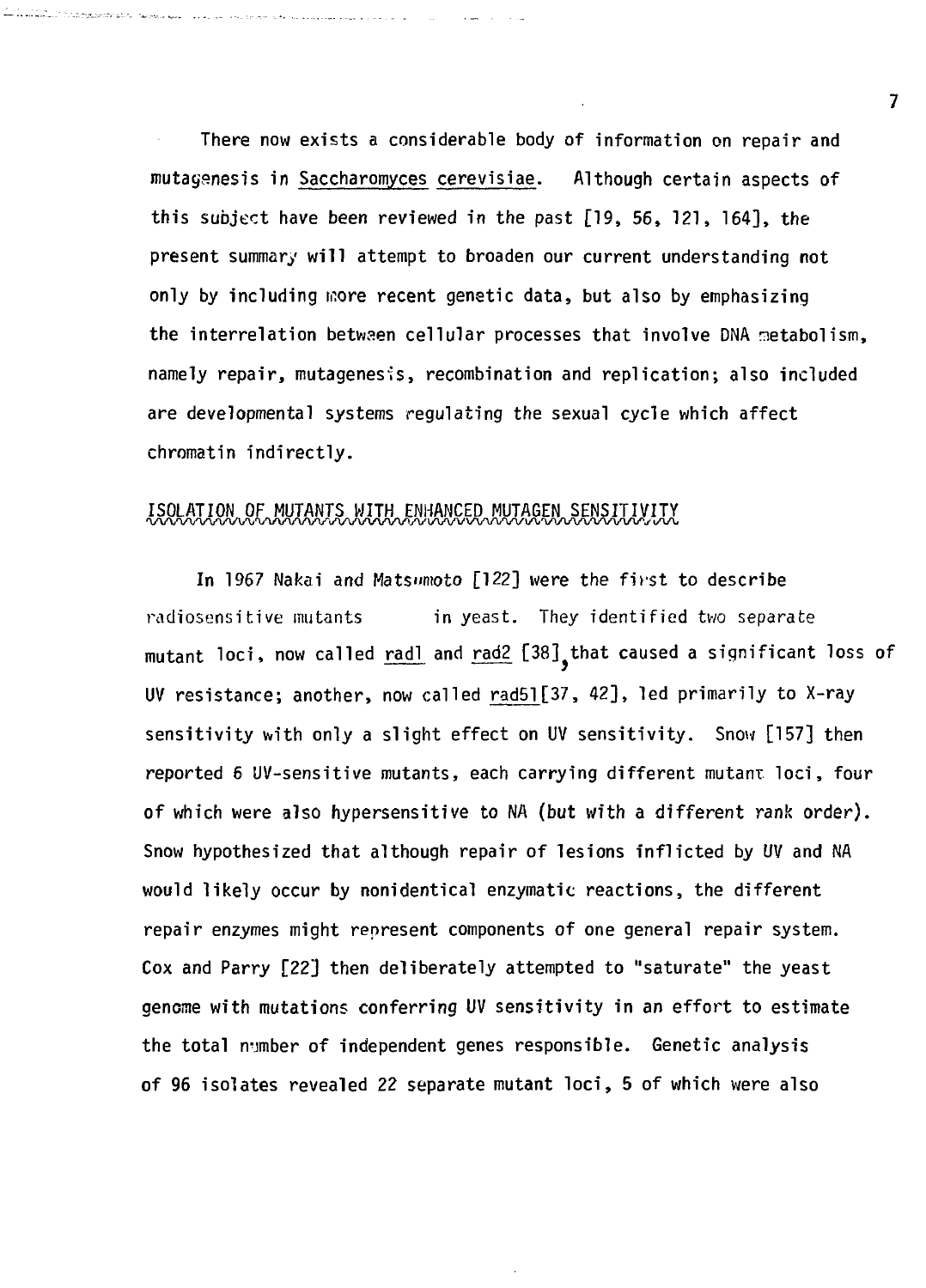There now exists a considerable body of information on repair and mutagenesis in Saccharomyces cerevisiae. Although certain aspects of this subject have been reviewed in the past [19, 56, 121, 164], the present summary will attempt to broaden our current understanding not only by including more recent genetic data, but also by emphasizing the interrelation between cellular processes that involve DNA metabolism, namely repair, mutagenesis, recombination and replication; also included are developmental systems regulating the sexual cycle which affect chromatin indirectly.

## ISOLATION OF MUTANTS WITH ENHANCED MUTAGEN SENSITIVITY

In 1967 Nakai and Matsumoto [122] were the first to describe radiosensitive mutants in yeast. They identified two separate mutant loci, now called rad1 and rad2 [38], that caused a significant loss of UV resistance; another, now called rad51 [37, 42], led primarily to X-ray sensitivity with only a slight effect on UV sensitivity. Snow [157] then reported 6 UV-sensitive mutants, each carrying different mutant loci, four of which were also hypersensitive to NA (but with a different rank order). Snow hypothesized that although repair of lesions inflicted by UV and NA would likely occur by nonidentical enzymatic reactions, the different repair enzymes might represent components of one general repair system. Cox and Parry [22] then deliberately attempted to "saturate" the yeast genome with mutations conferring UV sensitivity in an effort to estimate the total number of independent genes responsible. Genetic analysis of 96 isolates revealed 22 separate mutant loci, 5 of which were also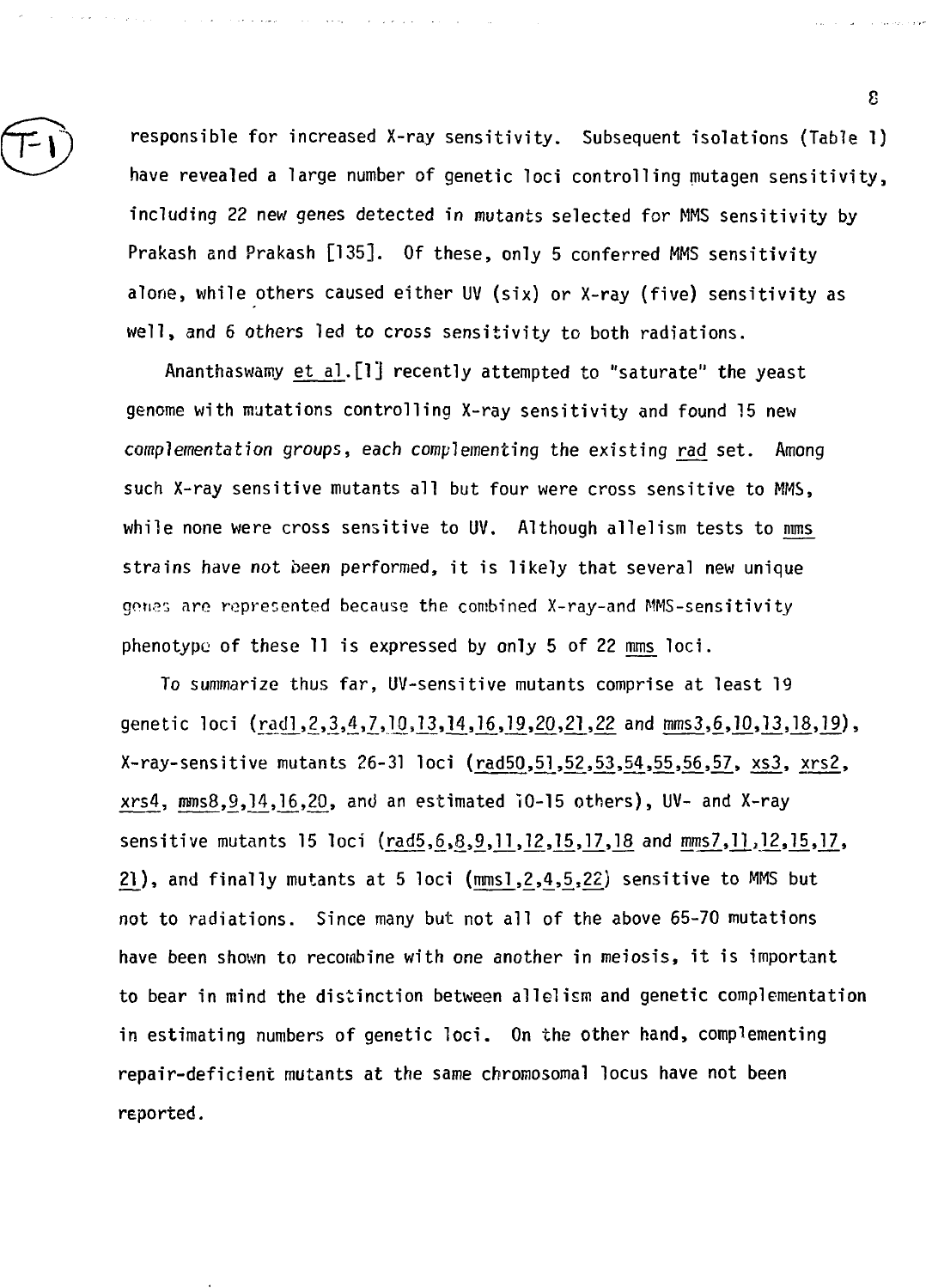responsible for increased X-ray sensitivity. Subsequent isolations (Table 1) have revealed a large number of genetic loci controlling mutagen sensitivity, including 22 new genes detected in mutants selected for MMS sensitivity by Prakash and Prakash [135]. Of these, only 5 conferred MMS sensitivity alone, while others caused either UV (six) or X-ray (five) sensitivity as well, and 6 others led to cross sensitivity to both radiations.

Ananthaswamy et al.[1] recently attempted to "saturate" the yeast genome with mutations controlling X-ray sensitivity and found 15 new complementation groups, each complementing the existing rad set. Among such X-ray sensitive mutants all but four were cross sensitive to MMS, while none were cross sensitive to UV. Although allelism tests to mms strains have not been performed, it is likely that several new unique genes are represented because the combined X-ray-and MMS-sensitivity phenotype of these 11 is expressed by only 5 of 22 mms loci.

To summarize thus far, UV-sensitive mutants comprise at least 19 genetic loci (rad1,2,3,4,7,10,13,14,16,19,20,21,22 and mms3,6,10,13,18,19), X-ray-sensitive mutants 26-31 loci (rad50,51,52,53,54,55,56,57, xs3, xrs2, xrs4, mms8,9,14,16,20, and an estimated 10-15 others), UV- and X-ray sensitive mutants 15 loci (rad5,6,8,9,11,12,15,17,18 and mms7,11,12,15,17, 21), and finally mutants at 5 loci (mms1,2,4,5,22) sensitive to MMS but not to radiations. Since many but not all of the above 65-70 mutations have been shown to recombine with one another in meiosis, it is important to bear in mind the distinction between allelism and genetic complementation in estimating numbers of genetic loci. On the other hand, complementing repair-deficient mutants at the same chromosomal locus have not been reported.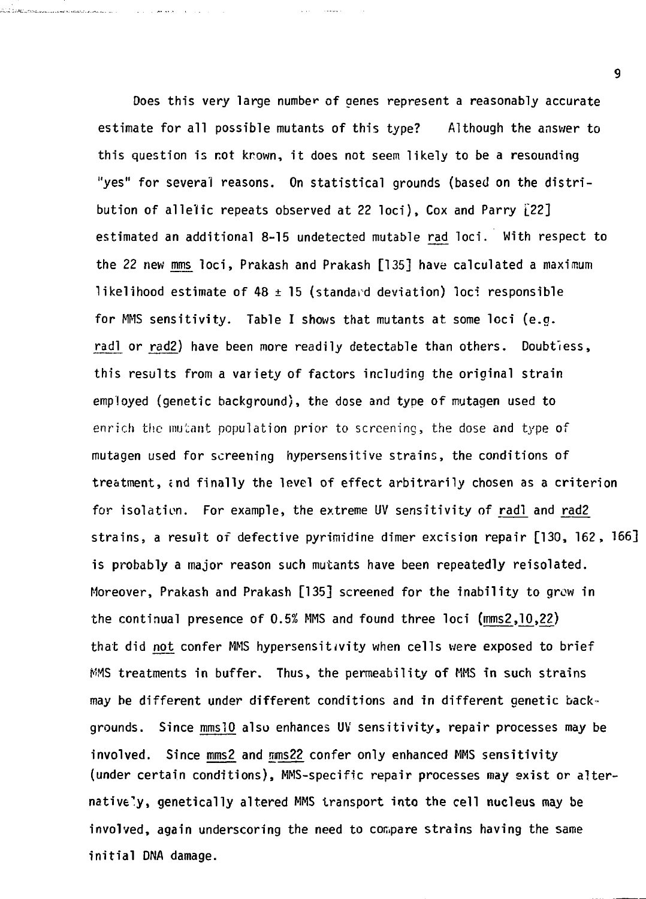Does this very large number of genes represent a reasonably accurate estimate for all possible mutants of this type? Although the answer to this question is not known, it does not seem likely to be a resounding "yes" for several reasons. On statistical grounds (based on the distribution of allelic repeats observed at 22 loci), Cox and Parry [22] estimated an additional 8-15 undetected mutable rad loci. With respect to the 22 new mms loci, Prakash and Prakash [135] have calculated a maximum likelihood estimate of 48 ± 15 (standard deviation) loci responsible for MMS sensitivity. Table I shows that mutants at some loci (e.g. rad1 or rad2) have been more readily detectable than others. Doubtless, this results from a variety of factors including the original strain employed (genetic background), the dose and type of mutagen used to enrich the mutant population prior to screening, the dose and type of mutagen used for screening hypersensitive strains, the conditions of treatment, and finally the level of effect arbitrarily chosen as a criterion for isolation. For example, the extreme UV sensitivity of rad1 and rad2 strains, a result of defective pyrimidine dimer excision repair [130, 162, 166] is probably a major reason such mutants have been repeatedly reisolated. Moreover, Prakash and Prakash [135] screened for the inability to grow in the continual presence of 0.5% MMS and found three loci (mms2,10,22) that did not confer MMS hypersensitivity when cells were exposed to brief MMS treatments in buffer. Thus, the permeability of MMS in such strains may be different under different conditions and in different genetic backgrounds. Since mms10 also enhances UV sensitivity, repair processes may be involved. Since mms2 and mms22 confer only enhanced MMS sensitivity (under certain conditions), MMS-specific repair processes may exist or alternatively, genetically altered MMS transport into the cell nucleus may be involved, again underscoring the need to compare strains having the same initial DNA damage.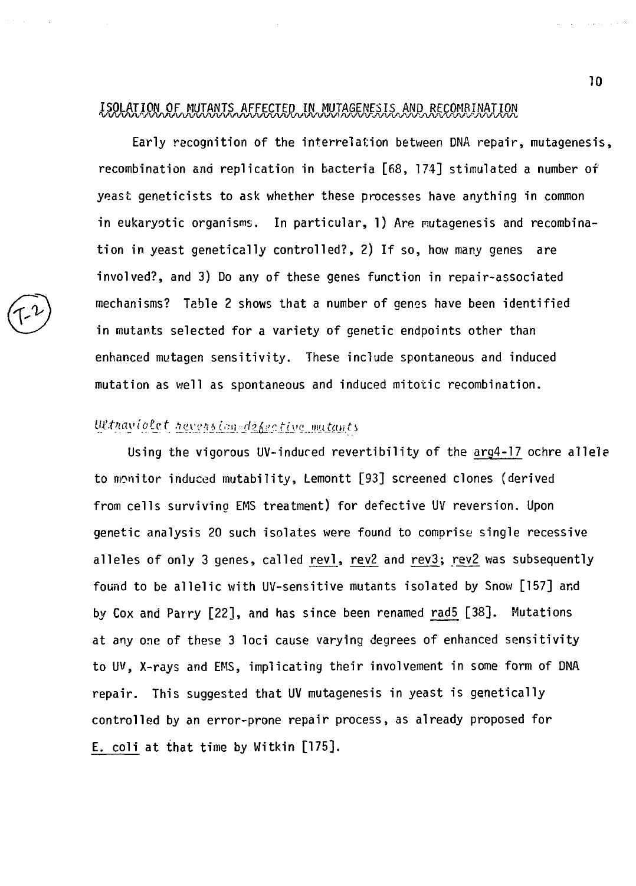## ISOLATION OF MUTANTS AFFECTED IN MUTAGENESIS AND RECOMBINATION

Early recognition of the interrelation between DNA repair, mutagenesis, recombination and replication in bacteria [68, 174] stimulated a number of yeast geneticists to ask whether these processes have anything in common in eukaryotic organisms. In particular, 1) Are mutagenesis and recombination in yeast genetically controlled?, 2) If so, how many genes are involved?, and 3) Do any of these genes function in repair-associated mechanisms? Table 2 shows that a number of genes have been identified in mutants selected for a variety of genetic endpoints other than enhanced mutagen sensitivity. These include spontaneous and induced mutation as well as spontaneous and induced mitotic recombination.

### *Ultraviolet reversion-defective mutants*

Using the vigorous UV-induced revertibility of the arg4-17 ochre allele to monitor induced mutability, Lemontt [93] screened clones (derived from cells surviving EMS treatment) for defective UV reversion. Upon genetic analysis 20 such isolates were found to comprise single recessive alleles of only 3 genes, called rev1, rev2 and rev3; rev2 was subsequently found to be allelic with UV-sensitive mutants isolated by Snow [157] and by Cox and Parry [22], and has since been renamed rad5 [38]. Mutations at any one of these 3 loci cause varying degrees of enhanced sensitivity to UV, X-rays and EMS, implicating their involvement in some form of DNA repair. This suggested that UV mutagenesis in yeast is genetically controlled by an error-prone repair process, as already proposed for E. coli at that time by Witkin [175].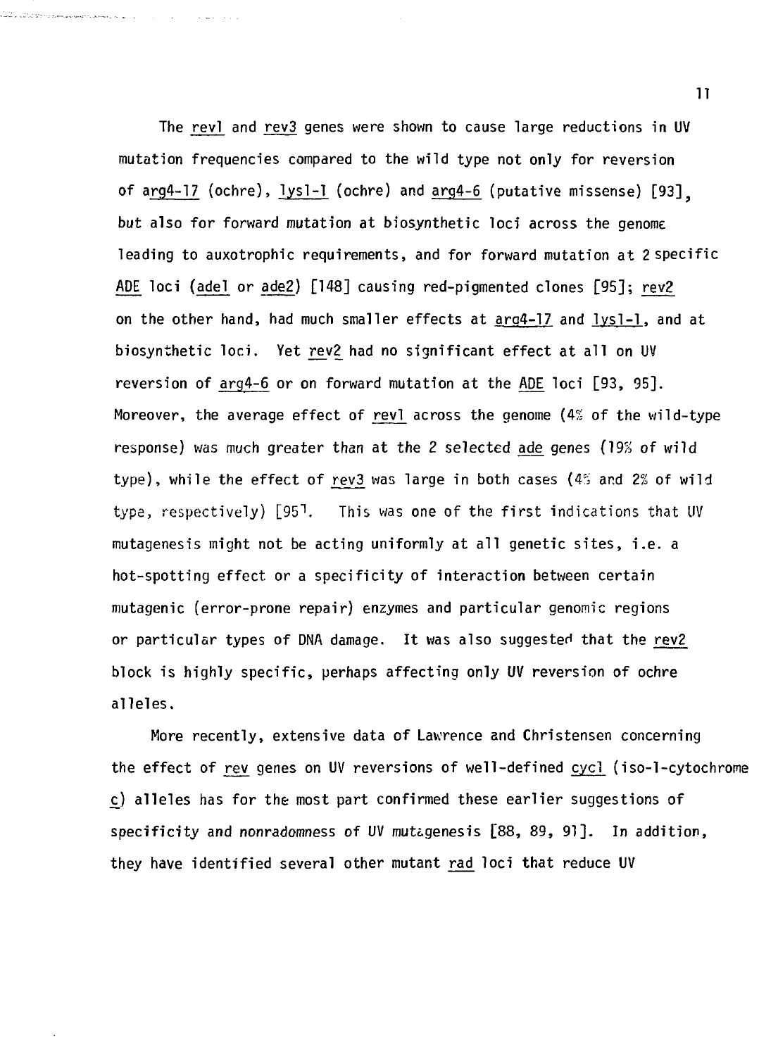The _rev1_ and _rev3_ genes were shown to cause large reductions in UV mutation frequencies compared to the wild type not only for reversion of _arg4-17_ (ochre), _lys1-1_ (ochre) and _arg4-6_ (putative missense) [93], but also for forward mutation at biosynthetic loci across the genome leading to auxotrophic requirements, and for forward mutation at 2 specific _ADE_ loci (_ade1_ or _ade2_) [148] causing red-pigmented clones [95]; _rev2_ on the other hand, had much smaller effects at _arg4-17_ and _lys1-1_, and at biosynthetic loci. Yet _rev2_ had no significant effect at all on UV reversion of _arg4-6_ or on forward mutation at the _ADE_ loci [93, 95]. Moreover, the average effect of _rev1_ across the genome (4% of the wild-type response) was much greater than at the 2 selected _ade_ genes (19% of wild type), while the effect of _rev3_ was large in both cases (4% and 2% of wild type, respectively) [95]. This was one of the first indications that UV mutagenesis might not be acting uniformly at all genetic sites, i.e. a hot-spotting effect or a specificity of interaction between certain mutagenic (error-prone repair) enzymes and particular genomic regions or particular types of DNA damage. It was also suggested that the _rev2_ block is highly specific, perhaps affecting only UV reversion of ochre alleles.

More recently, extensive data of Lawrence and Christensen concerning the effect of _rev_ genes on UV reversions of well-defined _cyc1_ (iso-1-cytochrome _c_) alleles has for the most part confirmed these earlier suggestions of specificity and nonradomness of UV mutagenesis [88, 89, 91]. In addition, they have identified several other mutant _rad_ loci that reduce UV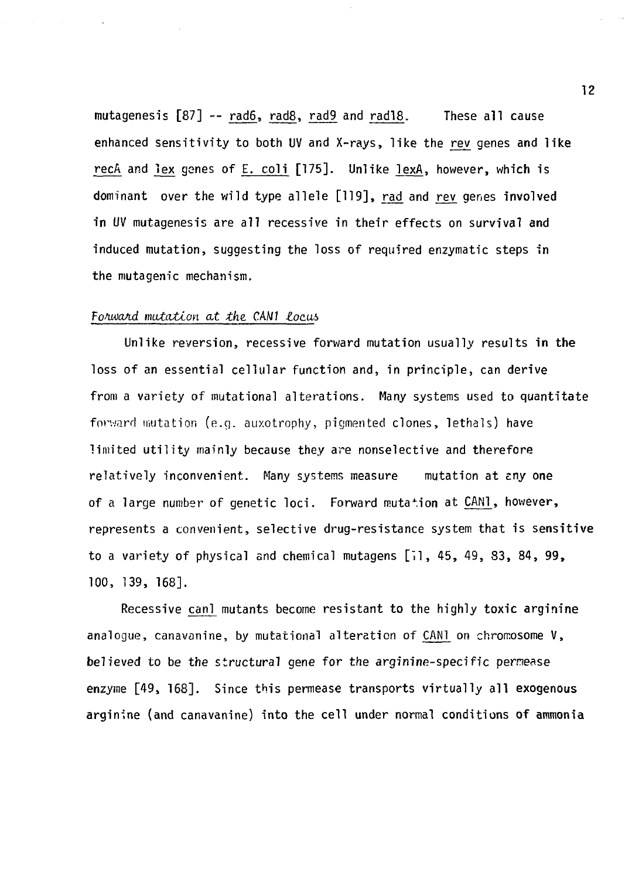mutagenesis [87] -- rad6, rad8, rad9 and rad18. These all cause enhanced sensitivity to both UV and X-rays, like the rev genes and like recA and lex genes of E. coli [175]. Unlike lexA, however, which is dominant over the wild type allele [119], rad and rev genes involved in UV mutagenesis are all recessive in their effects on survival and induced mutation, suggesting the loss of required enzymatic steps in the mutagenic mechanism.

### *Forward mutation at the CAN1 locus*

Unlike reversion, recessive forward mutation usually results in the loss of an essential cellular function and, in principle, can derive from a variety of mutational alterations. Many systems used to quantitate forward mutation (e.g. auxotrophy, pigmented clones, lethals) have limited utility mainly because they are nonselective and therefore relatively inconvenient. Many systems measure mutation at any one of a large number of genetic loci. Forward mutation at CAN1, however, represents a convenient, selective drug-resistance system that is sensitive to a variety of physical and chemical mutagens [11, 45, 49, 83, 84, 99, 100, 139, 168].

Recessive can1 mutants become resistant to the highly toxic arginine analogue, canavanine, by mutational alteration of CAN1 on chromosome V, believed to be the structural gene for the arginine-specific permease enzyme [49, 168]. Since this permease transports virtually all exogenous arginine (and canavanine) into the cell under normal conditions of ammonia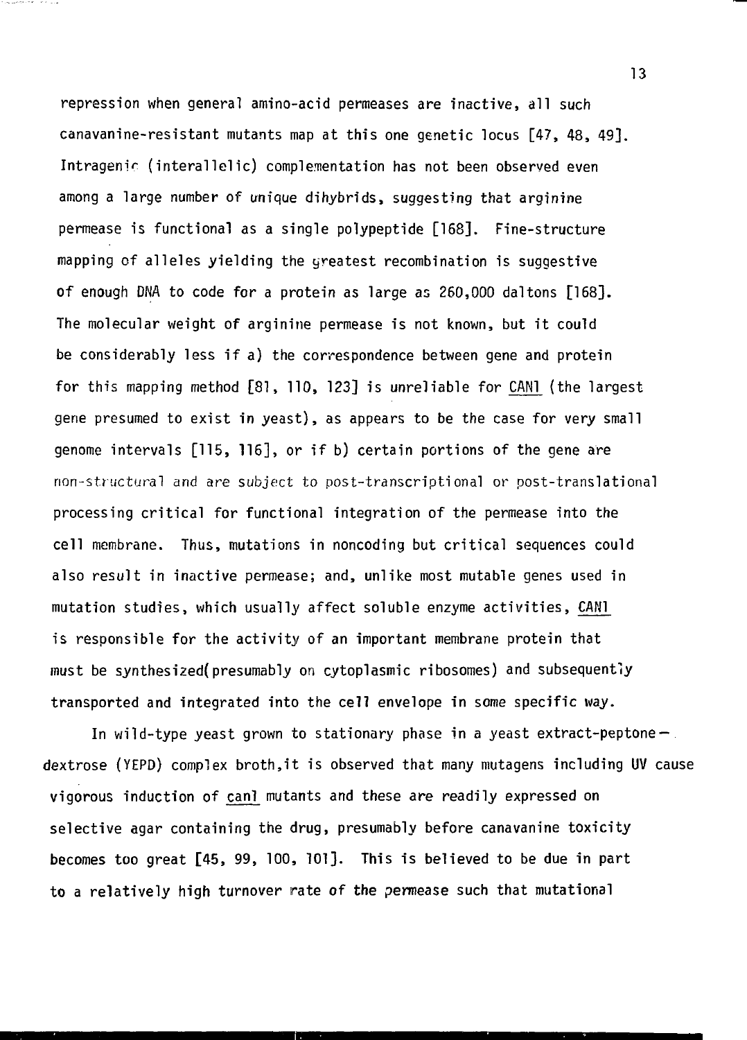repression when general amino-acid permeases are inactive, all such canavanine-resistant mutants map at this one genetic locus [47, 48, 49]. Intragenic (interallelic) complementation has not been observed even among a large number of unique dihybrids, suggesting that arginine permease is functional as a single polypeptide [168]. Fine-structure mapping of alleles yielding the greatest recombination is suggestive of enough DNA to code for a protein as large as 260,000 daltons [168]. The molecular weight of arginine permease is not known, but it could be considerably less if a) the correspondence between gene and protein for this mapping method [81, 110, 123] is unreliable for CAN1 (the largest gene presumed to exist in yeast), as appears to be the case for very small genome intervals [115, 116], or if b) certain portions of the gene are non-structural and are subject to post-transcriptional or post-translational processing critical for functional integration of the permease into the cell membrane. Thus, mutations in noncoding but critical sequences could also result in inactive permease; and, unlike most mutable genes used in mutation studies, which usually affect soluble enzyme activities, CAN1 is responsible for the activity of an important membrane protein that must be synthesized(presumably on cytoplasmic ribosomes) and subsequently transported and integrated into the cell envelope in some specific way.

In wild-type yeast grown to stationary phase in a yeast extract-peptone–dextrose (YEPD) complex broth,it is observed that many mutagens including UV cause vigorous induction of can1 mutants and these are readily expressed on selective agar containing the drug, presumably before canavanine toxicity becomes too great [45, 99, 100, 101]. This is believed to be due in part to a relatively high turnover rate of the permease such that mutational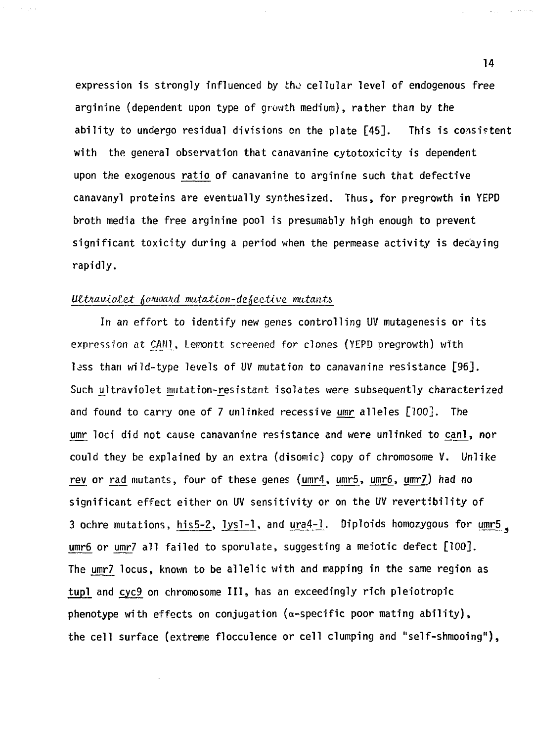expression is strongly influenced by the cellular level of endogenous free arginine (dependent upon type of growth medium), rather than by the ability to undergo residual divisions on the plate [45]. This is consistent with the general observation that canavanine cytotoxicity is dependent upon the exogenous ratio of canavanine to arginine such that defective canavanyl proteins are eventually synthesized. Thus, for pregrowth in YEPD broth media the free arginine pool is presumably high enough to prevent significant toxicity during a period when the permease activity is decaying rapidly.

### *Ultraviolet forward mutation-defective mutants*

In an effort to identify new genes controlling UV mutagenesis or its expression at CAN1, Lemontt screened for clones (YEPD pregrowth) with less than wild-type levels of UV mutation to canavanine resistance [96]. Such ultraviolet mutation-resistant isolates were subsequently characterized and found to carry one of 7 unlinked recessive umr alleles [100]. The umr loci did not cause canavanine resistance and were unlinked to can1, nor could they be explained by an extra (disomic) copy of chromosome V. Unlike rev or rad mutants, four of these genes (umr4, umr5, umr6, umr7) had no significant effect either on UV sensitivity or on the UV revertibility of 3 ochre mutations, his5-2, lys1-1, and ura4-1. Diploids homozygous for umr5, umr6 or umr7 all failed to sporulate, suggesting a meiotic defect [100]. The umr7 locus, known to be allelic with and mapping in the same region as tup1 and cyc9 on chromosome III, has an exceedingly rich pleiotropic phenotype with effects on conjugation (α-specific poor mating ability), the cell surface (extreme flocculence or cell clumping and "self-shmooing"),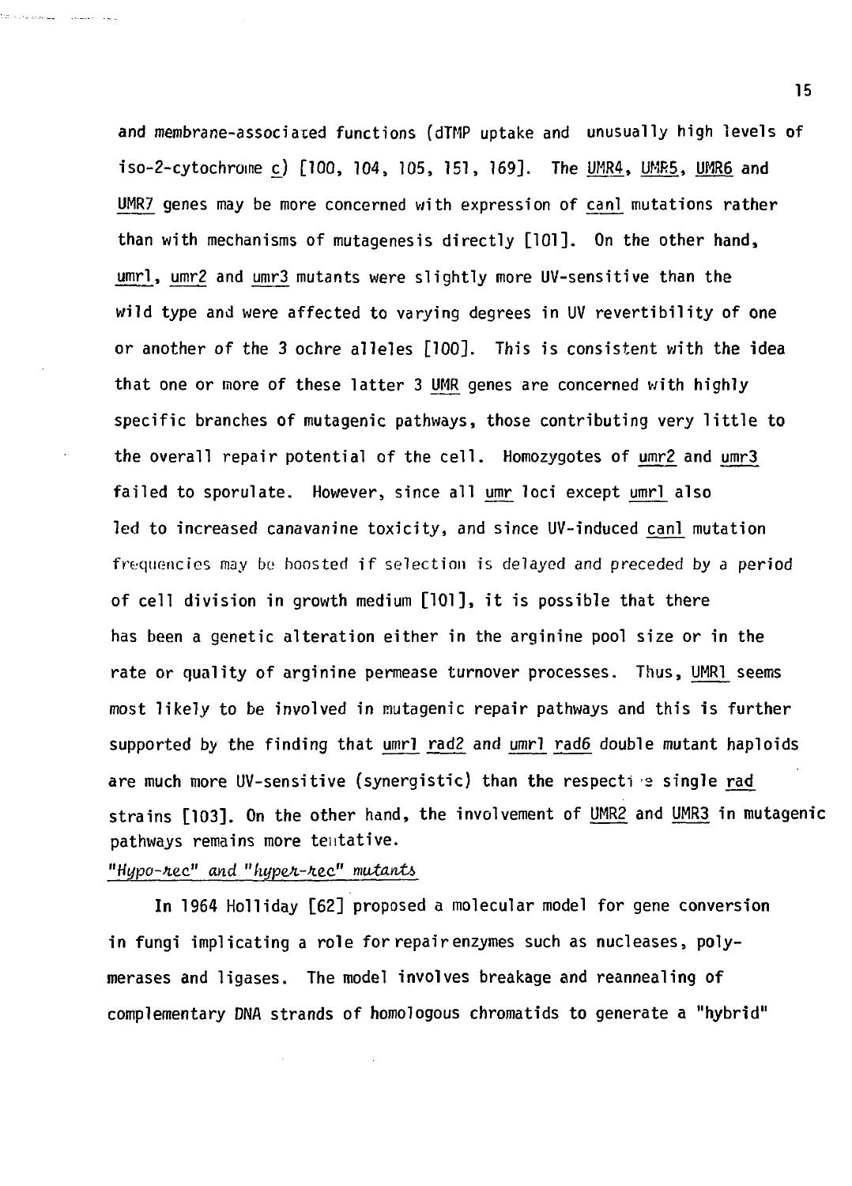and membrane-associated functions (dTMP uptake and unusually high levels of iso-2-cytochrome *c*) [100, 104, 105, 151, 169]. The *UMR4*, *UMR5*, *UMR6* and *UMR7* genes may be more concerned with expression of *can1* mutations rather than with mechanisms of mutagenesis directly [101]. On the other hand, *umr1*, *umr2* and *umr3* mutants were slightly more UV-sensitive than the wild type and were affected to varying degrees in UV revertibility of one or another of the 3 ochre alleles [100]. This is consistent with the idea that one or more of these latter 3 *UMR* genes are concerned with highly specific branches of mutagenic pathways, those contributing very little to the overall repair potential of the cell. Homozygotes of *umr2* and *umr3* failed to sporulate. However, since all *umr* loci except *umr1* also led to increased canavanine toxicity, and since UV-induced *can1* mutation frequencies may be boosted if selection is delayed and preceded by a period of cell division in growth medium [101], it is possible that there has been a genetic alteration either in the arginine pool size or in the rate or quality of arginine permease turnover processes. Thus, *UMR1* seems most likely to be involved in mutagenic repair pathways and this is further supported by the finding that *umr1 rad2* and *umr1 rad6* double mutant haploids are much more UV-sensitive (synergistic) than the respective single *rad* strains [103]. On the other hand, the involvement of *UMR2* and *UMR3* in mutagenic pathways remains more tentative.

*"Hypo-rec" and "hyper-rec" mutants*

In 1964 Holliday [62] proposed a molecular model for gene conversion in fungi implicating a role for repair enzymes such as nucleases, polymerases and ligases. The model involves breakage and reannealing of complementary DNA strands of homologous chromatids to generate a "hybrid"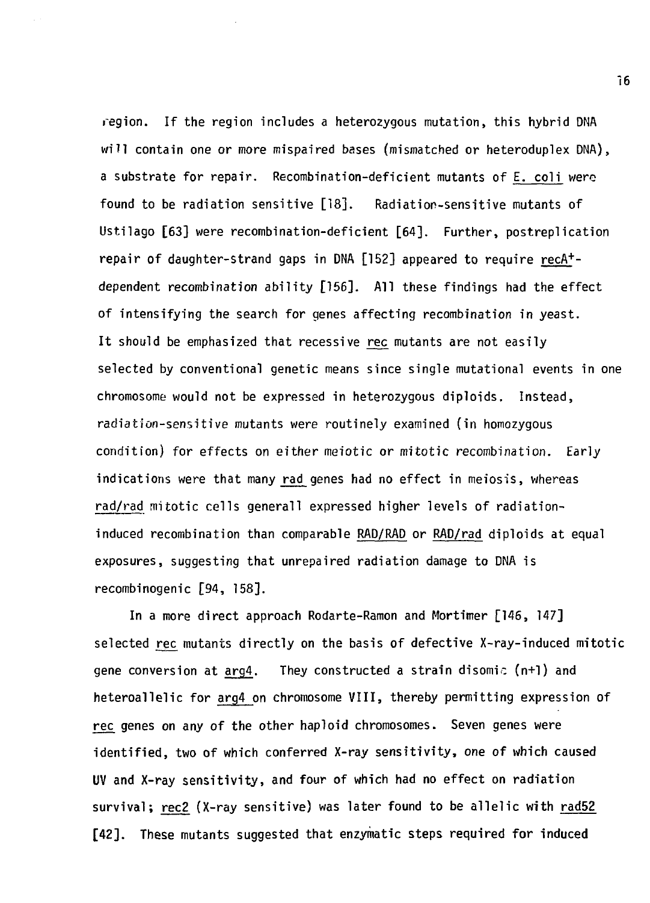region. If the region includes a heterozygous mutation, this hybrid DNA will contain one or more mispaired bases (mismatched or heteroduplex DNA), a substrate for repair. Recombination-deficient mutants of _E. coli_ were found to be radiation sensitive [18]. Radiation-sensitive mutants of Ustilago [63] were recombination-deficient [64]. Further, postreplication repair of daughter-strand gaps in DNA [152] appeared to require _recA_$^+$-dependent recombination ability [156]. All these findings had the effect of intensifying the search for genes affecting recombination in yeast. It should be emphasized that recessive _rec_ mutants are not easily selected by conventional genetic means since single mutational events in one chromosome would not be expressed in heterozygous diploids. Instead, radiation-sensitive mutants were routinely examined (in homozygous condition) for effects on either meiotic or mitotic recombination. Early indications were that many _rad_ genes had no effect in meiosis, whereas _rad/rad_ mitotic cells generall expressed higher levels of radiation-induced recombination than comparable _RAD/RAD_ or _RAD/rad_ diploids at equal exposures, suggesting that unrepaired radiation damage to DNA is recombinogenic [94, 158].

In a more direct approach Rodarte-Ramon and Mortimer [146, 147] selected _rec_ mutants directly on the basis of defective X-ray-induced mitotic gene conversion at _arg4_. They constructed a strain disomic (n+1) and heteroallelic for _arg4_ on chromosome VIII, thereby permitting expression of _rec_ genes on any of the other haploid chromosomes. Seven genes were identified, two of which conferred X-ray sensitivity, one of which caused UV and X-ray sensitivity, and four of which had no effect on radiation survival; _rec2_ (X-ray sensitive) was later found to be allelic with _rad52_ [42]. These mutants suggested that enzymatic steps required for induced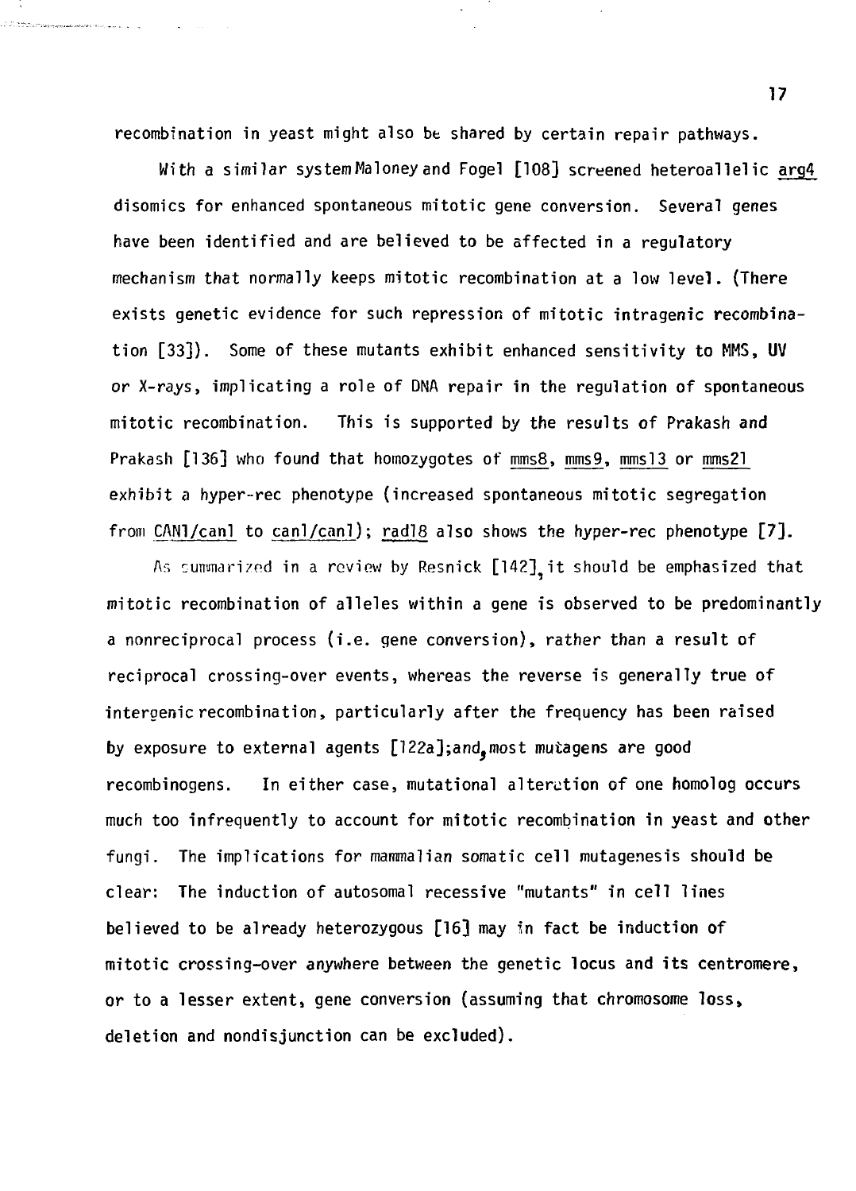recombination in yeast might also be shared by certain repair pathways.

With a similar system Maloney and Fogel [108] screened heteroallelic arg4 disomics for enhanced spontaneous mitotic gene conversion. Several genes have been identified and are believed to be affected in a regulatory mechanism that normally keeps mitotic recombination at a low level. (There exists genetic evidence for such repression of mitotic intragenic recombination [33]). Some of these mutants exhibit enhanced sensitivity to MMS, UV or X-rays, implicating a role of DNA repair in the regulation of spontaneous mitotic recombination. This is supported by the results of Prakash and Prakash [136] who found that homozygotes of mms8, mms9, mms13 or mms21 exhibit a hyper-rec phenotype (increased spontaneous mitotic segregation from CAN1/can1 to can1/can1); rad18 also shows the hyper-rec phenotype [7].

As summarized in a review by Resnick [142], it should be emphasized that mitotic recombination of alleles within a gene is observed to be predominantly a nonreciprocal process (i.e. gene conversion), rather than a result of reciprocal crossing-over events, whereas the reverse is generally true of intergenic recombination, particularly after the frequency has been raised by exposure to external agents [122a]; and, most mutagens are good recombinogens. In either case, mutational alteration of one homolog occurs much too infrequently to account for mitotic recombination in yeast and other fungi. The implications for mammalian somatic cell mutagenesis should be clear: The induction of autosomal recessive "mutants" in cell lines believed to be already heterozygous [16] may in fact be induction of mitotic crossing-over anywhere between the genetic locus and its centromere, or to a lesser extent, gene conversion (assuming that chromosome loss, deletion and nondisjunction can be excluded).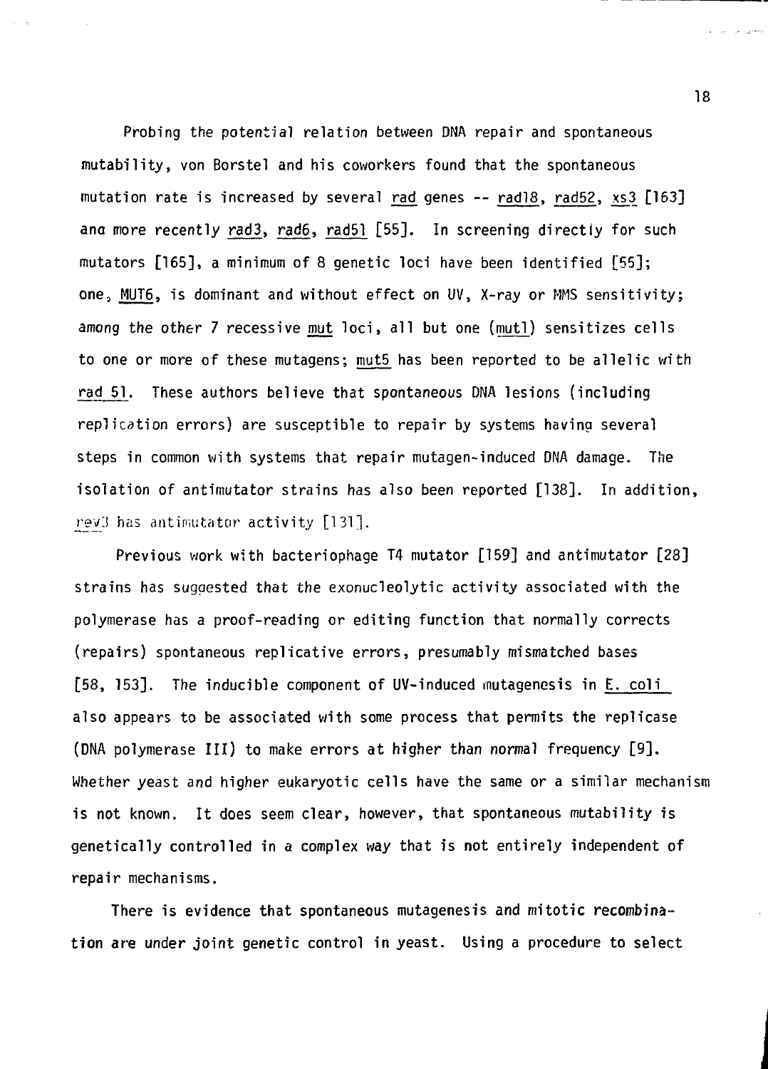Probing the potential relation between DNA repair and spontaneous mutability, von Borstel and his coworkers found that the spontaneous mutation rate is increased by several rad genes -- rad18, rad52, xs3 [163] and more recently rad3, rad6, rad51 [55]. In screening directly for such mutators [165], a minimum of 8 genetic loci have been identified [55]; one, MUT6, is dominant and without effect on UV, X-ray or MMS sensitivity; among the other 7 recessive mut loci, all but one (mut1) sensitizes cells to one or more of these mutagens; mut5 has been reported to be allelic with rad 51. These authors believe that spontaneous DNA lesions (including replication errors) are susceptible to repair by systems having several steps in common with systems that repair mutagen-induced DNA damage. The isolation of antimutator strains has also been reported [138]. In addition, rev3 has antimutator activity [131].

Previous work with bacteriophage T4 mutator [159] and antimutator [28] strains has suggested that the exonucleolytic activity associated with the polymerase has a proof-reading or editing function that normally corrects (repairs) spontaneous replicative errors, presumably mismatched bases [58, 153]. The inducible component of UV-induced mutagenesis in E. coli also appears to be associated with some process that permits the replicase (DNA polymerase III) to make errors at higher than normal frequency [9]. Whether yeast and higher eukaryotic cells have the same or a similar mechanism is not known. It does seem clear, however, that spontaneous mutability is genetically controlled in a complex way that is not entirely independent of repair mechanisms.

There is evidence that spontaneous mutagenesis and mitotic recombination are under joint genetic control in yeast. Using a procedure to select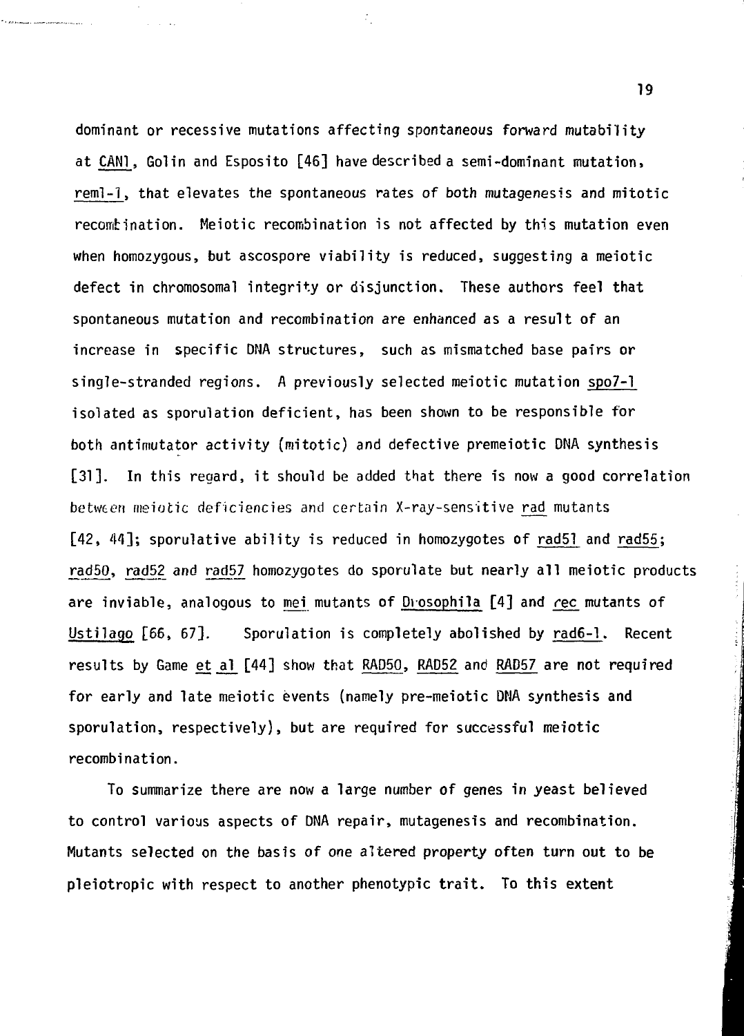dominant or recessive mutations affecting spontaneous forward mutability at CAN1, Golin and Esposito [46] have described a semi-dominant mutation, rem1-1, that elevates the spontaneous rates of both mutagenesis and mitotic recombination. Meiotic recombination is not affected by this mutation even when homozygous, but ascospore viability is reduced, suggesting a meiotic defect in chromosomal integrity or disjunction. These authors feel that spontaneous mutation and recombination are enhanced as a result of an increase in specific DNA structures, such as mismatched base pairs or single-stranded regions. A previously selected meiotic mutation spo7-1 isolated as sporulation deficient, has been shown to be responsible for both antimutator activity (mitotic) and defective premeiotic DNA synthesis [31]. In this regard, it should be added that there is now a good correlation between meiotic deficiencies and certain X-ray-sensitive rad mutants [42, 44]; sporulative ability is reduced in homozygotes of rad51 and rad55; rad50, rad52 and rad57 homozygotes do sporulate but nearly all meiotic products are inviable, analogous to mei mutants of Drosophila [4] and rec mutants of Ustilago [66, 67]. Sporulation is completely abolished by rad6-1. Recent results by Game et al [44] show that RAD50, RAD52 and RAD57 are not required for early and late meiotic events (namely pre-meiotic DNA synthesis and sporulation, respectively), but are required for successful meiotic recombination.

To summarize there are now a large number of genes in yeast believed to control various aspects of DNA repair, mutagenesis and recombination. Mutants selected on the basis of one altered property often turn out to be pleiotropic with respect to another phenotypic trait. To this extent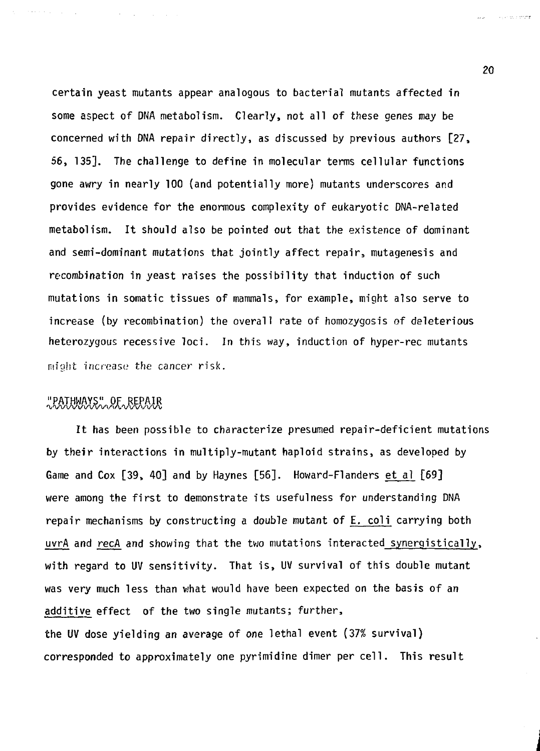certain yeast mutants appear analogous to bacterial mutants affected in some aspect of DNA metabolism. Clearly, not all of these genes may be concerned with DNA repair directly, as discussed by previous authors [27, 56, 135]. The challenge to define in molecular terms cellular functions gone awry in nearly 100 (and potentially more) mutants underscores and provides evidence for the enormous complexity of eukaryotic DNA-related metabolism. It should also be pointed out that the existence of dominant and semi-dominant mutations that jointly affect repair, mutagenesis and recombination in yeast raises the possibility that induction of such mutations in somatic tissues of mammals, for example, might also serve to increase (by recombination) the overall rate of homozygosis of deleterious heterozygous recessive loci. In this way, induction of hyper-rec mutants might increase the cancer risk.

## "PATHWAYS" OF REPAIR

It has been possible to characterize presumed repair-deficient mutations by their interactions in multiply-mutant haploid strains, as developed by Game and Cox [39, 40] and by Haynes [56]. Howard-Flanders *et al* [69] were among the first to demonstrate its usefulness for understanding DNA repair mechanisms by constructing a double mutant of *E. coli* carrying both *uvrA* and *recA* and showing that the two mutations interacted *synergistically*, with regard to UV sensitivity. That is, UV survival of this double mutant was very much less than what would have been expected on the basis of an *additive* effect of the two single mutants; further, the UV dose yielding an average of one lethal event (37% survival) corresponded to approximately one pyrimidine dimer per cell. This result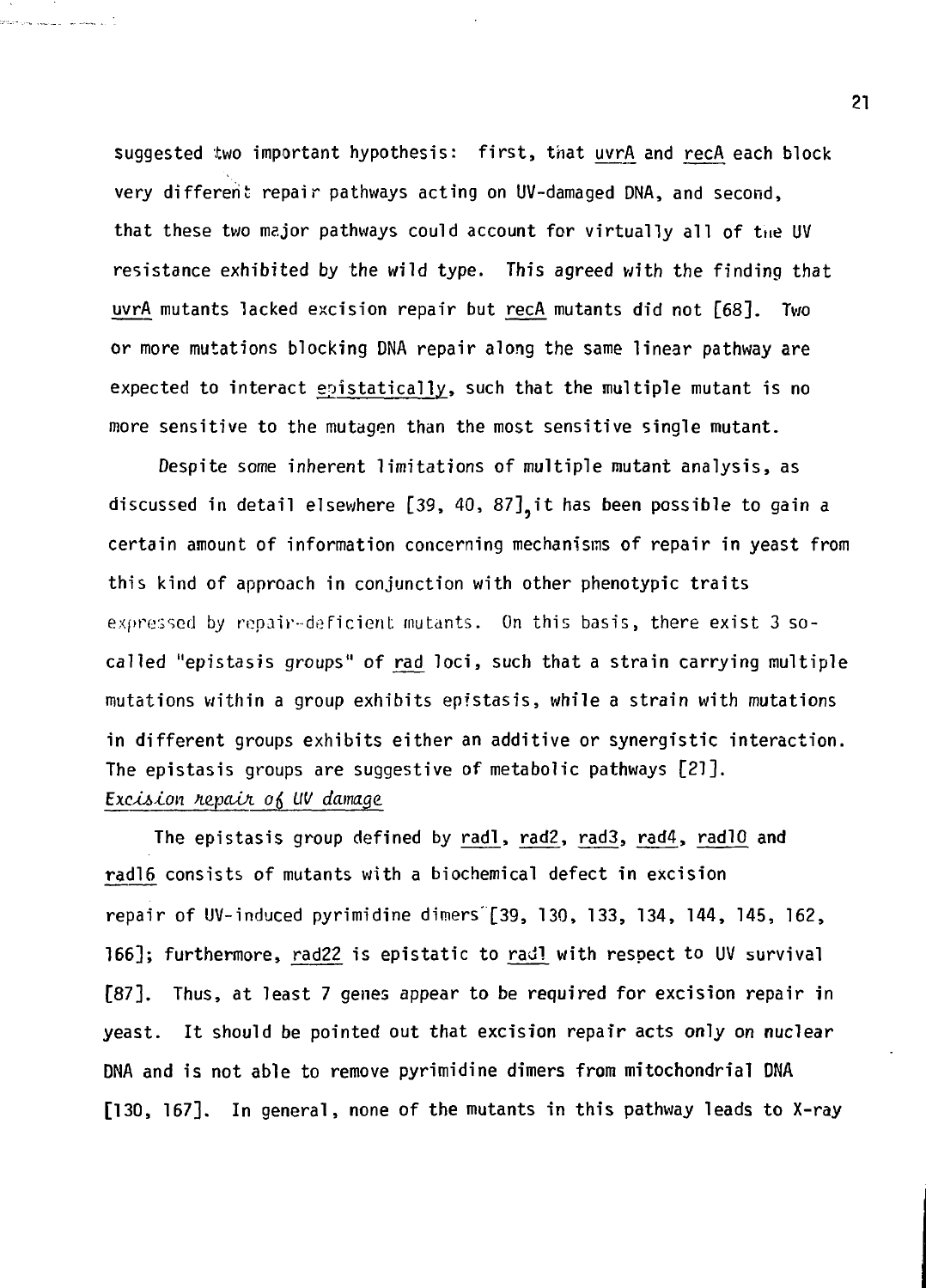suggested two important hypothesis: first, that uvrA and recA each block very different repair pathways acting on UV-damaged DNA, and second, that these two major pathways could account for virtually all of the UV resistance exhibited by the wild type. This agreed with the finding that uvrA mutants lacked excision repair but recA mutants did not [68]. Two or more mutations blocking DNA repair along the same linear pathway are expected to interact epistatically, such that the multiple mutant is no more sensitive to the mutagen than the most sensitive single mutant.

Despite some inherent limitations of multiple mutant analysis, as discussed in detail elsewhere [39, 40, 87], it has been possible to gain a certain amount of information concerning mechanisms of repair in yeast from this kind of approach in conjunction with other phenotypic traits expressed by repair-deficient mutants. On this basis, there exist 3 so-called "epistasis groups" of rad loci, such that a strain carrying multiple mutations within a group exhibits epistasis, while a strain with mutations in different groups exhibits either an additive or synergistic interaction. The epistasis groups are suggestive of metabolic pathways [21].

*Excision repair of UV damage*

The epistasis group defined by rad1, rad2, rad3, rad4, rad10 and rad16 consists of mutants with a biochemical defect in excision repair of UV-induced pyrimidine dimers [39, 130, 133, 134, 144, 145, 162, 166]; furthermore, rad22 is epistatic to rad1 with respect to UV survival [87]. Thus, at least 7 genes appear to be required for excision repair in yeast. It should be pointed out that excision repair acts only on nuclear DNA and is not able to remove pyrimidine dimers from mitochondrial DNA [130, 167]. In general, none of the mutants in this pathway leads to X-ray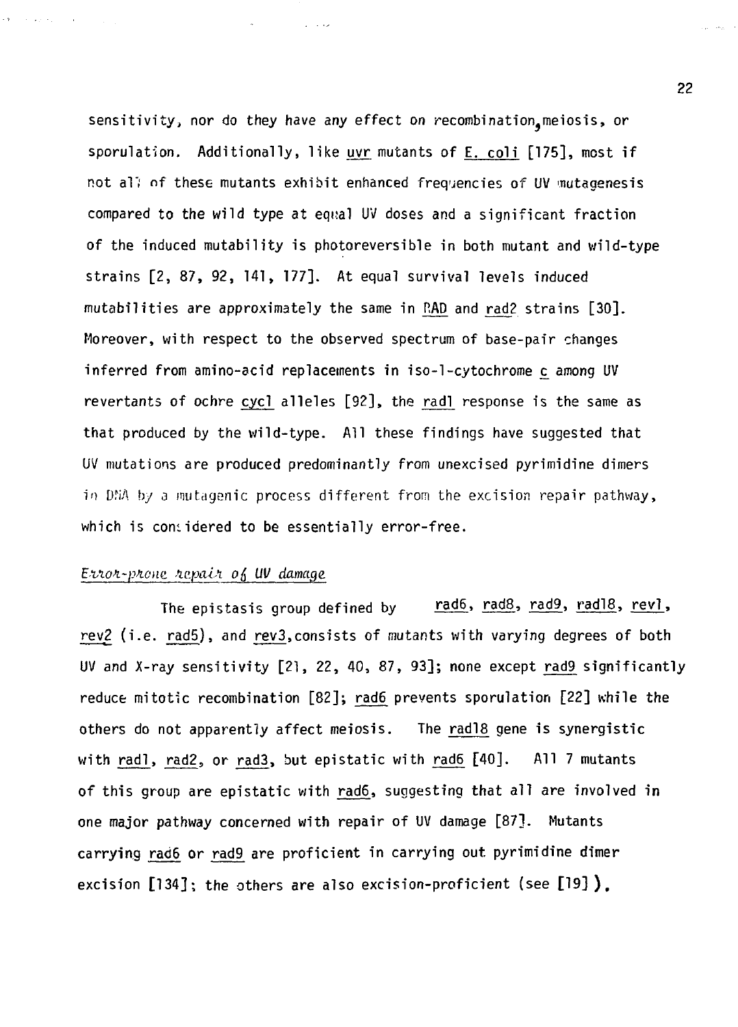sensitivity, nor do they have any effect on recombination, meiosis, or sporulation. Additionally, like uvr mutants of *E. coli* [175], most if not all of these mutants exhibit enhanced frequencies of UV mutagenesis compared to the wild type at equal UV doses and a significant fraction of the induced mutability is photoreversible in both mutant and wild-type strains [2, 87, 92, 141, 177]. At equal survival levels induced mutabilities are approximately the same in RAD and rad2 strains [30]. Moreover, with respect to the observed spectrum of base-pair changes inferred from amino-acid replacements in iso-1-cytochrome c among UV revertants of ochre cyc1 alleles [92], the rad1 response is the same as that produced by the wild-type. All these findings have suggested that UV mutations are produced predominantly from unexcised pyrimidine dimers in DNA by a mutagenic process different from the excision repair pathway, which is considered to be essentially error-free.

*Error-prone repair of UV damage*

The epistasis group defined by rad6, rad8, rad9, rad18, rev1, rev2 (i.e. rad5), and rev3, consists of mutants with varying degrees of both UV and X-ray sensitivity [21, 22, 40, 87, 93]; none except rad9 significantly reduce mitotic recombination [82]; rad6 prevents sporulation [22] while the others do not apparently affect meiosis. The rad18 gene is synergistic with rad1, rad2, or rad3, but epistatic with rad6 [40]. All 7 mutants of this group are epistatic with rad6, suggesting that all are involved in one major pathway concerned with repair of UV damage [87]. Mutants carrying rad6 or rad9 are proficient in carrying out pyrimidine dimer excision [134]; the others are also excision-proficient (see [19]).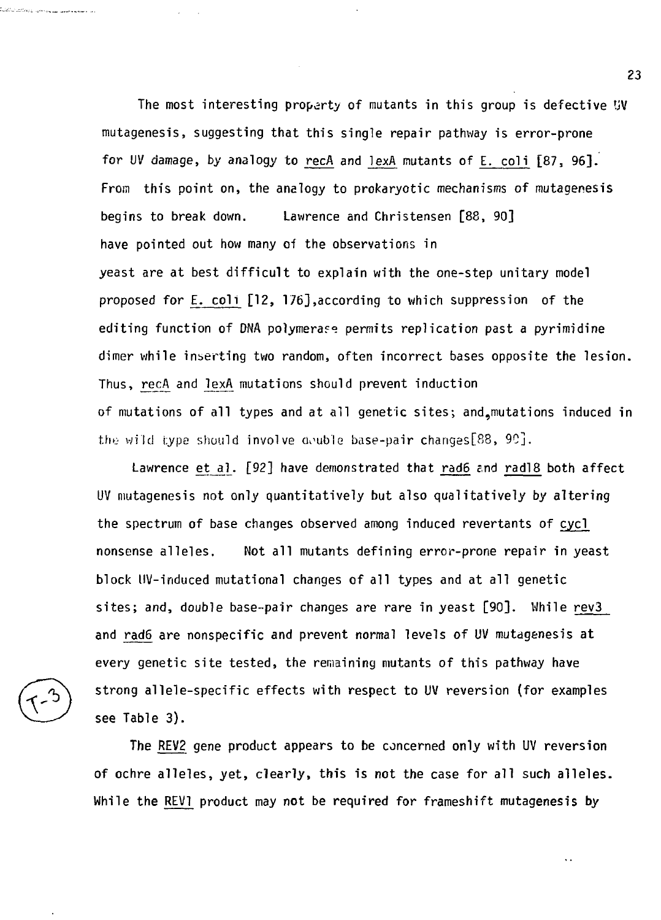The most interesting property of mutants in this group is defective UV mutagenesis, suggesting that this single repair pathway is error-prone for UV damage, by analogy to recA and lexA mutants of E. coli [87, 96]. From this point on, the analogy to prokaryotic mechanisms of mutagenesis begins to break down. Lawrence and Christensen [88, 90] have pointed out how many of the observations in yeast are at best difficult to explain with the one-step unitary model proposed for E. coli [12, 176], according to which suppression of the editing function of DNA polymerase permits replication past a pyrimidine dimer while inserting two random, often incorrect bases opposite the lesion. Thus, recA and lexA mutations should prevent induction of mutations of all types and at all genetic sites; and, mutations induced in the wild type should involve double base-pair changes [88, 90].

Lawrence et al. [92] have demonstrated that rad6 and rad18 both affect UV mutagenesis not only quantitatively but also qualitatively by altering the spectrum of base changes observed among induced revertants of cycl nonsense alleles. Not all mutants defining error-prone repair in yeast block UV-induced mutational changes of all types and at all genetic sites; and, double base-pair changes are rare in yeast [90]. While rev3 and rad6 are nonspecific and prevent normal levels of UV mutagenesis at every genetic site tested, the remaining mutants of this pathway have strong allele-specific effects with respect to UV reversion (for examples see Table 3).

The REV2 gene product appears to be concerned only with UV reversion of ochre alleles, yet, clearly, this is not the case for all such alleles. While the REV1 product may not be required for frameshift mutagenesis by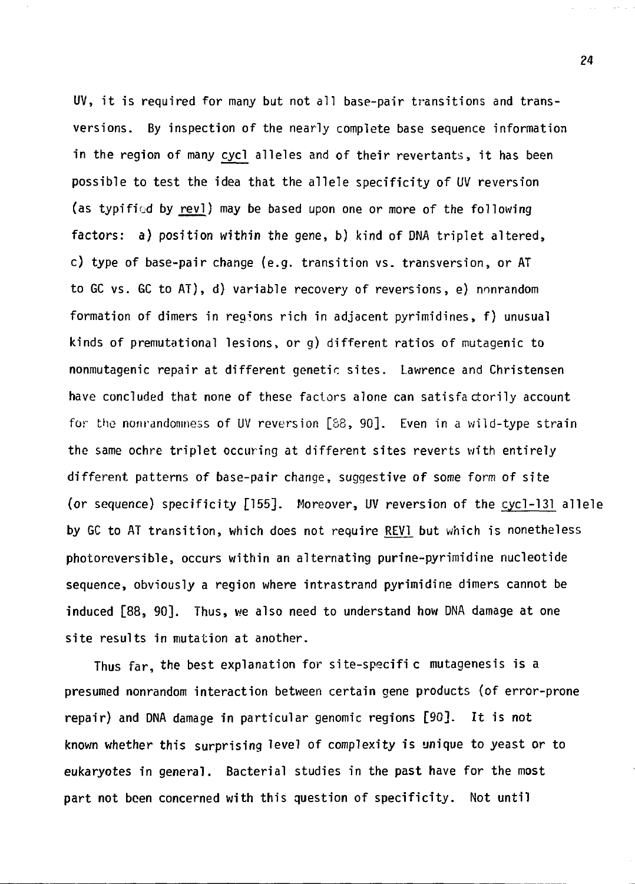UV, it is required for many but not all base-pair transitions and transversions. By inspection of the nearly complete base sequence information in the region of many cycl alleles and of their revertants, it has been possible to test the idea that the allele specificity of UV reversion (as typified by rev1) may be based upon one or more of the following factors: a) position within the gene, b) kind of DNA triplet altered, c) type of base-pair change (e.g. transition vs. transversion, or AT to GC vs. GC to AT), d) variable recovery of reversions, e) nonrandom formation of dimers in regions rich in adjacent pyrimidines, f) unusual kinds of premutational lesions, or g) different ratios of mutagenic to nonmutagenic repair at different genetic sites. Lawrence and Christensen have concluded that none of these factors alone can satisfactorily account for the nonrandomness of UV reversion [88, 90]. Even in a wild-type strain the same ochre triplet occuring at different sites reverts with entirely different patterns of base-pair change, suggestive of some form of site (or sequence) specificity [155]. Moreover, UV reversion of the cycl-131 allele by GC to AT transition, which does not require REV1 but which is nonetheless photoreversible, occurs within an alternating purine-pyrimidine nucleotide sequence, obviously a region where intrastrand pyrimidine dimers cannot be induced [88, 90]. Thus, we also need to understand how DNA damage at one site results in mutation at another.

Thus far, the best explanation for site-specific mutagenesis is a presumed nonrandom interaction between certain gene products (of error-prone repair) and DNA damage in particular genomic regions [90]. It is not known whether this surprising level of complexity is unique to yeast or to eukaryotes in general. Bacterial studies in the past have for the most part not been concerned with this question of specificity. Not until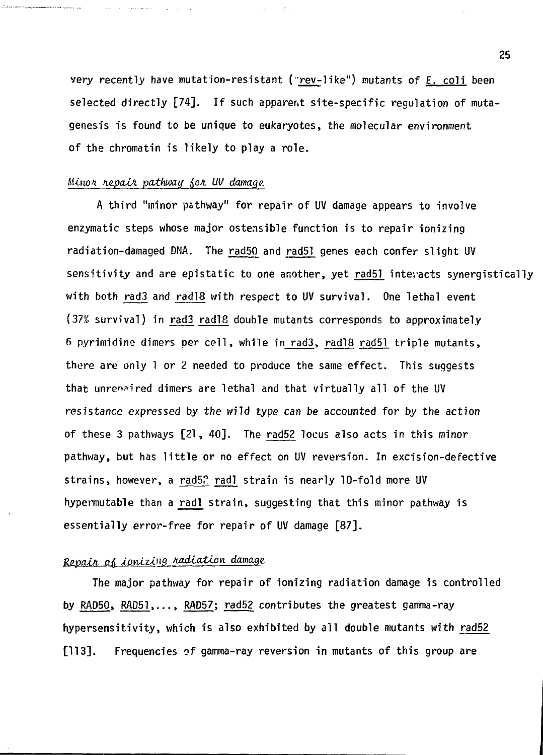very recently have mutation-resistant ("rev-like") mutants of E. coli been selected directly [74]. If such apparent site-specific regulation of mutagenesis is found to be unique to eukaryotes, the molecular environment of the chromatin is likely to play a role.

*Minor repair pathway for UV damage*

A third "minor pathway" for repair of UV damage appears to involve enzymatic steps whose major ostensible function is to repair ionizing radiation-damaged DNA. The rad50 and rad51 genes each confer slight UV sensitivity and are epistatic to one another, yet rad51 interacts synergistically with both rad3 and rad18 with respect to UV survival. One lethal event (37% survival) in rad3 rad18 double mutants corresponds to approximately 6 pyrimidine dimers per cell, while in rad3, rad18 rad51 triple mutants, there are only 1 or 2 needed to produce the same effect. This suggests that unrepaired dimers are lethal and that virtually all of the UV resistance expressed by the wild type can be accounted for by the action of these 3 pathways [21, 40]. The rad52 locus also acts in this minor pathway, but has little or no effect on UV reversion. In excision-defective strains, however, a rad52 rad1 strain is nearly 10-fold more UV hypermutable than a rad1 strain, suggesting that this minor pathway is essentially error-free for repair of UV damage [87].

*Repair of ionizing radiation damage*

The major pathway for repair of ionizing radiation damage is controlled by RAD50, RAD51,..., RAD57; rad52 contributes the greatest gamma-ray hypersensitivity, which is also exhibited by all double mutants with rad52 [113]. Frequencies of gamma-ray reversion in mutants of this group are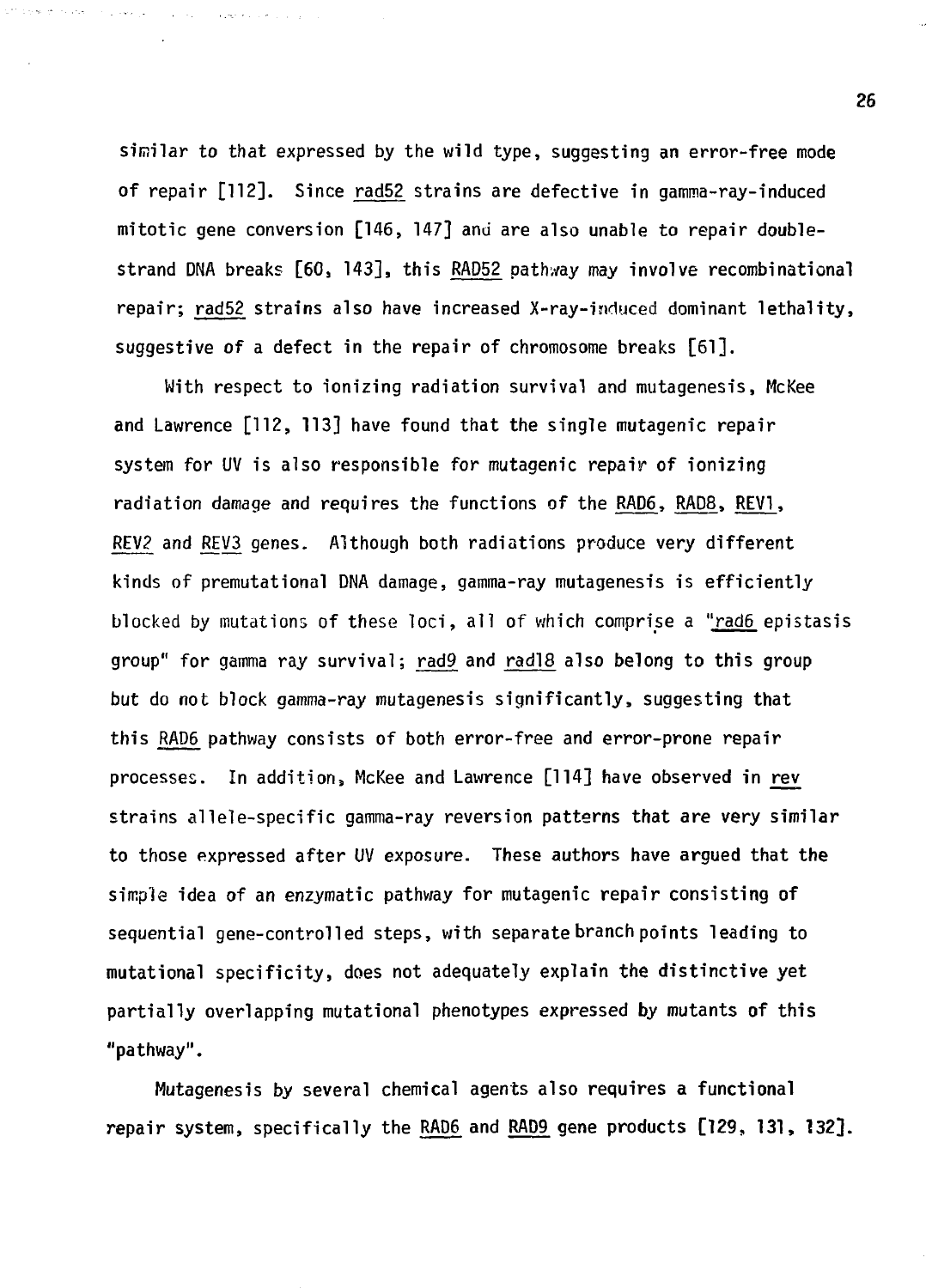similar to that expressed by the wild type, suggesting an error-free mode of repair [112]. Since rad52 strains are defective in gamma-ray-induced mitotic gene conversion [146, 147] and are also unable to repair double-strand DNA breaks [60, 143], this RAD52 pathway may involve recombinational repair; rad52 strains also have increased X-ray-induced dominant lethality, suggestive of a defect in the repair of chromosome breaks [61].

With respect to ionizing radiation survival and mutagenesis, McKee and Lawrence [112, 113] have found that the single mutagenic repair system for UV is also responsible for mutagenic repair of ionizing radiation damage and requires the functions of the RAD6, RAD8, REV1, REV2 and REV3 genes. Although both radiations produce very different kinds of premutational DNA damage, gamma-ray mutagenesis is efficiently blocked by mutations of these loci, all of which comprise a "rad6 epistasis group" for gamma ray survival; rad9 and rad18 also belong to this group but do not block gamma-ray mutagenesis significantly, suggesting that this RAD6 pathway consists of both error-free and error-prone repair processes. In addition, McKee and Lawrence [114] have observed in rev strains allele-specific gamma-ray reversion patterns that are very similar to those expressed after UV exposure. These authors have argued that the simple idea of an enzymatic pathway for mutagenic repair consisting of sequential gene-controlled steps, with separate branch points leading to mutational specificity, does not adequately explain the distinctive yet partially overlapping mutational phenotypes expressed by mutants of this "pathway".

Mutagenesis by several chemical agents also requires a functional repair system, specifically the RAD6 and RAD9 gene products [129, 131, 132].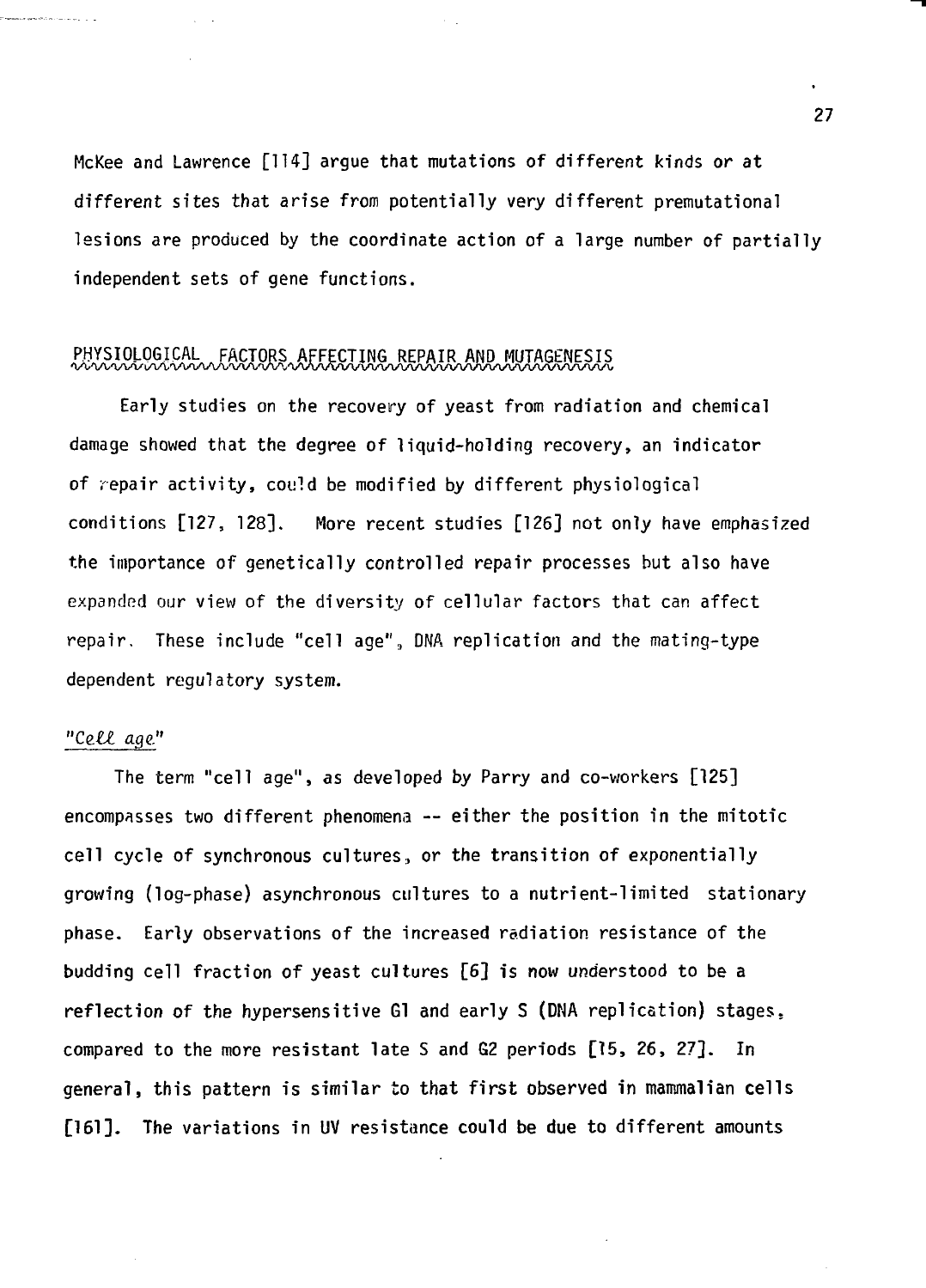McKee and Lawrence [114] argue that mutations of different kinds or at different sites that arise from potentially very different premutational lesions are produced by the coordinate action of a large number of partially independent sets of gene functions.

## PHYSIOLOGICAL FACTORS AFFECTING REPAIR AND MUTAGENESIS

Early studies on the recovery of yeast from radiation and chemical damage showed that the degree of liquid-holding recovery, an indicator of repair activity, could be modified by different physiological conditions [127, 128]. More recent studies [126] not only have emphasized the importance of genetically controlled repair processes but also have expanded our view of the diversity of cellular factors that can affect repair. These include "cell age", DNA replication and the mating-type dependent regulatory system.

### *"Cell age"*

The term "cell age", as developed by Parry and co-workers [125] encompasses two different phenomena -- either the position in the mitotic cell cycle of synchronous cultures, or the transition of exponentially growing (log-phase) asynchronous cultures to a nutrient-limited stationary phase. Early observations of the increased radiation resistance of the budding cell fraction of yeast cultures [6] is now understood to be a reflection of the hypersensitive G1 and early S (DNA replication) stages, compared to the more resistant late S and G2 periods [15, 26, 27]. In general, this pattern is similar to that first observed in mammalian cells [161]. The variations in UV resistance could be due to different amounts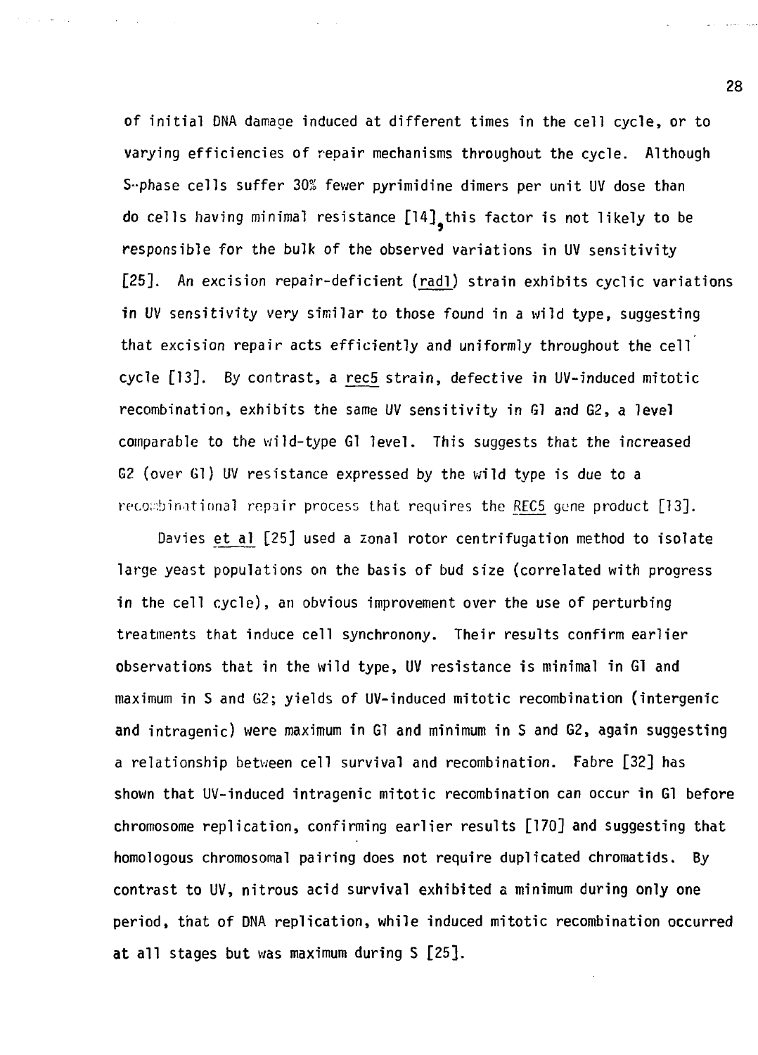of initial DNA damage induced at different times in the cell cycle, or to varying efficiencies of repair mechanisms throughout the cycle. Although S-phase cells suffer 30% fewer pyrimidine dimers per unit UV dose than do cells having minimal resistance [14], this factor is not likely to be responsible for the bulk of the observed variations in UV sensitivity [25]. An excision repair-deficient (rad1) strain exhibits cyclic variations in UV sensitivity very similar to those found in a wild type, suggesting that excision repair acts efficiently and uniformly throughout the cell cycle [13]. By contrast, a rec5 strain, defective in UV-induced mitotic recombination, exhibits the same UV sensitivity in G1 and G2, a level comparable to the wild-type G1 level. This suggests that the increased G2 (over G1) UV resistance expressed by the wild type is due to a recombinational repair process that requires the REC5 gene product [13].

Davies et al [25] used a zonal rotor centrifugation method to isolate large yeast populations on the basis of bud size (correlated with progress in the cell cycle), an obvious improvement over the use of perturbing treatments that induce cell synchronony. Their results confirm earlier observations that in the wild type, UV resistance is minimal in G1 and maximum in S and G2; yields of UV-induced mitotic recombination (intergenic and intragenic) were maximum in G1 and minimum in S and G2, again suggesting a relationship between cell survival and recombination. Fabre [32] has shown that UV-induced intragenic mitotic recombination can occur in G1 before chromosome replication, confirming earlier results [170] and suggesting that homologous chromosomal pairing does not require duplicated chromatids. By contrast to UV, nitrous acid survival exhibited a minimum during only one period, that of DNA replication, while induced mitotic recombination occurred at all stages but was maximum during S [25].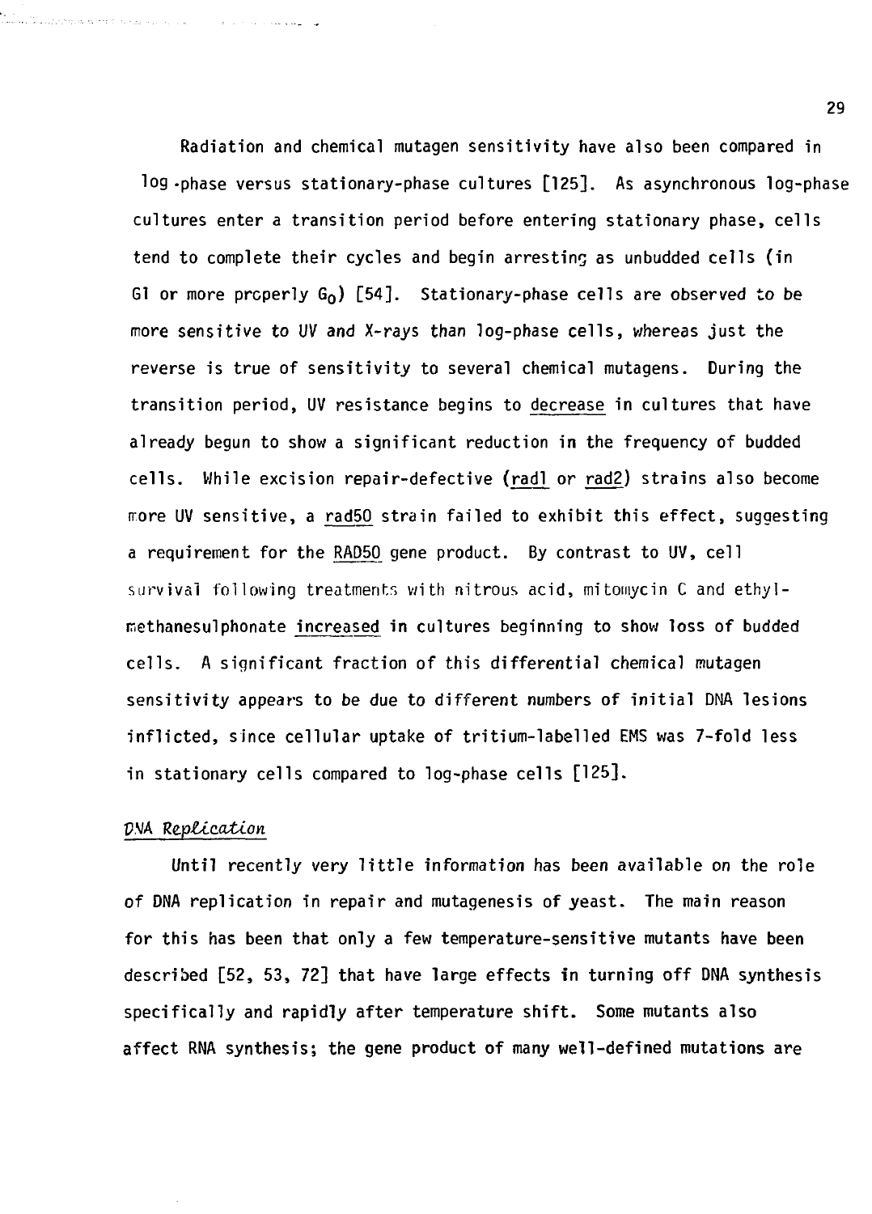Radiation and chemical mutagen sensitivity have also been compared in log-phase versus stationary-phase cultures [125]. As asynchronous log-phase cultures enter a transition period before entering stationary phase, cells tend to complete their cycles and begin arresting as unbudded cells (in G1 or more properly $G_0$) [54]. Stationary-phase cells are observed to be more sensitive to UV and X-rays than log-phase cells, whereas just the reverse is true of sensitivity to several chemical mutagens. During the transition period, UV resistance begins to <u>decrease</u> in cultures that have already begun to show a significant reduction in the frequency of budded cells. While excision repair-defective (<u>rad1</u> or <u>rad2</u>) strains also become more UV sensitive, a <u>rad50</u> strain failed to exhibit this effect, suggesting a requirement for the <u>RAD50</u> gene product. By contrast to UV, cell survival following treatments with nitrous acid, mitomycin C and ethylmethanesulphonate <u>increased</u> in cultures beginning to show loss of budded cells. A significant fraction of this differential chemical mutagen sensitivity appears to be due to different numbers of initial DNA lesions inflicted, since cellular uptake of tritium-labelled EMS was 7-fold less in stationary cells compared to log-phase cells [125].

### *DNA Replication*

Until recently very little information has been available on the role of DNA replication in repair and mutagenesis of yeast. The main reason for this has been that only a few temperature-sensitive mutants have been described [52, 53, 72] that have large effects in turning off DNA synthesis specifically and rapidly after temperature shift. Some mutants also affect RNA synthesis; the gene product of many well-defined mutations are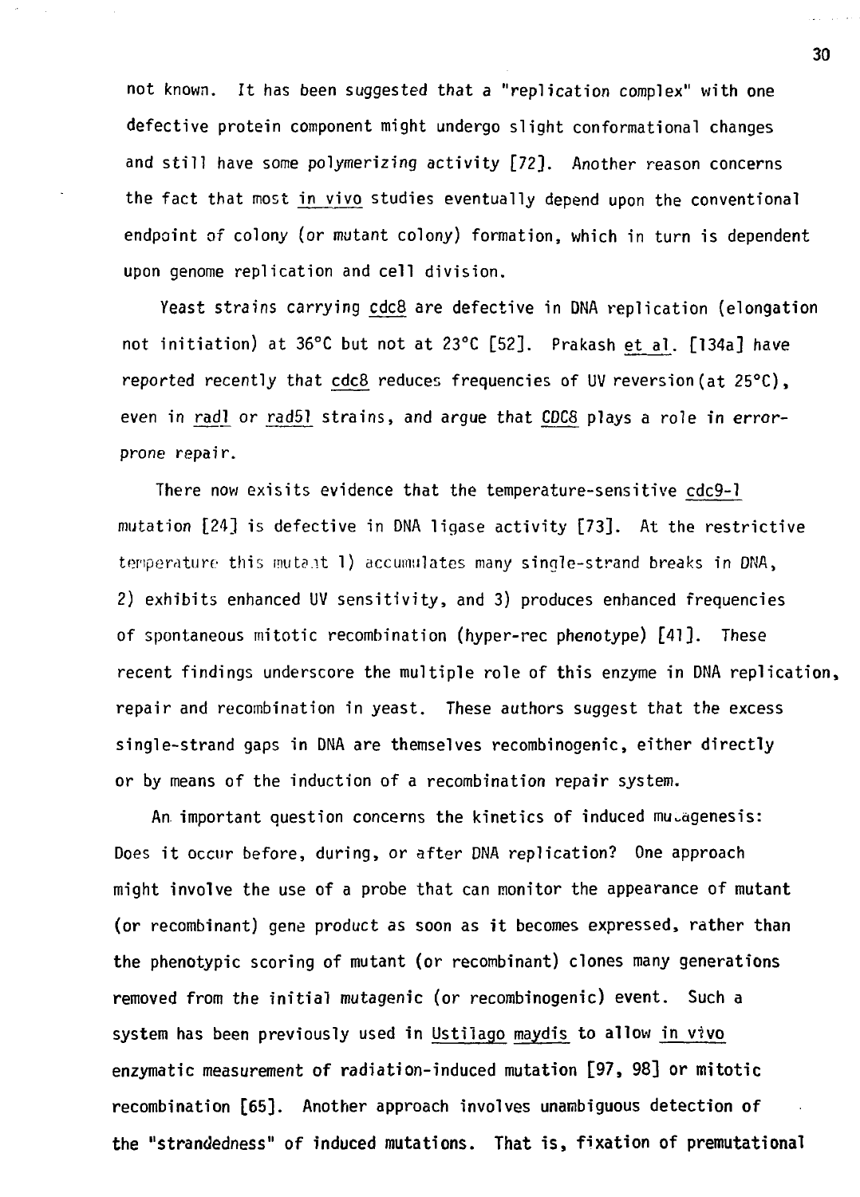not known. It has been suggested that a "replication complex" with one defective protein component might undergo slight conformational changes and still have some polymerizing activity [72]. Another reason concerns the fact that most in vivo studies eventually depend upon the conventional endpoint of colony (or mutant colony) formation, which in turn is dependent upon genome replication and cell division.

Yeast strains carrying cdc8 are defective in DNA replication (elongation not initiation) at 36°C but not at 23°C [52]. Prakash et al. [134a] have reported recently that cdc8 reduces frequencies of UV reversion (at 25°C), even in rad1 or rad51 strains, and argue that CDC8 plays a role in error-prone repair.

There now exisits evidence that the temperature-sensitive cdc9-1 mutation [24] is defective in DNA ligase activity [73]. At the restrictive temperature this mutant 1) accumulates many single-strand breaks in DNA, 2) exhibits enhanced UV sensitivity, and 3) produces enhanced frequencies of spontaneous mitotic recombination (hyper-rec phenotype) [41]. These recent findings underscore the multiple role of this enzyme in DNA replication, repair and recombination in yeast. These authors suggest that the excess single-strand gaps in DNA are themselves recombinogenic, either directly or by means of the induction of a recombination repair system.

An important question concerns the kinetics of induced mutagenesis: Does it occur before, during, or after DNA replication? One approach might involve the use of a probe that can monitor the appearance of mutant (or recombinant) gene product as soon as it becomes expressed, rather than the phenotypic scoring of mutant (or recombinant) clones many generations removed from the initial mutagenic (or recombinogenic) event. Such a system has been previously used in Ustilago maydis to allow in vivo enzymatic measurement of radiation-induced mutation [97, 98] or mitotic recombination [65]. Another approach involves unambiguous detection of the "strandedness" of induced mutations. That is, fixation of premutational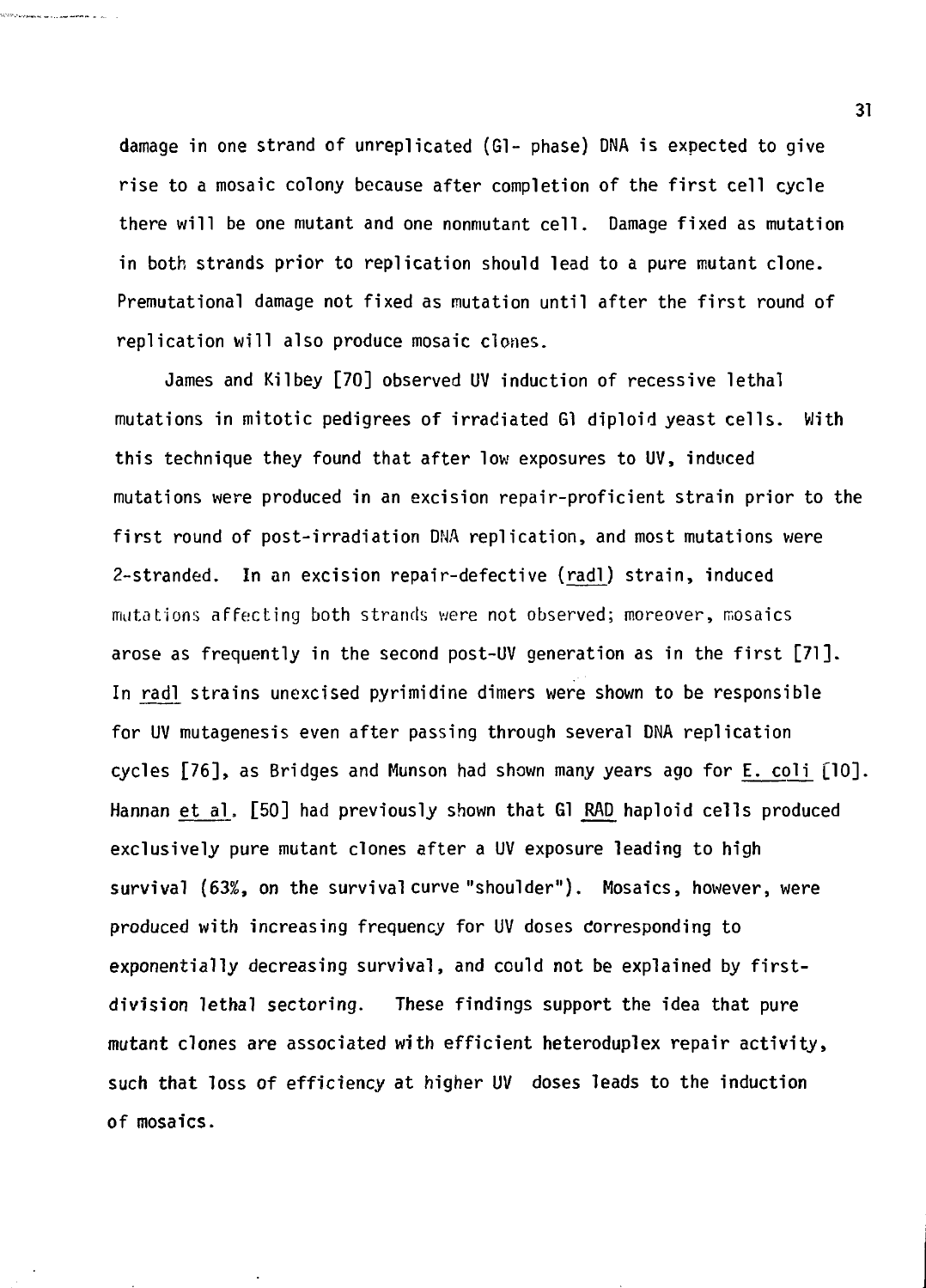damage in one strand of unreplicated (G1- phase) DNA is expected to give rise to a mosaic colony because after completion of the first cell cycle there will be one mutant and one nonmutant cell. Damage fixed as mutation in both strands prior to replication should lead to a pure mutant clone. Premutational damage not fixed as mutation until after the first round of replication will also produce mosaic clones.

James and Kilbey [70] observed UV induction of recessive lethal mutations in mitotic pedigrees of irradiated G1 diploid yeast cells. With this technique they found that after low exposures to UV, induced mutations were produced in an excision repair-proficient strain prior to the first round of post-irradiation DNA replication, and most mutations were 2-stranded. In an excision repair-defective (_rad1_) strain, induced mutations affecting both strands were not observed; moreover, mosaics arose as frequently in the second post-UV generation as in the first [71]. In _rad1_ strains unexcised pyrimidine dimers were shown to be responsible for UV mutagenesis even after passing through several DNA replication cycles [76], as Bridges and Munson had shown many years ago for _E. coli_ [10]. Hannan _et al_. [50] had previously shown that G1 _RAD_ haploid cells produced exclusively pure mutant clones after a UV exposure leading to high survival (63%, on the survival curve "shoulder"). Mosaics, however, were produced with increasing frequency for UV doses corresponding to exponentially decreasing survival, and could not be explained by first-division lethal sectoring. These findings support the idea that pure mutant clones are associated with efficient heteroduplex repair activity, such that loss of efficiency at higher UV doses leads to the induction of mosaics.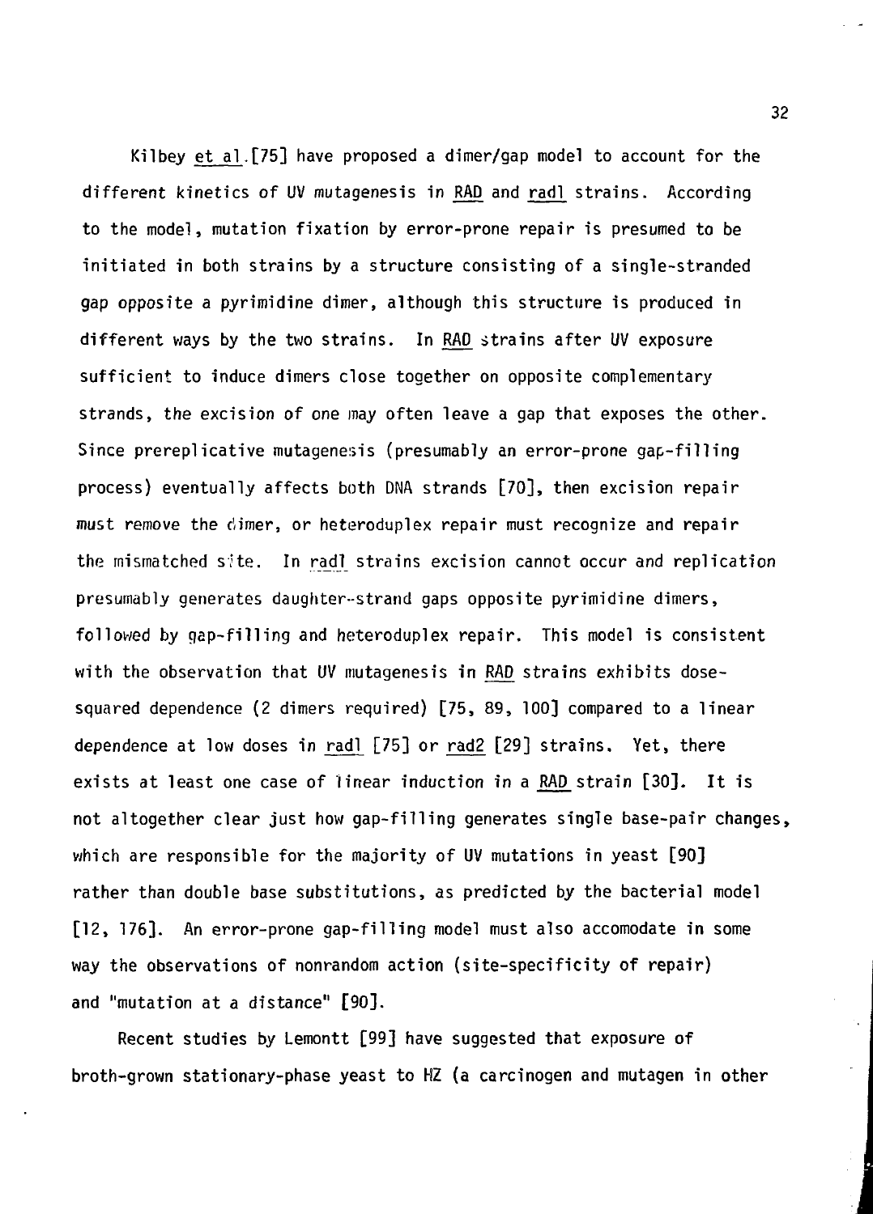Kilbey *et al.*[75] have proposed a dimer/gap model to account for the different kinetics of UV mutagenesis in *RAD* and *rad1* strains. According to the model, mutation fixation by error-prone repair is presumed to be initiated in both strains by a structure consisting of a single-stranded gap opposite a pyrimidine dimer, although this structure is produced in different ways by the two strains. In *RAD* strains after UV exposure sufficient to induce dimers close together on opposite complementary strands, the excision of one may often leave a gap that exposes the other. Since prereplicative mutagenesis (presumably an error-prone gap-filling process) eventually affects both DNA strands [70], then excision repair must remove the dimer, or heteroduplex repair must recognize and repair the mismatched site. In *rad1* strains excision cannot occur and replication presumably generates daughter-strand gaps opposite pyrimidine dimers, followed by gap-filling and heteroduplex repair. This model is consistent with the observation that UV mutagenesis in *RAD* strains exhibits dose-squared dependence (2 dimers required) [75, 89, 100] compared to a linear dependence at low doses in *rad1* [75] or *rad2* [29] strains. Yet, there exists at least one case of linear induction in a *RAD* strain [30]. It is not altogether clear just how gap-filling generates single base-pair changes, which are responsible for the majority of UV mutations in yeast [90] rather than double base substitutions, as predicted by the bacterial model [12, 176]. An error-prone gap-filling model must also accomodate in some way the observations of nonrandom action (site-specificity of repair) and "mutation at a distance" [90].

Recent studies by Lemontt [99] have suggested that exposure of broth-grown stationary-phase yeast to HZ (a carcinogen and mutagen in other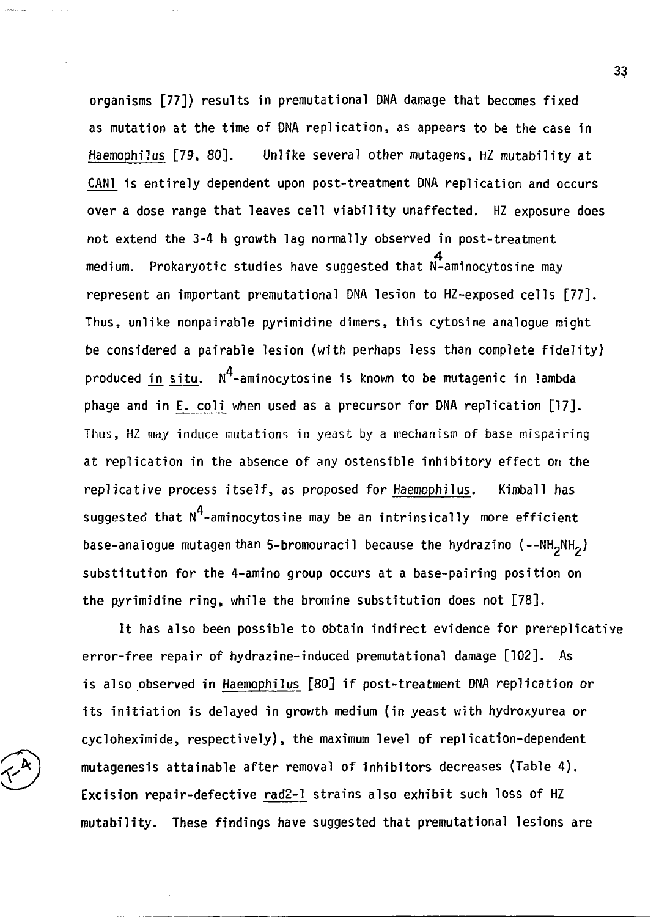organisms [77]) results in premutational DNA damage that becomes fixed as mutation at the time of DNA replication, as appears to be the case in Haemophilus [79, 80]. Unlike several other mutagens, HZ mutability at CAN1 is entirely dependent upon post-treatment DNA replication and occurs over a dose range that leaves cell viability unaffected. HZ exposure does not extend the 3-4 h growth lag normally observed in post-treatment medium. Prokaryotic studies have suggested that $N^4$-aminocytosine may represent an important premutational DNA lesion to HZ-exposed cells [77]. Thus, unlike nonpairable pyrimidine dimers, this cytosine analogue might be considered a pairable lesion (with perhaps less than complete fidelity) produced *in situ*. $N^4$-aminocytosine is known to be mutagenic in lambda phage and in *E. coli* when used as a precursor for DNA replication [17]. Thus, HZ may induce mutations in yeast by a mechanism of base mispairing at replication in the absence of any ostensible inhibitory effect on the replicative process itself, as proposed for Haemophilus. Kimball has suggested that $N^4$-aminocytosine may be an intrinsically more efficient base-analogue mutagen than 5-bromouracil because the hydrazino ($--NH_2NH_2$) substitution for the 4-amino group occurs at a base-pairing position on the pyrimidine ring, while the bromine substitution does not [78].

It has also been possible to obtain indirect evidence for prereplicative error-free repair of hydrazine-induced premutational damage [102]. As is also observed in Haemophilus [80] if post-treatment DNA replication or its initiation is delayed in growth medium (in yeast with hydroxyurea or cycloheximide, respectively), the maximum level of replication-dependent mutagenesis attainable after removal of inhibitors decreases (Table 4). Excision repair-defective rad2-1 strains also exhibit such loss of HZ mutability. These findings have suggested that premutational lesions are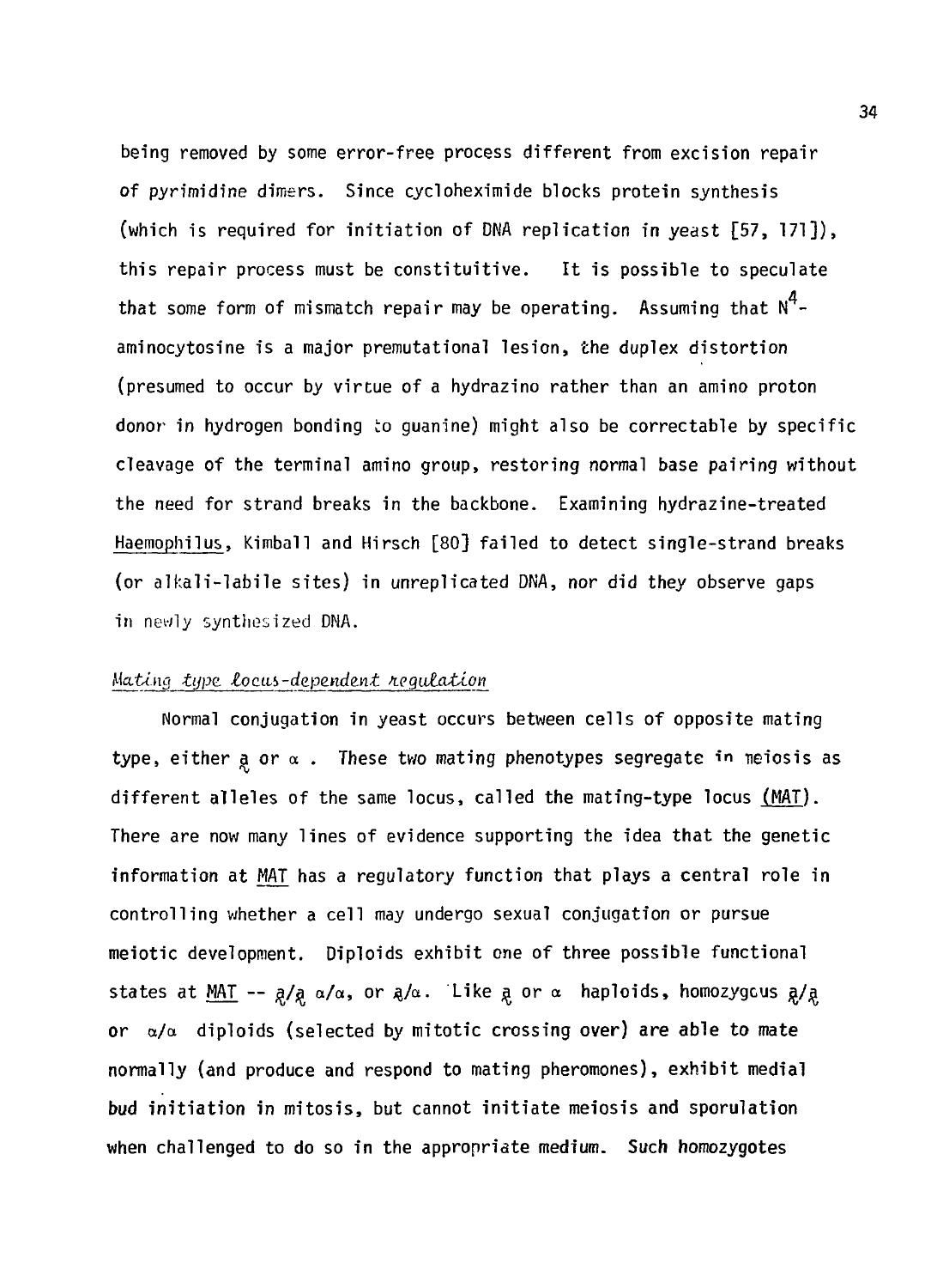being removed by some error-free process different from excision repair of pyrimidine dimers. Since cycloheximide blocks protein synthesis (which is required for initiation of DNA replication in yeast [57, 171]), this repair process must be constituitive. It is possible to speculate that some form of mismatch repair may be operating. Assuming that $N^4$-aminocytosine is a major premutational lesion, the duplex distortion (presumed to occur by virtue of a hydrazino rather than an amino proton donor in hydrogen bonding to guanine) might also be correctable by specific cleavage of the terminal amino group, restoring normal base pairing without the need for strand breaks in the backbone. Examining hydrazine-treated Haemophilus, Kimball and Hirsch [80] failed to detect single-strand breaks (or alkali-labile sites) in unreplicated DNA, nor did they observe gaps in newly synthesized DNA.

*Mating type locus-dependent regulation*

Normal conjugation in yeast occurs between cells of opposite mating type, either a or α. These two mating phenotypes segregate in meiosis as different alleles of the same locus, called the mating-type locus (MAT). There are now many lines of evidence supporting the idea that the genetic information at MAT has a regulatory function that plays a central role in controlling whether a cell may undergo sexual conjugation or pursue meiotic development. Diploids exhibit one of three possible functional states at MAT -- a/a α/α, or a/α. Like a or α haploids, homozygous a/a or α/α diploids (selected by mitotic crossing over) are able to mate normally (and produce and respond to mating pheromones), exhibit medial bud initiation in mitosis, but cannot initiate meiosis and sporulation when challenged to do so in the appropriate medium. Such homozygotes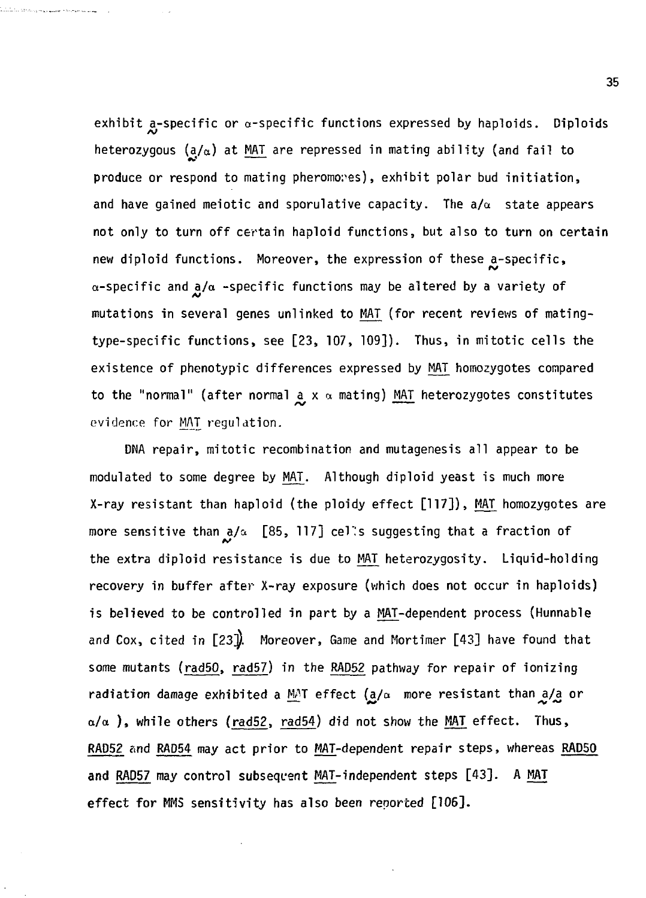exhibit a-specific or α-specific functions expressed by haploids. Diploids heterozygous (a/α) at MAT are repressed in mating ability (and fail to produce or respond to mating pheromones), exhibit polar bud initiation, and have gained meiotic and sporulative capacity. The a/α state appears not only to turn off certain haploid functions, but also to turn on certain new diploid functions. Moreover, the expression of these a-specific, α-specific and a/α -specific functions may be altered by a variety of mutations in several genes unlinked to MAT (for recent reviews of mating-type-specific functions, see [23, 107, 109]). Thus, in mitotic cells the existence of phenotypic differences expressed by MAT homozygotes compared to the "normal" (after normal a x α mating) MAT heterozygotes constitutes evidence for MAT regulation.

DNA repair, mitotic recombination and mutagenesis all appear to be modulated to some degree by MAT. Although diploid yeast is much more X-ray resistant than haploid (the ploidy effect [117]), MAT homozygotes are more sensitive than a/α [85, 117] cells suggesting that a fraction of the extra diploid resistance is due to MAT heterozygosity. Liquid-holding recovery in buffer after X-ray exposure (which does not occur in haploids) is believed to be controlled in part by a MAT-dependent process (Hunnable and Cox, cited in [23]). Moreover, Game and Mortimer [43] have found that some mutants (rad50, rad57) in the RAD52 pathway for repair of ionizing radiation damage exhibited a MAT effect (a/α more resistant than a/a or α/α ), while others (rad52, rad54) did not show the MAT effect. Thus, RAD52 and RAD54 may act prior to MAT-dependent repair steps, whereas RAD50 and RAD57 may control subsequent MAT-independent steps [43]. A MAT effect for MMS sensitivity has also been reported [106].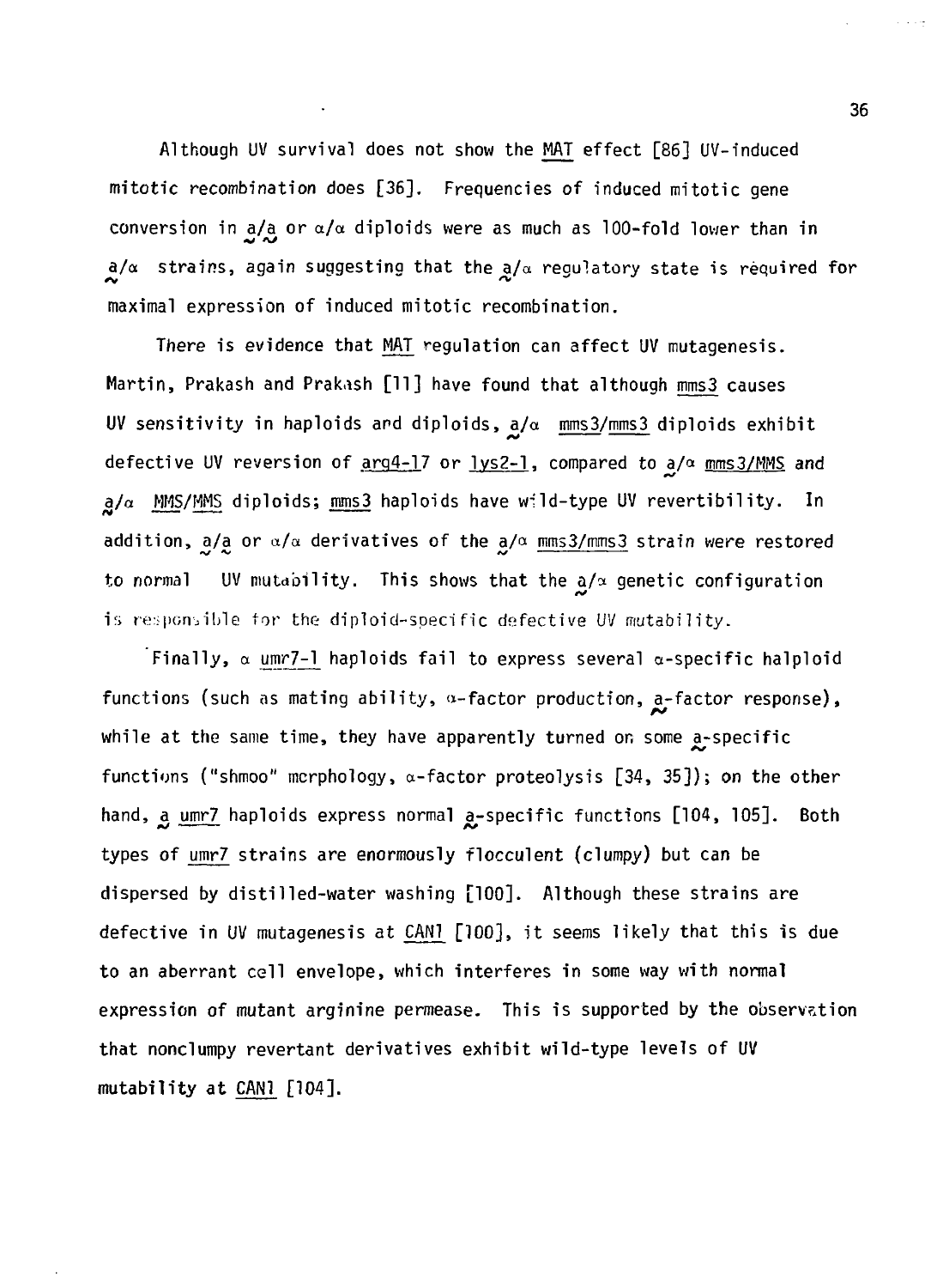Although UV survival does not show the MAT effect [86] UV-induced mitotic recombination does [36]. Frequencies of induced mitotic gene conversion in a/a or α/α diploids were as much as 100-fold lower than in a/α strains, again suggesting that the a/α regulatory state is required for maximal expression of induced mitotic recombination.

There is evidence that MAT regulation can affect UV mutagenesis. Martin, Prakash and Prakash [11] have found that although mms3 causes UV sensitivity in haploids and diploids, a/α mms3/mms3 diploids exhibit defective UV reversion of arg4-17 or lys2-1, compared to a/α mms3/MMS and a/α MMS/MMS diploids; mms3 haploids have wild-type UV revertibility. In addition, a/a or α/α derivatives of the a/α mms3/mms3 strain were restored to normal UV mutability. This shows that the a/α genetic configuration is responsible for the diploid-specific defective UV mutability.

Finally, α umr7-1 haploids fail to express several α-specific halploid functions (such as mating ability, α-factor production, a-factor response), while at the same time, they have apparently turned on some a-specific functions ("shmoo" morphology, α-factor proteolysis [34, 35]); on the other hand, a umr7 haploids express normal a-specific functions [104, 105]. Both types of umr7 strains are enormously flocculent (clumpy) but can be dispersed by distilled-water washing [100]. Although these strains are defective in UV mutagenesis at CAN1 [100], it seems likely that this is due to an aberrant cell envelope, which interferes in some way with normal expression of mutant arginine permease. This is supported by the observation that nonclumpy revertant derivatives exhibit wild-type levels of UV mutability at CAN1 [104].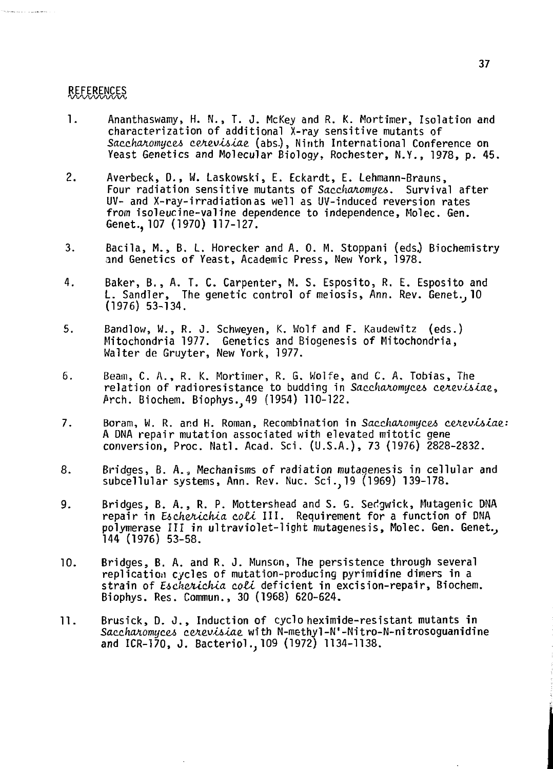## REFERENCES

1. Ananthaswamy, H. N., T. J. McKey and R. K. Mortimer, Isolation and characterization of additional X-ray sensitive mutants of *Saccharomyces cerevisiae* (abs.), Ninth International Conference on Yeast Genetics and Molecular Biology, Rochester, N.Y., 1978, p. 45.

2. Averbeck, D., W. Laskowski, E. Eckardt, E. Lehmann-Brauns, Four radiation sensitive mutants of *Saccharomyes*. Survival after UV- and X-ray-irradiationas well as UV-induced reversion rates from isoleucine-valine dependence to independence, Molec. Gen. Genet., 107 (1970) 117-127.

3. Bacila, M., B. L. Horecker and A. O. M. Stoppani (eds.) Biochemistry and Genetics of Yeast, Academic Press, New York, 1978.

4. Baker, B., A. T. C. Carpenter, M. S. Esposito, R. E. Esposito and L. Sandler, The genetic control of meiosis, Ann. Rev. Genet., 10 (1976) 53-134.

5. Bandlow, W., R. J. Schweyen, K. Wolf and F. Kaudewitz (eds.) Mitochondria 1977. Genetics and Biogenesis of Mitochondria, Walter de Gruyter, New York, 1977.

6. Beam, C. A., R. K. Mortimer, R. G. Wolfe, and C. A. Tobias, The relation of radioresistance to budding in *Saccharomyces cerevisiae*, Arch. Biochem. Biophys., 49 (1954) 110-122.

7. Boram, W. R. and H. Roman, Recombination in *Saccharomyces cerevisiae*: A DNA repair mutation associated with elevated mitotic gene conversion, Proc. Natl. Acad. Sci. (U.S.A.), 73 (1976) 2828-2832.

8. Bridges, B. A., Mechanisms of radiation mutagenesis in cellular and subcellular systems, Ann. Rev. Nuc. Sci., 19 (1969) 139-178.

9. Bridges, B. A., R. P. Mottershead and S. G. Sedgwick, Mutagenic DNA repair in *Escherichia coli* III. Requirement for a function of DNA polymerase III in ultraviolet-light mutagenesis, Molec. Gen. Genet., 144 (1976) 53-58.

10. Bridges, B. A. and R. J. Munson, The persistence through several replication cycles of mutation-producing pyrimidine dimers in a strain of *Escherichia coli* deficient in excision-repair, Biochem. Biophys. Res. Commun., 30 (1968) 620-624.

11. Brusick, D. J., Induction of cyclo heximide-resistant mutants in *Saccharomyces cerevisiae* with N-methyl-N'-Nitro-N-nitrosoguanidine and ICR-170, J. Bacteriol., 109 (1972) 1134-1138.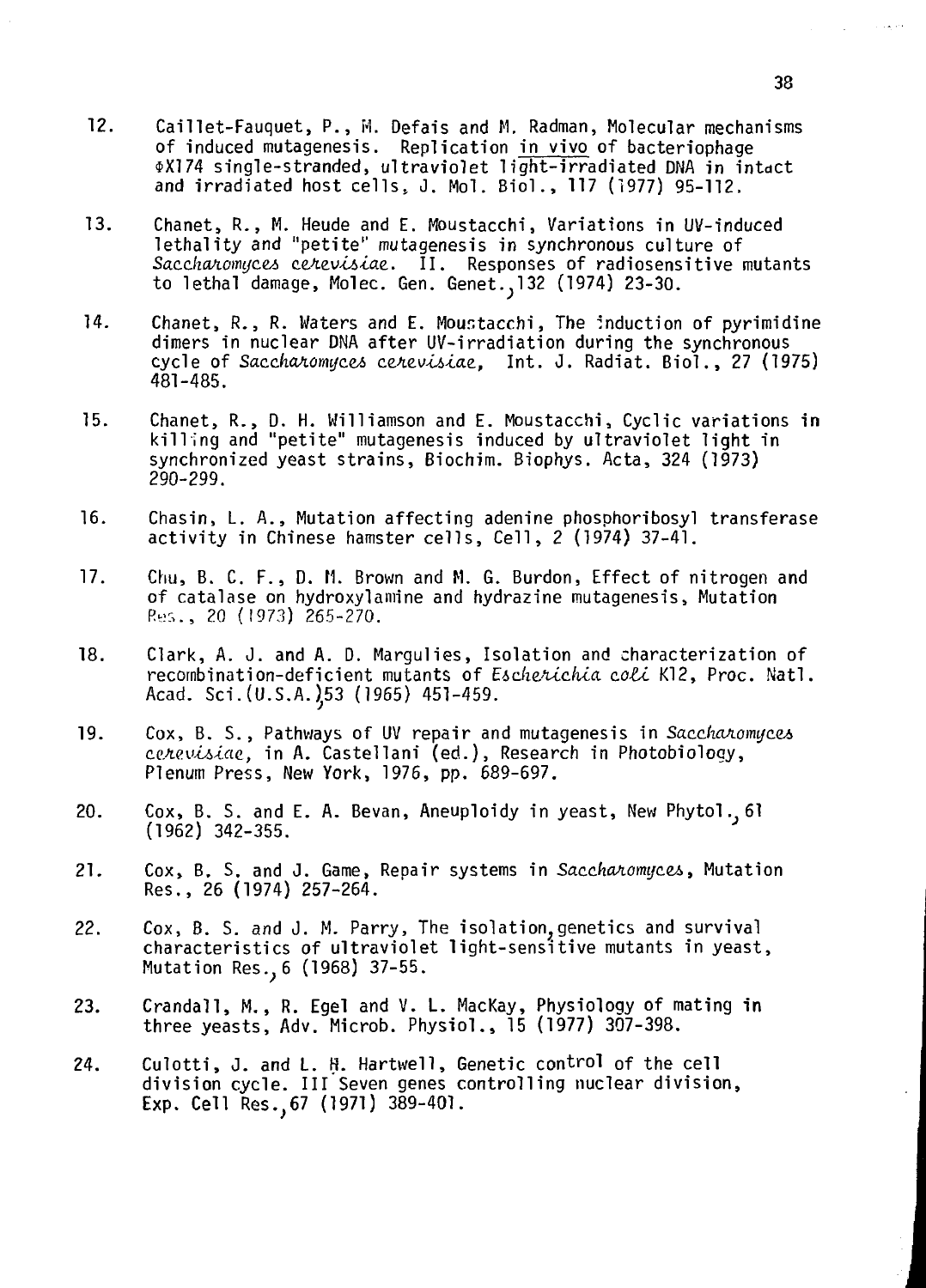12. Caillet-Fauquet, P., M. Defais and M. Radman, Molecular mechanisms of induced mutagenesis. Replication in vivo of bacteriophage ΦX174 single-stranded, ultraviolet light-irradiated DNA in intact and irradiated host cells, J. Mol. Biol., 117 (1977) 95-112.

13. Chanet, R., M. Heude and E. Moustacchi, Variations in UV-induced lethality and "petite" mutagenesis in synchronous culture of *Saccharomyces cerevisiae*. II. Responses of radiosensitive mutants to lethal damage, Molec. Gen. Genet., 132 (1974) 23-30.

14. Chanet, R., R. Waters and E. Moustacchi, The induction of pyrimidine dimers in nuclear DNA after UV-irradiation during the synchronous cycle of *Saccharomyces cerevisiae*, Int. J. Radiat. Biol., 27 (1975) 481-485.

15. Chanet, R., D. H. Williamson and E. Moustacchi, Cyclic variations in killing and "petite" mutagenesis induced by ultraviolet light in synchronized yeast strains, Biochim. Biophys. Acta, 324 (1973) 290-299.

16. Chasin, L. A., Mutation affecting adenine phosphoribosyl transferase activity in Chinese hamster cells, Cell, 2 (1974) 37-41.

17. Chu, B. C. F., D. M. Brown and M. G. Burdon, Effect of nitrogen and of catalase on hydroxylamine and hydrazine mutagenesis, Mutation Res., 20 (1973) 265-270.

18. Clark, A. J. and A. D. Margulies, Isolation and characterization of recombination-deficient mutants of *Escherichia coli* K12, Proc. Natl. Acad. Sci.(U.S.A.), 53 (1965) 451-459.

19. Cox, B. S., Pathways of UV repair and mutagenesis in *Saccharomyces cerevisiae*, in A. Castellani (ed.), Research in Photobiology, Plenum Press, New York, 1976, pp. 689-697.

20. Cox, B. S. and E. A. Bevan, Aneuploidy in yeast, New Phytol., 61 (1962) 342-355.

21. Cox, B. S. and J. Game, Repair systems in *Saccharomyces*, Mutation Res., 26 (1974) 257-264.

22. Cox, B. S. and J. M. Parry, The isolation, genetics and survival characteristics of ultraviolet light-sensitive mutants in yeast, Mutation Res., 6 (1968) 37-55.

23. Crandall, M., R. Egel and V. L. MacKay, Physiology of mating in three yeasts, Adv. Microb. Physiol., 15 (1977) 307-398.

24. Culotti, J. and L. H. Hartwell, Genetic control of the cell division cycle. III Seven genes controlling nuclear division, Exp. Cell Res., 67 (1971) 389-401.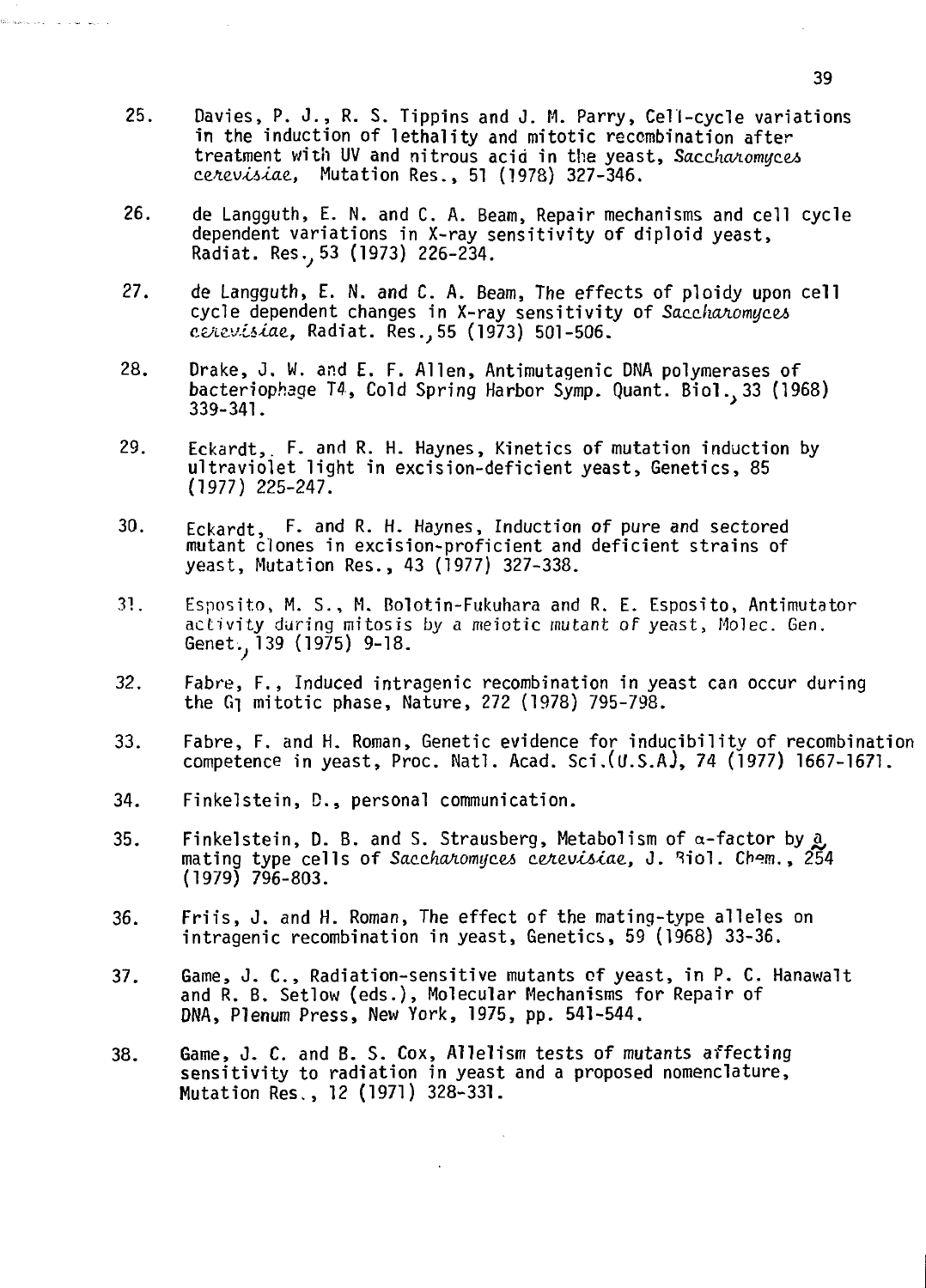25. Davies, P. J., R. S. Tippins and J. M. Parry, Cell-cycle variations in the induction of lethality and mitotic recombination after treatment with UV and nitrous acid in the yeast, *Saccharomyces cerevisiae*, Mutation Res., 51 (1978) 327-346.

26. de Langguth, E. N. and C. A. Beam, Repair mechanisms and cell cycle dependent variations in X-ray sensitivity of diploid yeast, Radiat. Res., 53 (1973) 226-234.

27. de Langguth, E. N. and C. A. Beam, The effects of ploidy upon cell cycle dependent changes in X-ray sensitivity of *Saccharomyces cerevisiae*, Radiat. Res., 55 (1973) 501-506.

28. Drake, J. W. and E. F. Allen, Antimutagenic DNA polymerases of bacteriophage T4, Cold Spring Harbor Symp. Quant. Biol., 33 (1968) 339-341.

29. Eckardt, F. and R. H. Haynes, Kinetics of mutation induction by ultraviolet light in excision-deficient yeast, Genetics, 85 (1977) 225-247.

30. Eckardt, F. and R. H. Haynes, Induction of pure and sectored mutant clones in excision-proficient and deficient strains of yeast, Mutation Res., 43 (1977) 327-338.

31. Esposito, M. S., M. Bolotin-Fukuhara and R. E. Esposito, Antimutator activity during mitosis by a meiotic mutant of yeast, Molec. Gen. Genet., 139 (1975) 9-18.

32. Fabre, F., Induced intragenic recombination in yeast can occur during the G1 mitotic phase, Nature, 272 (1978) 795-798.

33. Fabre, F. and H. Roman, Genetic evidence for inducibility of recombination competence in yeast, Proc. Natl. Acad. Sci.(U.S.A), 74 (1977) 1667-1671.

34. Finkelstein, D., personal communication.

35. Finkelstein, D. B. and S. Strausberg, Metabolism of α-factor by **a** mating type cells of *Saccharomyces cerevisiae*, J. Biol. Chem., 254 (1979) 796-803.

36. Friis, J. and H. Roman, The effect of the mating-type alleles on intragenic recombination in yeast, Genetics, 59 (1968) 33-36.

37. Game, J. C., Radiation-sensitive mutants of yeast, in P. C. Hanawalt and R. B. Setlow (eds.), Molecular Mechanisms for Repair of DNA, Plenum Press, New York, 1975, pp. 541-544.

38. Game, J. C. and B. S. Cox, Allelism tests of mutants affecting sensitivity to radiation in yeast and a proposed nomenclature, Mutation Res., 12 (1971) 328-331.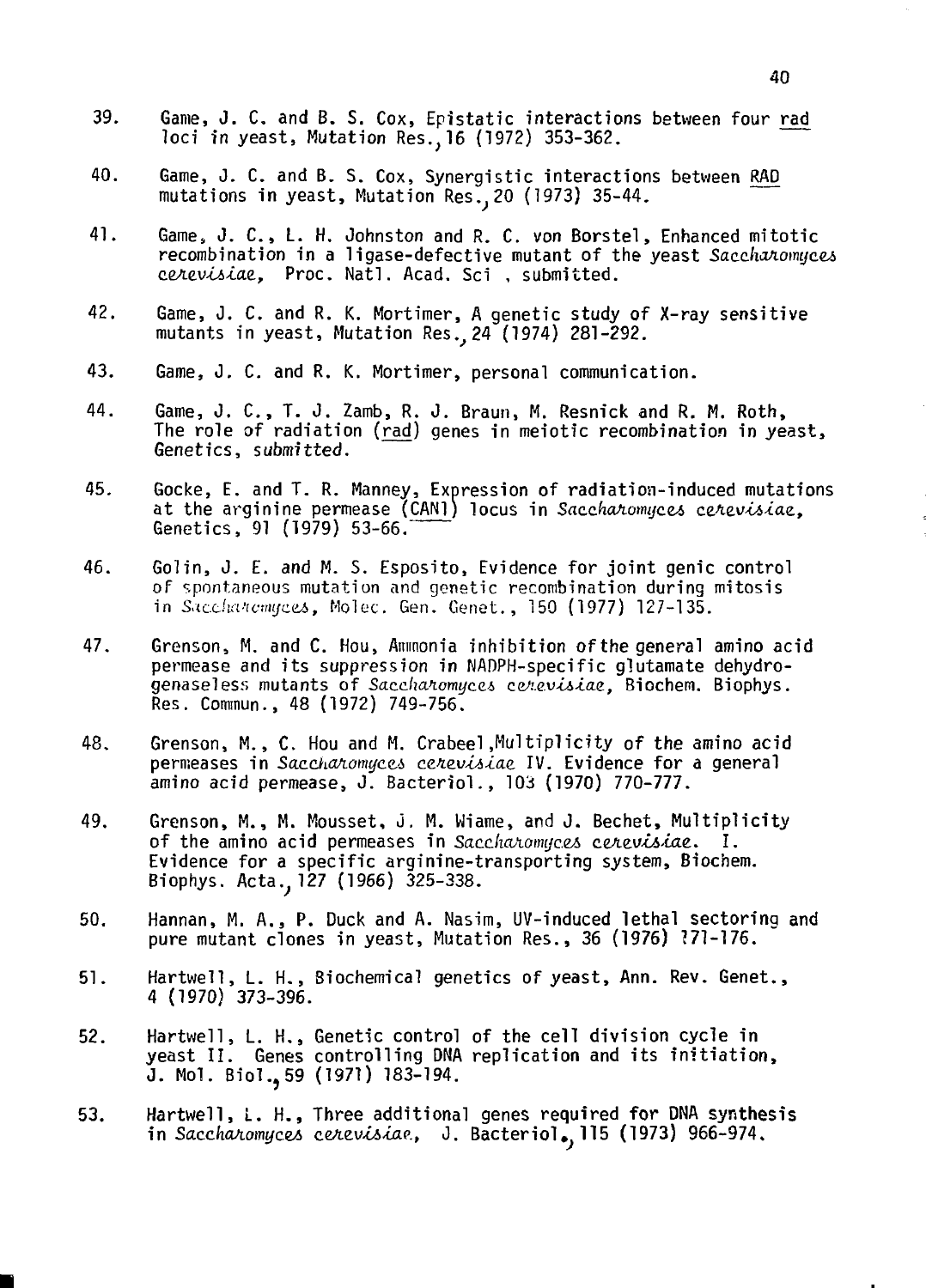39. Game, J. C. and B. S. Cox, Epistatic interactions between four rad loci in yeast, Mutation Res., 16 (1972) 353-362.

40. Game, J. C. and B. S. Cox, Synergistic interactions between RAD mutations in yeast, Mutation Res., 20 (1973) 35-44.

41. Game, J. C., L. H. Johnston and R. C. von Borstel, Enhanced mitotic recombination in a ligase-defective mutant of the yeast *Saccharomyces cerevisiae*, Proc. Natl. Acad. Sci , submitted.

42. Game, J. C. and R. K. Mortimer, A genetic study of X-ray sensitive mutants in yeast, Mutation Res., 24 (1974) 281-292.

43. Game, J. C. and R. K. Mortimer, personal communication.

44. Game, J. C., T. J. Zamb, R. J. Braun, M. Resnick and R. M. Roth, The role of radiation (rad) genes in meiotic recombination in yeast, Genetics, *submitted*.

45. Gocke, E. and T. R. Manney, Expression of radiation-induced mutations at the arginine permease (CAN1) locus in *Saccharomyces cerevisiae*, Genetics, 91 (1979) 53-66.

46. Golin, J. E. and M. S. Esposito, Evidence for joint genic control of spontaneous mutation and genetic recombination during mitosis in *Saccharomyces*, Molec. Gen. Genet., 150 (1977) 127-135.

47. Grenson, M. and C. Hou, Ammonia inhibition of the general amino acid permease and its suppression in NADPH-specific glutamate dehydrogenaseless mutants of *Saccharomyces cerevisiae*, Biochem. Biophys. Res. Commun., 48 (1972) 749-756.

48. Grenson, M., C. Hou and M. Crabeel, Multiplicity of the amino acid permeases in *Saccharomyces cerevisiae* IV. Evidence for a general amino acid permease, J. Bacteriol., 103 (1970) 770-777.

49. Grenson, M., M. Mousset, J. M. Wiame, and J. Bechet, Multiplicity of the amino acid permeases in *Saccharomyces cerevisiae*. I. Evidence for a specific arginine-transporting system, Biochem. Biophys. Acta., 127 (1966) 325-338.

50. Hannan, M. A., P. Duck and A. Nasim, UV-induced lethal sectoring and pure mutant clones in yeast, Mutation Res., 36 (1976) 171-176.

51. Hartwell, L. H., Biochemical genetics of yeast, Ann. Rev. Genet., 4 (1970) 373-396.

52. Hartwell, L. H., Genetic control of the cell division cycle in yeast II. Genes controlling DNA replication and its initiation, J. Mol. Biol., 59 (1971) 183-194.

53. Hartwell, L. H., Three additional genes required for DNA synthesis in *Saccharomyces cerevisiae*, J. Bacteriol., 115 (1973) 966-974.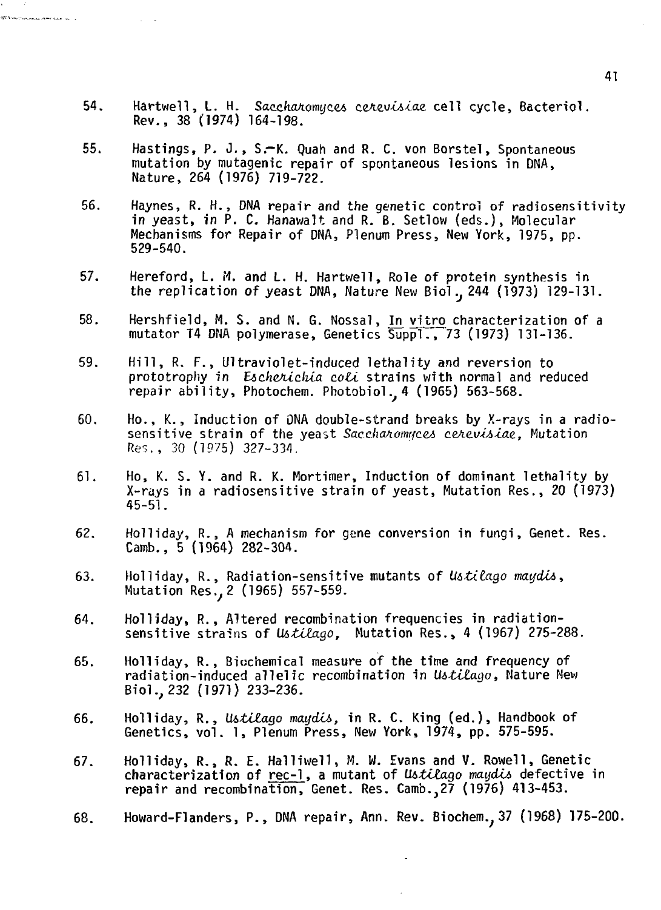54. Hartwell, L. H. *Saccharomyces cerevisiae* cell cycle, Bacteriol. Rev., 38 (1974) 164-198.

55. Hastings, P. J., S.-K. Quah and R. C. von Borstel, Spontaneous mutation by mutagenic repair of spontaneous lesions in DNA, Nature, 264 (1976) 719-722.

56. Haynes, R. H., DNA repair and the genetic control of radiosensitivity in yeast, in P. C. Hanawalt and R. B. Setlow (eds.), Molecular Mechanisms for Repair of DNA, Plenum Press, New York, 1975, pp. 529-540.

57. Hereford, L. M. and L. H. Hartwell, Role of protein synthesis in the replication of yeast DNA, Nature New Biol., 244 (1973) 129-131.

58. Hershfield, M. S. and N. G. Nossal, In vitro characterization of a mutator T4 DNA polymerase, Genetics Suppl., 73 (1973) 131-136.

59. Hill, R. F., Ultraviolet-induced lethality and reversion to prototrophy in *Escherichia coli* strains with normal and reduced repair ability, Photochem. Photobiol., 4 (1965) 563-568.

60. Ho., K., Induction of DNA double-strand breaks by X-rays in a radiosensitive strain of the yeast *Saccharomyces cerevisiae*, Mutation Res., 30 (1975) 327-334.

61. Ho, K. S. Y. and R. K. Mortimer, Induction of dominant lethality by X-rays in a radiosensitive strain of yeast, Mutation Res., 20 (1973) 45-51.

62. Holliday, R., A mechanism for gene conversion in fungi, Genet. Res. Camb., 5 (1964) 282-304.

63. Holliday, R., Radiation-sensitive mutants of *Ustilago maydis*, Mutation Res., 2 (1965) 557-559.

64. Holliday, R., Altered recombination frequencies in radiation-sensitive strains of *Ustilago*, Mutation Res., 4 (1967) 275-288.

65. Holliday, R., Biochemical measure of the time and frequency of radiation-induced allelic recombination in *Ustilago*, Nature New Biol., 232 (1971) 233-236.

66. Holliday, R., *Ustilago maydis*, in R. C. King (ed.), Handbook of Genetics, vol. 1, Plenum Press, New York, 1974, pp. 575-595.

67. Holliday, R., R. E. Halliwell, M. W. Evans and V. Rowell, Genetic characterization of rec-1, a mutant of *Ustilago maydis* defective in repair and recombination, Genet. Res. Camb., 27 (1976) 413-453.

68. Howard-Flanders, P., DNA repair, Ann. Rev. Biochem., 37 (1968) 175-200.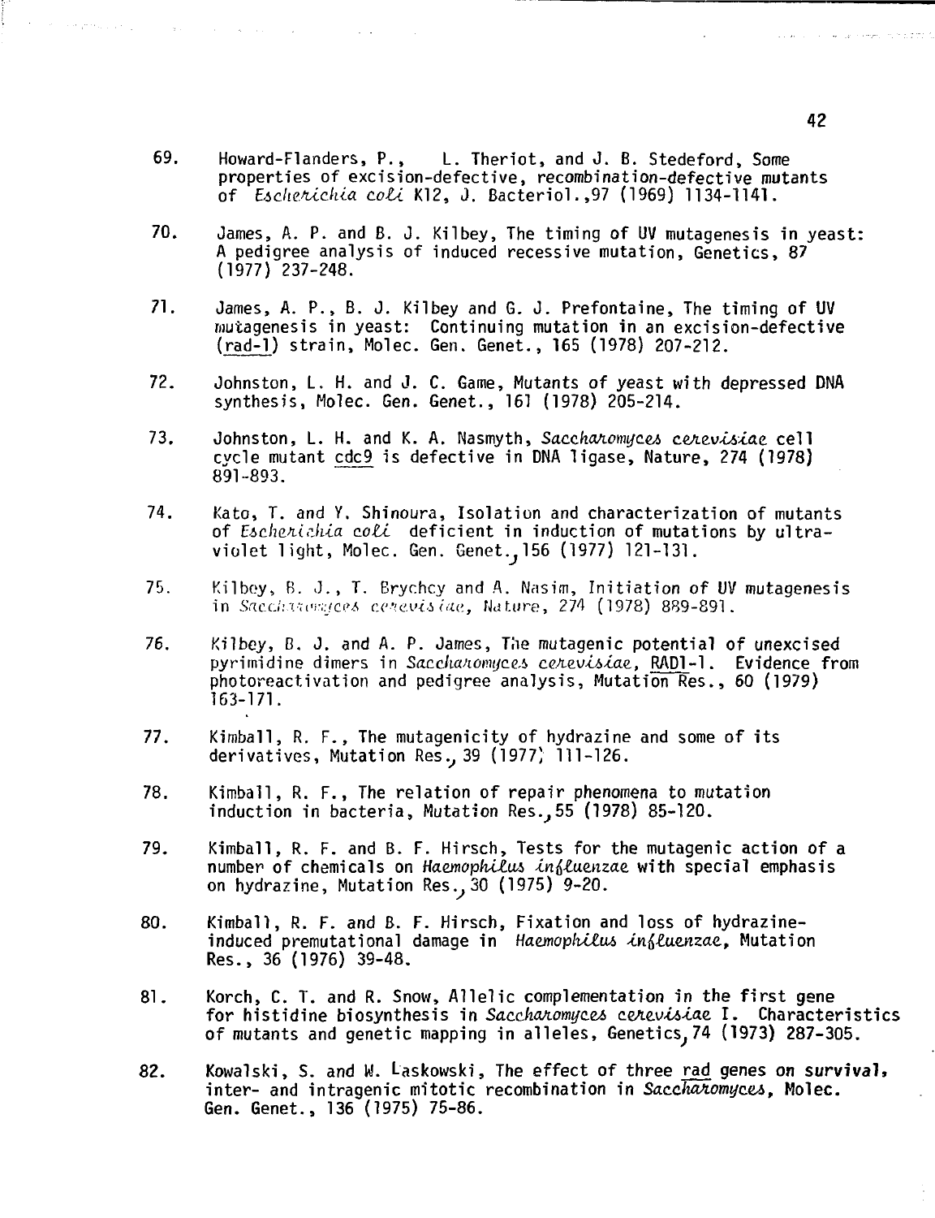69. Howard-Flanders, P., L. Theriot, and J. B. Stedeford, Some properties of excision-defective, recombination-defective mutants of *Escherichia coli* K12, J. Bacteriol.,97 (1969) 1134-1141.

70. James, A. P. and B. J. Kilbey, The timing of UV mutagenesis in yeast: A pedigree analysis of induced recessive mutation, Genetics, 87 (1977) 237-248.

71. James, A. P., B. J. Kilbey and G. J. Prefontaine, The timing of UV mutagenesis in yeast: Continuing mutation in an excision-defective (rad-1) strain, Molec. Gen. Genet., 165 (1978) 207-212.

72. Johnston, L. H. and J. C. Game, Mutants of yeast with depressed DNA synthesis, Molec. Gen. Genet., 161 (1978) 205-214.

73. Johnston, L. H. and K. A. Nasmyth, *Saccharomyces cerevisiae* cell cycle mutant cdc9 is defective in DNA ligase, Nature, 274 (1978) 891-893.

74. Kato, T. and Y. Shinoura, Isolation and characterization of mutants of *Escherichia coli* deficient in induction of mutations by ultraviolet light, Molec. Gen. Genet., 156 (1977) 121-131.

75. Kilbey, B. J., T. Brychcy and A. Nasim, Initiation of UV mutagenesis in *Saccharomyces cerevisiae*, Nature, 274 (1978) 889-891.

76. Kilbey, B. J. and A. P. James, The mutagenic potential of unexcised pyrimidine dimers in *Saccharomyces cerevisiae*, RAD1-1. Evidence from photoreactivation and pedigree analysis, Mutation Res., 60 (1979) 163-171.

77. Kimball, R. F., The mutagenicity of hydrazine and some of its derivatives, Mutation Res., 39 (1977) 111-126.

78. Kimball, R. F., The relation of repair phenomena to mutation induction in bacteria, Mutation Res., 55 (1978) 85-120.

79. Kimball, R. F. and B. F. Hirsch, Tests for the mutagenic action of a number of chemicals on *Haemophilus influenzae* with special emphasis on hydrazine, Mutation Res., 30 (1975) 9-20.

80. Kimball, R. F. and B. F. Hirsch, Fixation and loss of hydrazine-induced premutational damage in *Haemophilus influenzae*, Mutation Res., 36 (1976) 39-48.

81. Korch, C. T. and R. Snow, Allelic complementation in the first gene for histidine biosynthesis in *Saccharomyces cerevisiae* I. Characteristics of mutants and genetic mapping in alleles, Genetics, 74 (1973) 287-305.

82. Kowalski, S. and W. Laskowski, The effect of three rad genes on survival, inter- and intragenic mitotic recombination in *Saccharomyces*, Molec. Gen. Genet., 136 (1975) 75-86.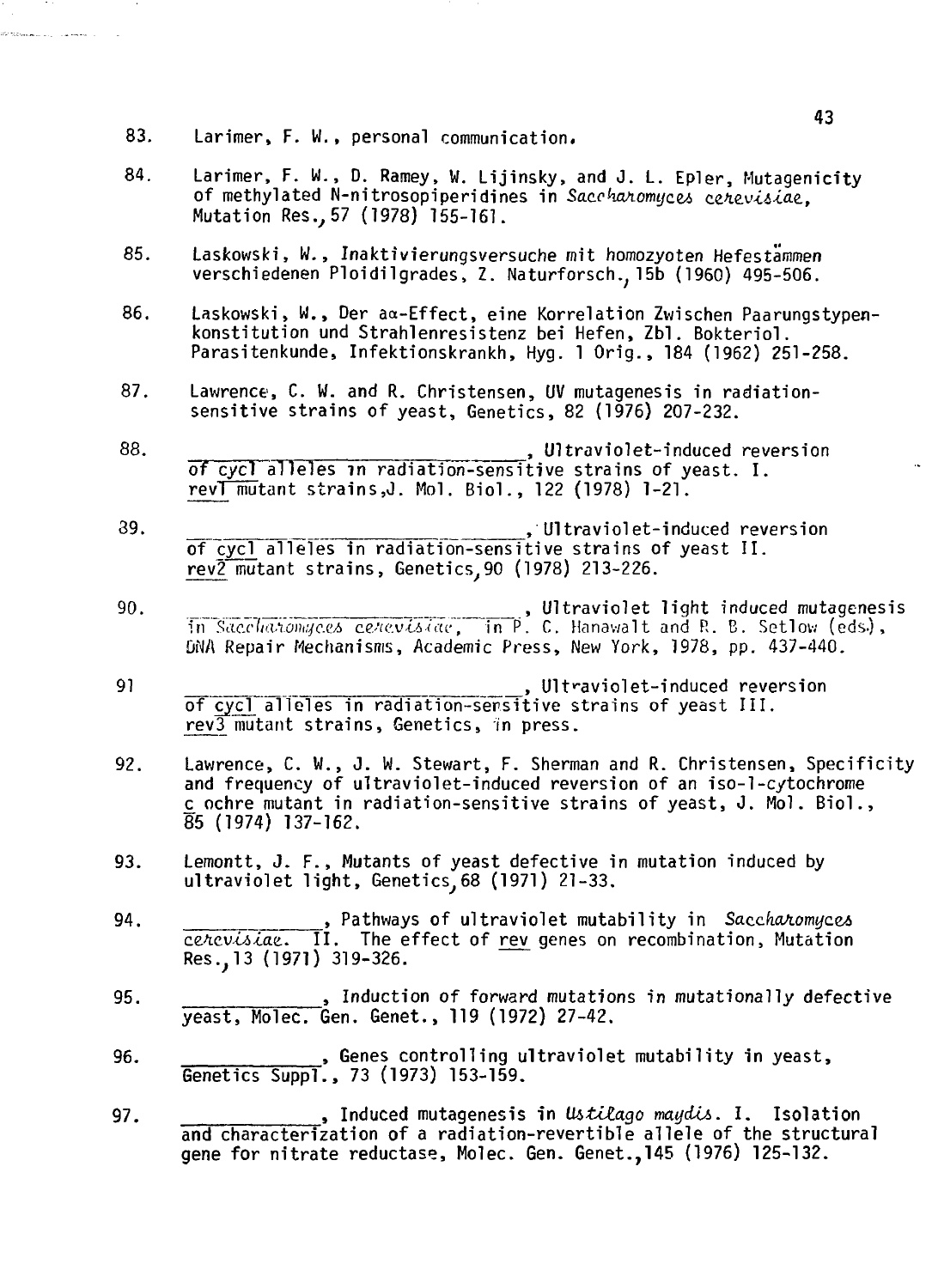83. Larimer, F. W., personal communication.

84. Larimer, F. W., D. Ramey, W. Lijinsky, and J. L. Epler, Mutagenicity of methylated N-nitrosopiperidines in *Saccharomyces cerevisiae*, Mutation Res., 57 (1978) 155-161.

85. Laskowski, W., Inaktivierungsversuche mit homozyoten Hefestämmen verschiedenen Ploidilgrades, Z. Naturforsch., 15b (1960) 495-506.

86. Laskowski, W., Der aα-Effect, eine Korrelation Zwischen Paarungstypenkonstitution und Strahlenresistenz bei Hefen, Zbl. Bokteriol. Parasitenkunde, Infektionskrankh, Hyg. 1 Orig., 184 (1962) 251-258.

87. Lawrence, C. W. and R. Christensen, UV mutagenesis in radiation-sensitive strains of yeast, Genetics, 82 (1976) 207-232.

88. ______________________________, Ultraviolet-induced reversion of cycl alleles in radiation-sensitive strains of yeast. I. revl mutant strains, J. Mol. Biol., 122 (1978) 1-21.

89. ______________________________, Ultraviolet-induced reversion of cycl alleles in radiation-sensitive strains of yeast II. rev2 mutant strains, Genetics, 90 (1978) 213-226.

90. ______________________________, Ultraviolet light induced mutagenesis in *Saccharomyces cerevisiae*, in P. C. Hanawalt and R. B. Setlow (eds.), DNA Repair Mechanisms, Academic Press, New York, 1978, pp. 437-440.

91 ______________________________, Ultraviolet-induced reversion of cycl alleles in radiation-sensitive strains of yeast III. rev3 mutant strains, Genetics, in press.

92. Lawrence, C. W., J. W. Stewart, F. Sherman and R. Christensen, Specificity and frequency of ultraviolet-induced reversion of an iso-1-cytochrome c ochre mutant in radiation-sensitive strains of yeast, J. Mol. Biol., 85 (1974) 137-162.

93. Lemontt, J. F., Mutants of yeast defective in mutation induced by ultraviolet light, Genetics, 68 (1971) 21-33.

94. ____________, Pathways of ultraviolet mutability in *Saccharomyces cerevisiae*. II. The effect of rev genes on recombination, Mutation Res., 13 (1971) 319-326.

95. ____________, Induction of forward mutations in mutationally defective yeast, Molec. Gen. Genet., 119 (1972) 27-42.

96. ____________, Genes controlling ultraviolet mutability in yeast, Genetics Suppl., 73 (1973) 153-159.

97. ____________, Induced mutagenesis in *Ustilago maydis*. I. Isolation and characterization of a radiation-revertible allele of the structural gene for nitrate reductase, Molec. Gen. Genet., 145 (1976) 125-132.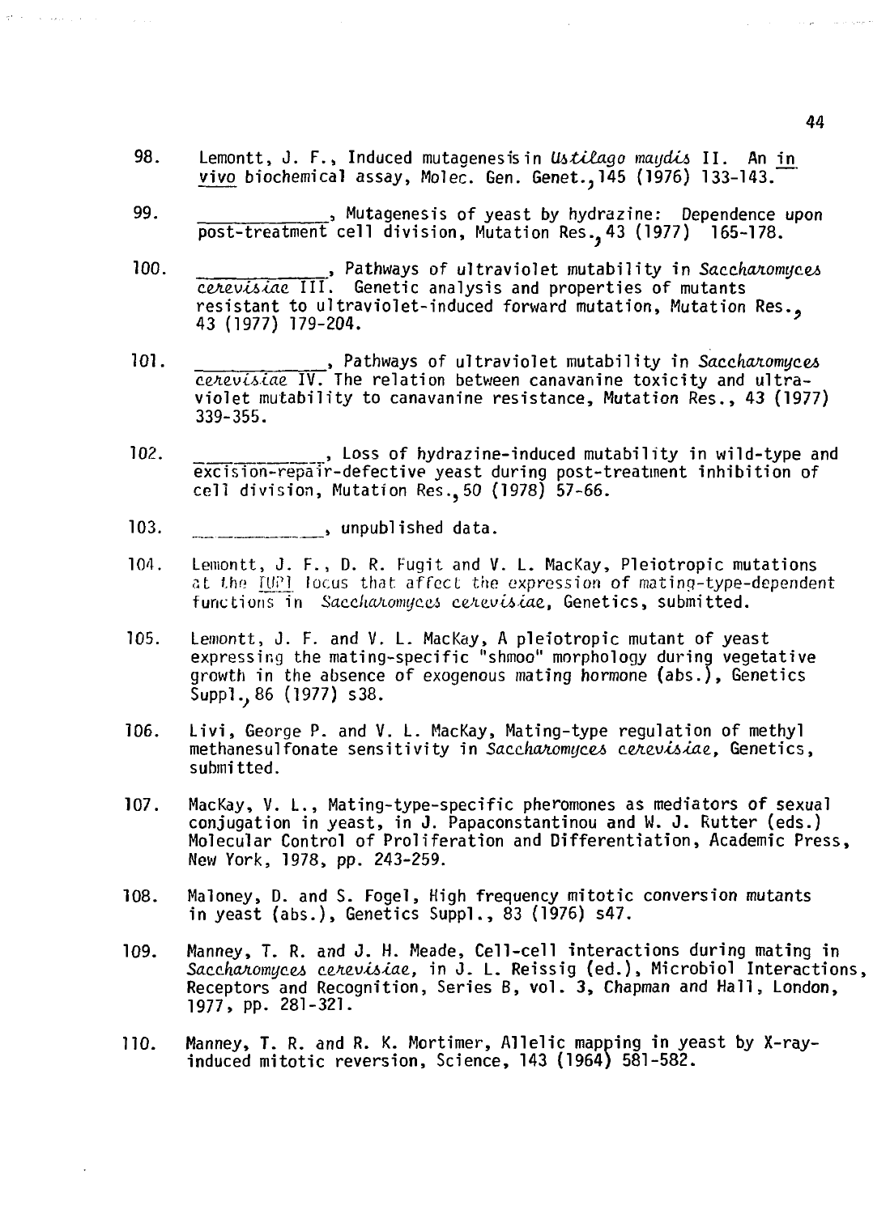98. Lemontt, J. F., Induced mutagenesis in *Ustilago maydis* II. An in vivo biochemical assay, Molec. Gen. Genet., 145 (1976) 133-143.

99. _____________, Mutagenesis of yeast by hydrazine: Dependence upon post-treatment cell division, Mutation Res., 43 (1977) 165-178.

100. _____________, Pathways of ultraviolet mutability in *Saccharomyces cerevisiae* III. Genetic analysis and properties of mutants resistant to ultraviolet-induced forward mutation, Mutation Res., 43 (1977) 179-204.

101. _____________, Pathways of ultraviolet mutability in *Saccharomyces cerevisiae* IV. The relation between canavanine toxicity and ultraviolet mutability to canavanine resistance, Mutation Res., 43 (1977) 339-355.

102. _____________, Loss of hydrazine-induced mutability in wild-type and excision-repair-defective yeast during post-treatment inhibition of cell division, Mutation Res., 50 (1978) 57-66.

103. _____________, unpublished data.

104. Lemontt, J. F., D. R. Fugit and V. L. MacKay, Pleiotropic mutations at the TUP1 locus that affect the expression of mating-type-dependent functions in *Saccharomyces cerevisiae*, Genetics, submitted.

105. Lemontt, J. F. and V. L. MacKay, A pleiotropic mutant of yeast expressing the mating-specific "shmoo" morphology during vegetative growth in the absence of exogenous mating hormone (abs.), Genetics Suppl., 86 (1977) s38.

106. Livi, George P. and V. L. MacKay, Mating-type regulation of methyl methanesulfonate sensitivity in *Saccharomyces cerevisiae*, Genetics, submitted.

107. MacKay, V. L., Mating-type-specific pheromones as mediators of sexual conjugation in yeast, in J. Papaconstantinou and W. J. Rutter (eds.) Molecular Control of Proliferation and Differentiation, Academic Press, New York, 1978, pp. 243-259.

108. Maloney, D. and S. Fogel, High frequency mitotic conversion mutants in yeast (abs.), Genetics Suppl., 83 (1976) s47.

109. Manney, T. R. and J. H. Meade, Cell-cell interactions during mating in *Saccharomyces cerevisiae*, in J. L. Reissig (ed.), Microbiol Interactions, Receptors and Recognition, Series B, vol. 3, Chapman and Hall, London, 1977, pp. 281-321.

110. Manney, T. R. and R. K. Mortimer, Allelic mapping in yeast by X-ray-induced mitotic reversion, Science, 143 (1964) 581-582.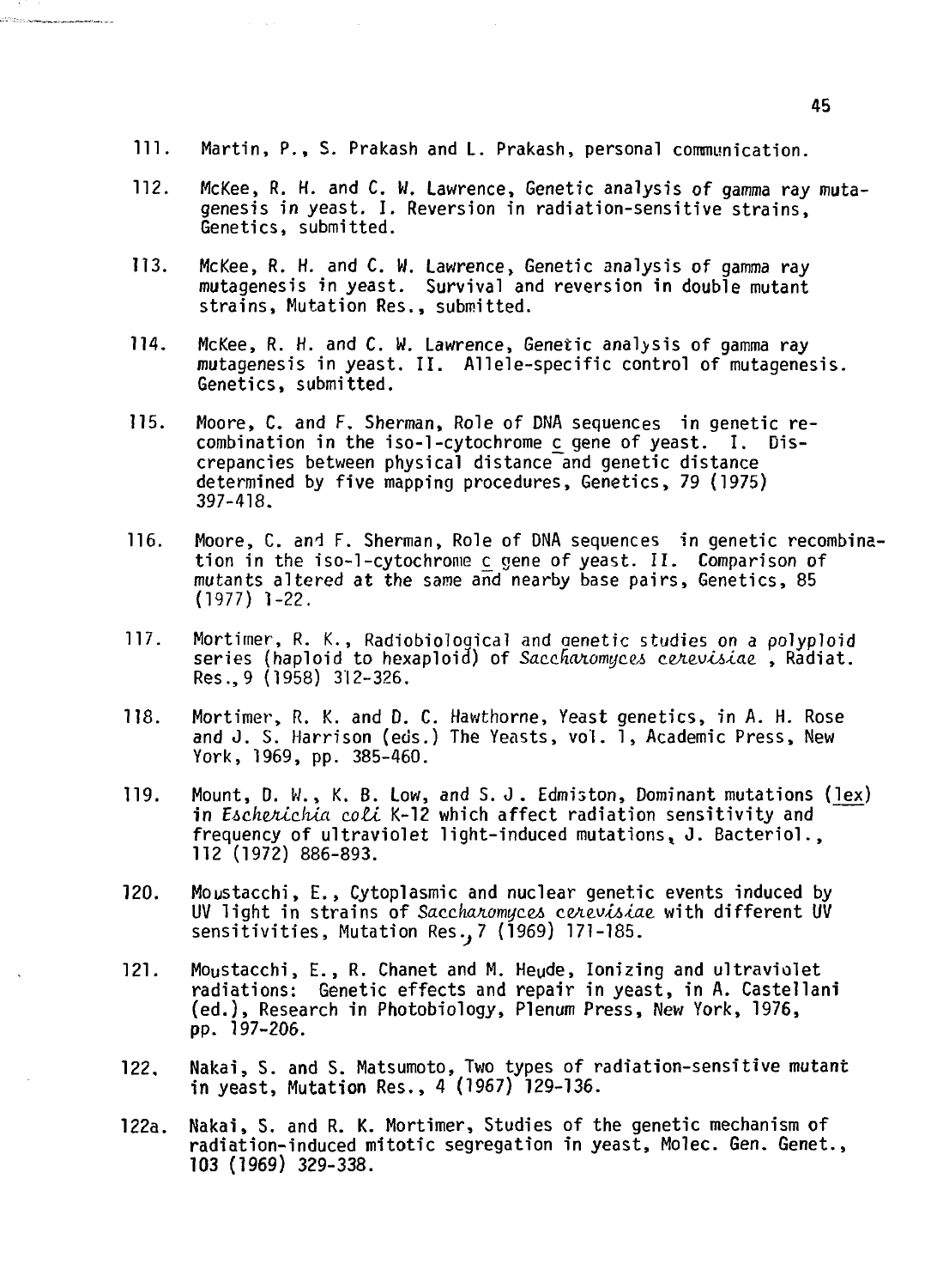111. Martin, P., S. Prakash and L. Prakash, personal communication.

112. McKee, R. H. and C. W. Lawrence, Genetic analysis of gamma ray mutagenesis in yeast. I. Reversion in radiation-sensitive strains, Genetics, submitted.

113. McKee, R. H. and C. W. Lawrence, Genetic analysis of gamma ray mutagenesis in yeast. Survival and reversion in double mutant strains, Mutation Res., submitted.

114. McKee, R. H. and C. W. Lawrence, Genetic analysis of gamma ray mutagenesis in yeast. II. Allele-specific control of mutagenesis. Genetics, submitted.

115. Moore, C. and F. Sherman, Role of DNA sequences in genetic recombination in the iso-1-cytochrome c gene of yeast. I. Discrepancies between physical distance and genetic distance determined by five mapping procedures, Genetics, 79 (1975) 397-418.

116. Moore, C. and F. Sherman, Role of DNA sequences in genetic recombination in the iso-1-cytochrome c gene of yeast. II. Comparison of mutants altered at the same and nearby base pairs, Genetics, 85 (1977) 1-22.

117. Mortimer, R. K., Radiobiological and genetic studies on a polyploid series (haploid to hexaploid) of *Saccharomyces cerevisiae* , Radiat. Res., 9 (1958) 312-326.

118. Mortimer, R. K. and D. C. Hawthorne, Yeast genetics, in A. H. Rose and J. S. Harrison (eds.) The Yeasts, vol. 1, Academic Press, New York, 1969, pp. 385-460.

119. Mount, D. W., K. B. Low, and S. J. Edmiston, Dominant mutations (lex) in *Escherichia coli* K-12 which affect radiation sensitivity and frequency of ultraviolet light-induced mutations, J. Bacteriol., 112 (1972) 886-893.

120. Moustacchi, E., Cytoplasmic and nuclear genetic events induced by UV light in strains of *Saccharomyces cerevisiae* with different UV sensitivities, Mutation Res., 7 (1969) 171-185.

121. Moustacchi, E., R. Chanet and M. Heude, Ionizing and ultraviolet radiations: Genetic effects and repair in yeast, in A. Castellani (ed.), Research in Photobiology, Plenum Press, New York, 1976, pp. 197-206.

122. Nakai, S. and S. Matsumoto, Two types of radiation-sensitive mutant in yeast, Mutation Res., 4 (1967) 129-136.

122a. Nakai, S. and R. K. Mortimer, Studies of the genetic mechanism of radiation-induced mitotic segregation in yeast, Molec. Gen. Genet., 103 (1969) 329-338.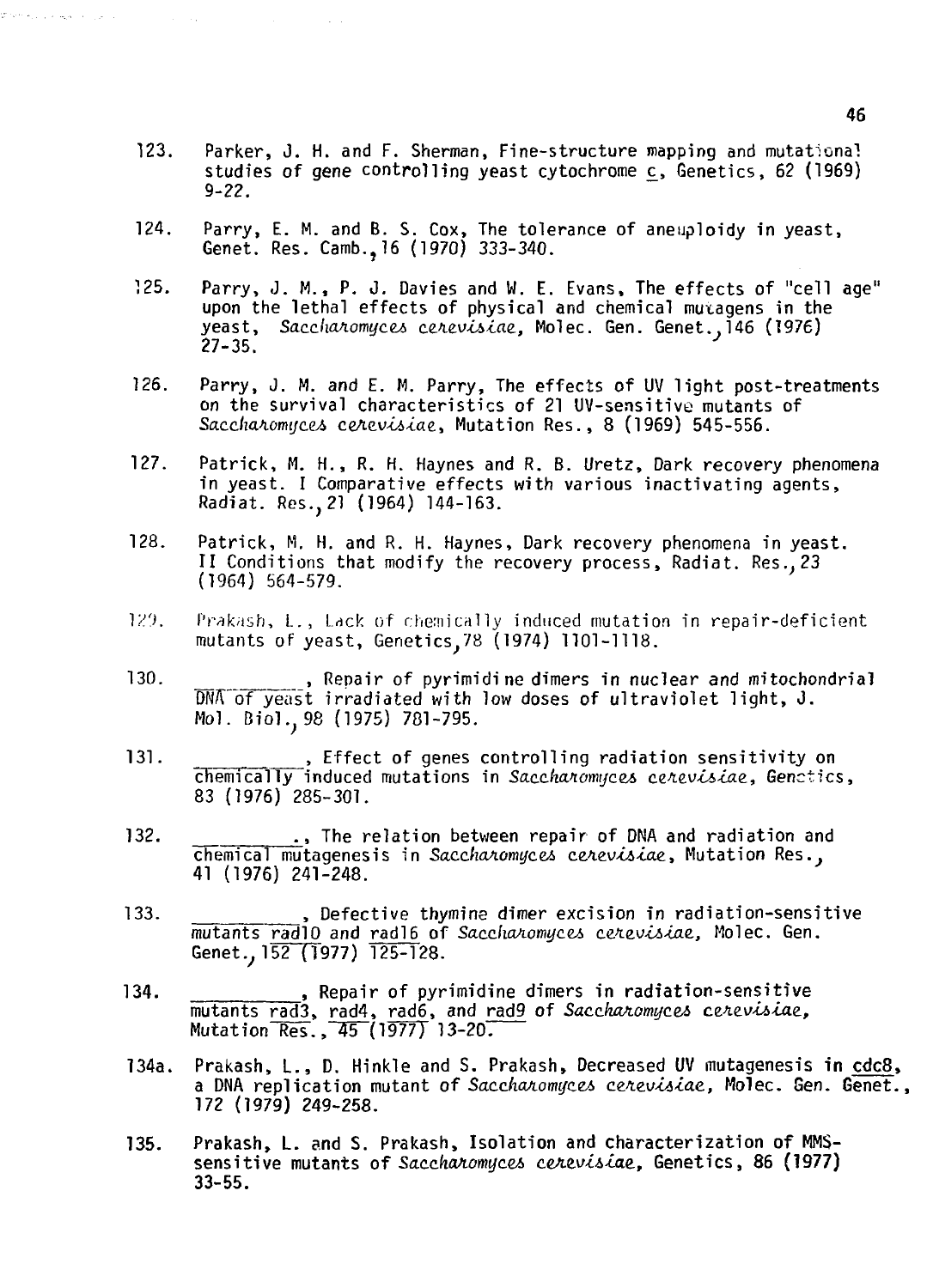123. Parker, J. H. and F. Sherman, Fine-structure mapping and mutational studies of gene controlling yeast cytochrome c, Genetics, 62 (1969) 9-22.

124. Parry, E. M. and B. S. Cox, The tolerance of aneuploidy in yeast, Genet. Res. Camb., 16 (1970) 333-340.

125. Parry, J. M., P. J. Davies and W. E. Evans, The effects of "cell age" upon the lethal effects of physical and chemical mutagens in the yeast, *Saccharomyces cerevisiae*, Molec. Gen. Genet., 146 (1976) 27-35.

126. Parry, J. M. and E. M. Parry, The effects of UV light post-treatments on the survival characteristics of 21 UV-sensitive mutants of *Saccharomyces cerevisiae*, Mutation Res., 8 (1969) 545-556.

127. Patrick, M. H., R. H. Haynes and R. B. Uretz, Dark recovery phenomena in yeast. I Comparative effects with various inactivating agents, Radiat. Res., 21 (1964) 144-163.

128. Patrick, M. H. and R. H. Haynes, Dark recovery phenomena in yeast. II Conditions that modify the recovery process, Radiat. Res., 23 (1964) 564-579.

129. Prakash, L., Lack of chemically induced mutation in repair-deficient mutants of yeast, Genetics, 78 (1974) 1101-1118.

130. __________, Repair of pyrimidine dimers in nuclear and mitochondrial DNA of yeast irradiated with low doses of ultraviolet light, J. Mol. Biol., 98 (1975) 781-795.

131. __________, Effect of genes controlling radiation sensitivity on chemically induced mutations in *Saccharomyces cerevisiae*, Genetics, 83 (1976) 285-301.

132. __________., The relation between repair of DNA and radiation and chemical mutagenesis in *Saccharomyces cerevisiae*, Mutation Res., 41 (1976) 241-248.

133. __________, Defective thymine dimer excision in radiation-sensitive mutants rad10 and rad16 of *Saccharomyces cerevisiae*, Molec. Gen. Genet., 152 (1977) 125-128.

134. __________, Repair of pyrimidine dimers in radiation-sensitive mutants rad3, rad4, rad6, and rad9 of *Saccharomyces cerevisiae*, Mutation Res., 45 (1977) 13-20.

134a. Prakash, L., D. Hinkle and S. Prakash, Decreased UV mutagenesis in cdc8, a DNA replication mutant of *Saccharomyces cerevisiae*, Molec. Gen. Genet., 172 (1979) 249-258.

135. Prakash, L. and S. Prakash, Isolation and characterization of MMS-sensitive mutants of *Saccharomyces cerevisiae*, Genetics, 86 (1977) 33-55.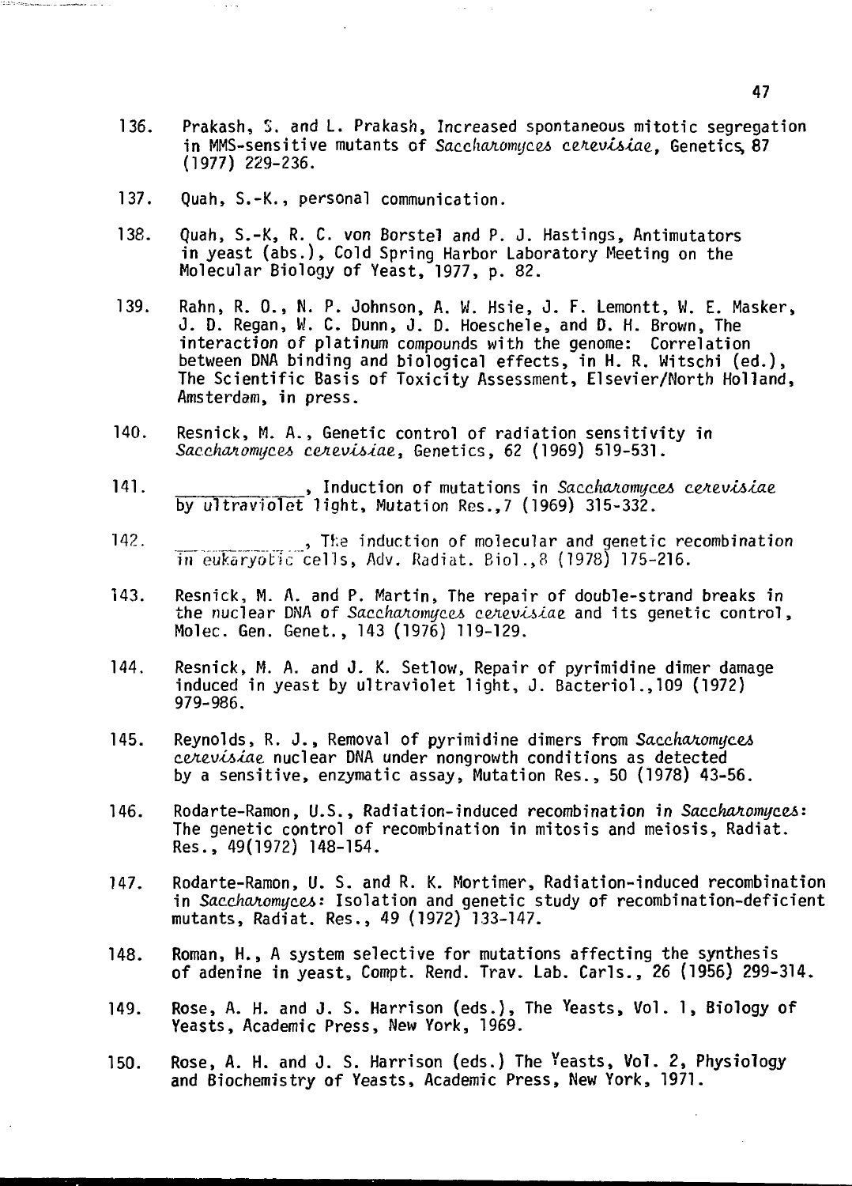136. Prakash, S. and L. Prakash, Increased spontaneous mitotic segregation in MMS-sensitive mutants of *Saccharomyces cerevisiae*, Genetics, 87 (1977) 229-236.

137. Quah, S.-K., personal communication.

138. Quah, S.-K, R. C. von Borstel and P. J. Hastings, Antimutators in yeast (abs.), Cold Spring Harbor Laboratory Meeting on the Molecular Biology of Yeast, 1977, p. 82.

139. Rahn, R. O., N. P. Johnson, A. W. Hsie, J. F. Lemontt, W. E. Masker, J. D. Regan, W. C. Dunn, J. D. Hoeschele, and D. H. Brown, The interaction of platinum compounds with the genome: Correlation between DNA binding and biological effects, in H. R. Witschi (ed.), The Scientific Basis of Toxicity Assessment, Elsevier/North Holland, Amsterdam, in press.

140. Resnick, M. A., Genetic control of radiation sensitivity in *Saccharomyces cerevisiae*, Genetics, 62 (1969) 519-531.

141. \_\_\_\_\_\_\_\_\_\_\_\_, Induction of mutations in *Saccharomyces cerevisiae* by ultraviolet light, Mutation Res.,7 (1969) 315-332.

142. \_\_\_\_\_\_\_\_\_\_\_\_, The induction of molecular and genetic recombination in eukaryotic cells, Adv. Radiat. Biol.,8 (1978) 175-216.

143. Resnick, M. A. and P. Martin, The repair of double-strand breaks in the nuclear DNA of *Saccharomyces cerevisiae* and its genetic control, Molec. Gen. Genet., 143 (1976) 119-129.

144. Resnick, M. A. and J. K. Setlow, Repair of pyrimidine dimer damage induced in yeast by ultraviolet light, J. Bacteriol.,109 (1972) 979-986.

145. Reynolds, R. J., Removal of pyrimidine dimers from *Saccharomyces cerevisiae* nuclear DNA under nongrowth conditions as detected by a sensitive, enzymatic assay, Mutation Res., 50 (1978) 43-56.

146. Rodarte-Ramon, U.S., Radiation-induced recombination in *Saccharomyces*: The genetic control of recombination in mitosis and meiosis, Radiat. Res., 49(1972) 148-154.

147. Rodarte-Ramon, U. S. and R. K. Mortimer, Radiation-induced recombination in *Saccharomyces*: Isolation and genetic study of recombination-deficient mutants, Radiat. Res., 49 (1972) 133-147.

148. Roman, H., A system selective for mutations affecting the synthesis of adenine in yeast, Compt. Rend. Trav. Lab. Carls., 26 (1956) 299-314.

149. Rose, A. H. and J. S. Harrison (eds.), The Yeasts, Vol. 1, Biology of Yeasts, Academic Press, New York, 1969.

150. Rose, A. H. and J. S. Harrison (eds.) The Yeasts, Vol. 2, Physiology and Biochemistry of Yeasts, Academic Press, New York, 1971.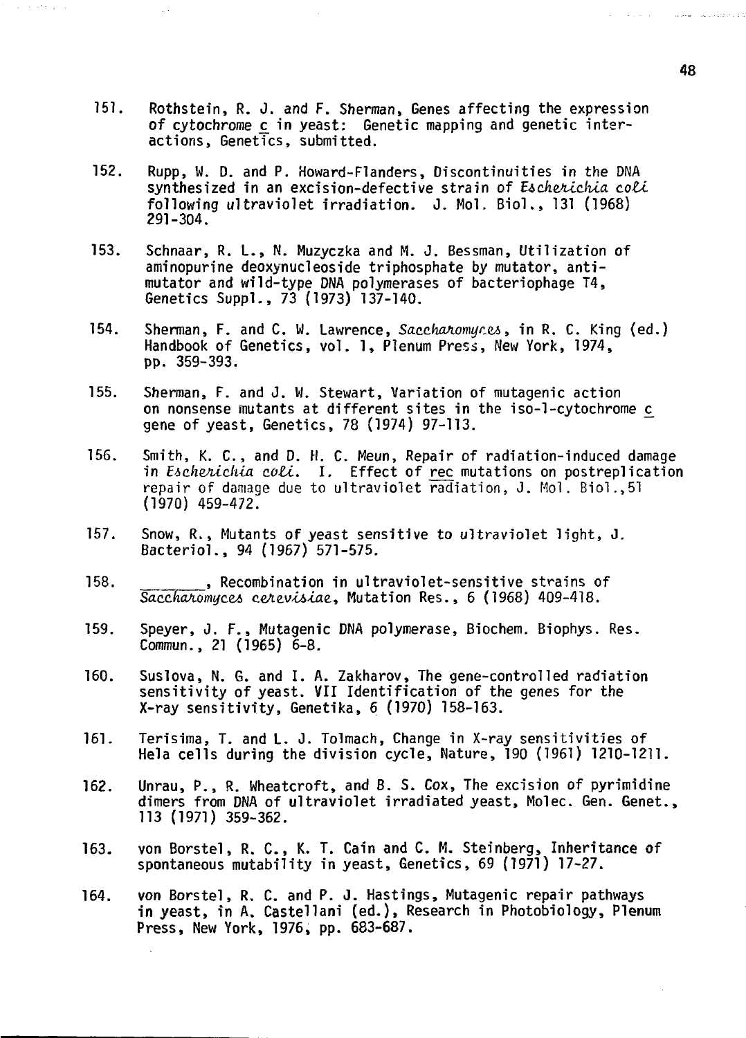151. Rothstein, R. J. and F. Sherman, Genes affecting the expression of cytochrome c in yeast: Genetic mapping and genetic interactions, Genetics, submitted.

152. Rupp, W. D. and P. Howard-Flanders, Discontinuities in the DNA synthesized in an excision-defective strain of *Escherichia coli* following ultraviolet irradiation. J. Mol. Biol., 131 (1968) 291-304.

153. Schnaar, R. L., N. Muzyczka and M. J. Bessman, Utilization of aminopurine deoxynucleoside triphosphate by mutator, antimutator and wild-type DNA polymerases of bacteriophage T4, Genetics Suppl., 73 (1973) 137-140.

154. Sherman, F. and C. W. Lawrence, *Saccharomyces*, in R. C. King (ed.) Handbook of Genetics, vol. 1, Plenum Press, New York, 1974, pp. 359-393.

155. Sherman, F. and J. W. Stewart, Variation of mutagenic action on nonsense mutants at different sites in the iso-1-cytochrome c gene of yeast, Genetics, 78 (1974) 97-113.

156. Smith, K. C., and D. H. C. Meun, Repair of radiation-induced damage in *Escherichia coli*. I. Effect of rec mutations on postreplication repair of damage due to ultraviolet radiation, J. Mol. Biol., 51 (1970) 459-472.

157. Snow, R., Mutants of yeast sensitive to ultraviolet light, J. Bacteriol., 94 (1967) 571-575.

158. ________, Recombination in ultraviolet-sensitive strains of *Saccharomyces cerevisiae*, Mutation Res., 6 (1968) 409-418.

159. Speyer, J. F., Mutagenic DNA polymerase, Biochem. Biophys. Res. Commun., 21 (1965) 6-8.

160. Suslova, N. G. and I. A. Zakharov, The gene-controlled radiation sensitivity of yeast. VII Identification of the genes for the X-ray sensitivity, Genetika, 6 (1970) 158-163.

161. Terisima, T. and L. J. Tolmach, Change in X-ray sensitivities of Hela cells during the division cycle, Nature, 190 (1961) 1210-1211.

162. Unrau, P., R. Wheatcroft, and B. S. Cox, The excision of pyrimidine dimers from DNA of ultraviolet irradiated yeast, Molec. Gen. Genet., 113 (1971) 359-362.

163. von Borstel, R. C., K. T. Cain and C. M. Steinberg, Inheritance of spontaneous mutability in yeast, Genetics, 69 (1971) 17-27.

164. von Borstel, R. C. and P. J. Hastings, Mutagenic repair pathways in yeast, in A. Castellani (ed.), Research in Photobiology, Plenum Press, New York, 1976, pp. 683-687.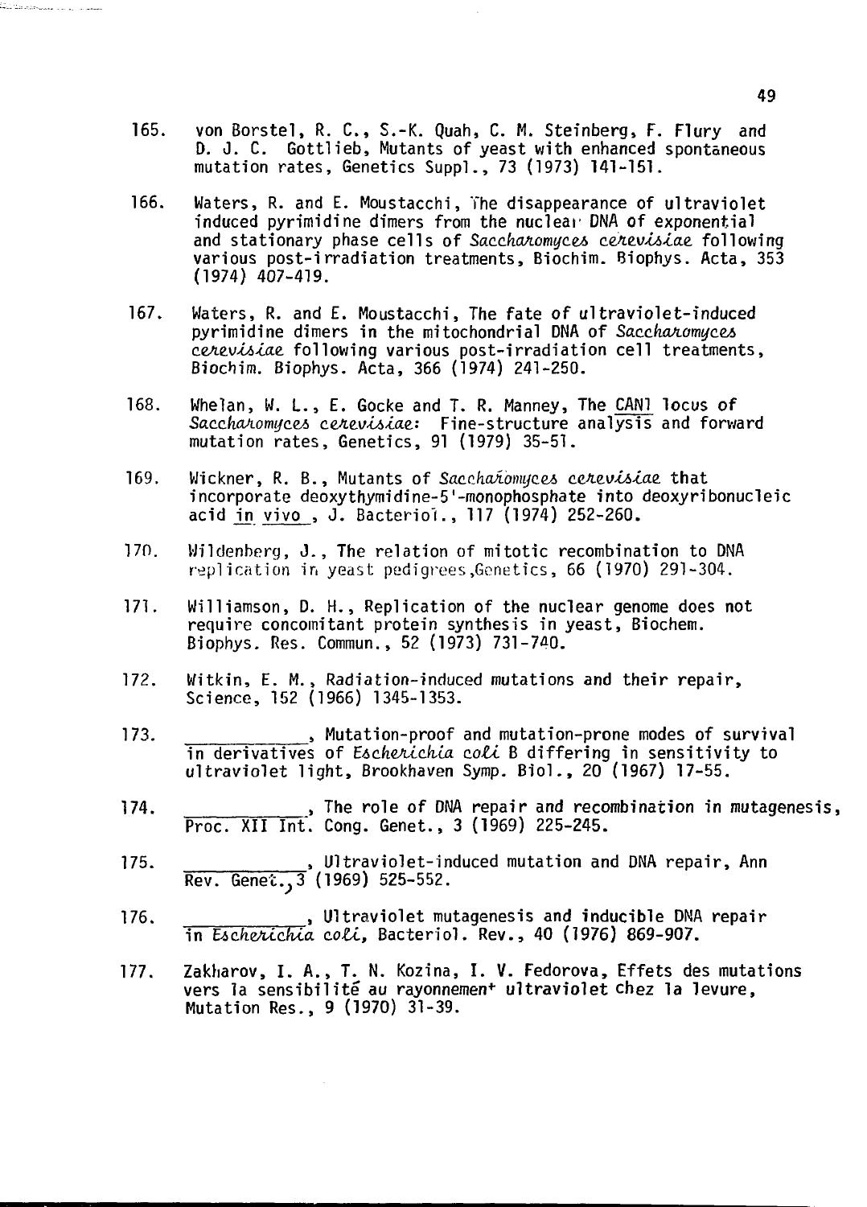165. von Borstel, R. C., S.-K. Quah, C. M. Steinberg, F. Flury and D. J. C. Gottlieb, Mutants of yeast with enhanced spontaneous mutation rates, Genetics Suppl., 73 (1973) 141-151.

166. Waters, R. and E. Moustacchi, The disappearance of ultraviolet induced pyrimidine dimers from the nuclear DNA of exponential and stationary phase cells of *Saccharomyces cerevisiae* following various post-irradiation treatments, Biochim. Biophys. Acta, 353 (1974) 407-419.

167. Waters, R. and E. Moustacchi, The fate of ultraviolet-induced pyrimidine dimers in the mitochondrial DNA of *Saccharomyces cerevisiae* following various post-irradiation cell treatments, Biochim. Biophys. Acta, 366 (1974) 241-250.

168. Whelan, W. L., E. Gocke and T. R. Manney, The CAN1 locus of *Saccharomyces cerevisiae*: Fine-structure analysis and forward mutation rates, Genetics, 91 (1979) 35-51.

169. Wickner, R. B., Mutants of *Saccharomyces cerevisiae* that incorporate deoxythymidine-5'-monophosphate into deoxyribonucleic acid in vivo, J. Bacteriol., 117 (1974) 252-260.

170. Wildenberg, J., The relation of mitotic recombination to DNA replication in yeast pedigrees, Genetics, 66 (1970) 291-304.

171. Williamson, D. H., Replication of the nuclear genome does not require concomitant protein synthesis in yeast, Biochem. Biophys. Res. Commun., 52 (1973) 731-740.

172. Witkin, E. M., Radiation-induced mutations and their repair, Science, 152 (1966) 1345-1353.

173. ____________, Mutation-proof and mutation-prone modes of survival in derivatives of *Escherichia coli* B differing in sensitivity to ultraviolet light, Brookhaven Symp. Biol., 20 (1967) 17-55.

174. ____________, The role of DNA repair and recombination in mutagenesis, Proc. XII Int. Cong. Genet., 3 (1969) 225-245.

175. ____________, Ultraviolet-induced mutation and DNA repair, Ann Rev. Genet., 3 (1969) 525-552.

176. ____________, Ultraviolet mutagenesis and inducible DNA repair in *Escherichia coli*, Bacteriol. Rev., 40 (1976) 869-907.

177. Zakharov, I. A., T. N. Kozina, I. V. Fedorova, Effets des mutations vers la sensibilité au rayonnement ultraviolet chez la levure, Mutation Res., 9 (1970) 31-39.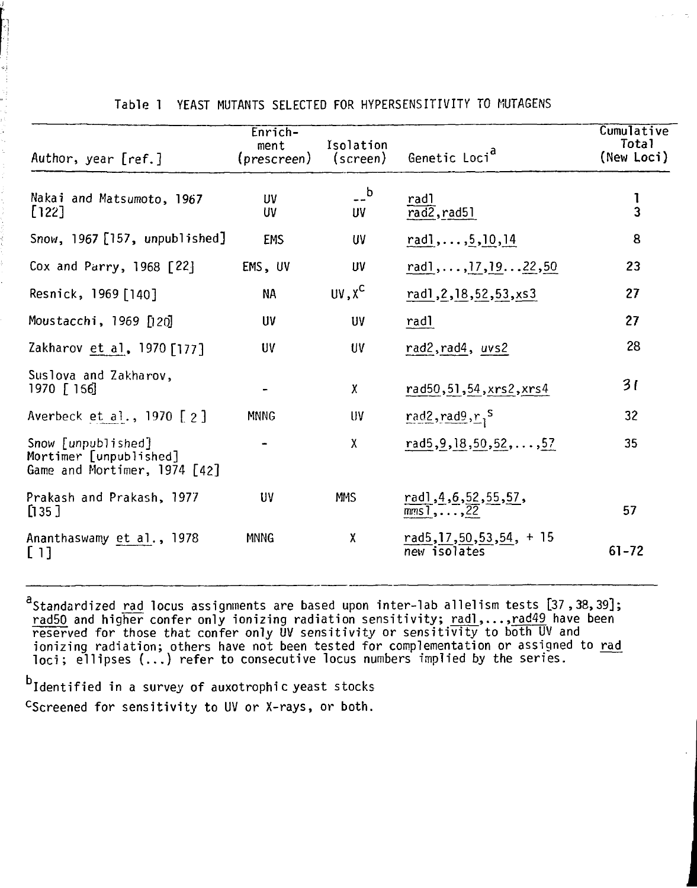Table 1 YEAST MUTANTS SELECTED FOR HYPERSENSITIVITY TO MUTAGENS

| Author, year [ref.] | Enrichment (prescreen) | Isolation (screen) | Genetic Loci[a] | Cumulative Total (New Loci) |
|---|---|---|---|---|
| Nakai and Matsumoto, 1967 [122] | UV | --[b] | rad1 | 1 |
| | UV | UV | rad2,rad51 | 3 |
| Snow, 1967 [157, unpublished] | EMS | UV | rad1,...,5,10,14 | 8 |
| Cox and Parry, 1968 [22] | EMS, UV | UV | rad1,...,17,19...22,50 | 23 |
| Resnick, 1969 [140] | NA | UV,X[c] | rad1,2,18,52,53,xs3 | 27 |
| Moustacchi, 1969 [120] | UV | UV | rad1 | 27 |
| Zakharov et al, 1970 [177] | UV | UV | rad2,rad4, uvs2 | 28 |
| Suslova and Zakharov, 1970 [156] | - | X | rad50,51,54,xrs2,xrs4 | 31 |
| Averbeck et al., 1970 [2] | MNNG | UV | rad2,rad9,$r_1^S$ | 32 |
| Snow [unpublished] Mortimer [unpublished] Game and Mortimer, 1974 [42] | - | X | rad5,9,18,50,52,...,57 | 35 |
| Prakash and Prakash, 1977 [135] | UV | MMS | rad1,4,6,52,55,57, mms1,...,22 | 57 |
| Ananthaswamy et al., 1978 [1] | MNNG | X | rad5,17,50,53,54, + 15 new isolates | 61-72 |

[a]Standardized rad locus assignments are based upon inter-lab allelism tests [37,38,39]; rad50 and higher confer only ionizing radiation sensitivity; rad1,...,rad49 have been reserved for those that confer only UV sensitivity or sensitivity to both UV and ionizing radiation; others have not been tested for complementation or assigned to rad loci; ellipses (...) refer to consecutive locus numbers implied by the series.

[b]Identified in a survey of auxotrophic yeast stocks

[c]Screened for sensitivity to UV or X-rays, or both.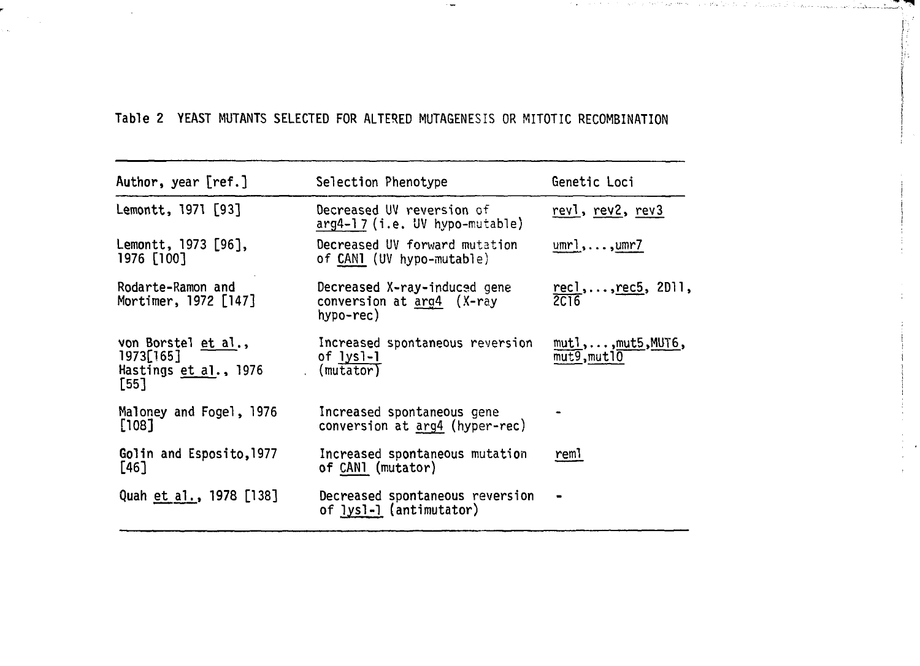Table 2 YEAST MUTANTS SELECTED FOR ALTERED MUTAGENESIS OR MITOTIC RECOMBINATION

| Author, year [ref.] | Selection Phenotype | Genetic Loci |
|---|---|---|
| Lemontt, 1971 [93] | Decreased UV reversion of *arg4-17* (i.e. UV hypo-mutable) | *rev1*, *rev2*, *rev3* |
| Lemontt, 1973 [96], 1976 [100] | Decreased UV forward mutation of *CAN1* (UV hypo-mutable) | *umr1*,...,*umr7* |
| Rodarte-Ramon and Mortimer, 1972 [147] | Decreased X-ray-induced gene conversion at *arg4* (X-ray hypo-rec) | *rec1*,...,*rec5*, 2D11, 2C16 |
| von Borstel *et al.*, 1973[165] Hastings *et al.*, 1976 [55] | Increased spontaneous reversion of *lys1-1* (mutator) | *mut1*,...,*mut5*,*MUT6*, *mut9*,*mut10* |
| Maloney and Fogel, 1976 [108] | Increased spontaneous gene conversion at *arg4* (hyper-rec) | - |
| Golin and Esposito,1977 [46] | Increased spontaneous mutation of *CAN1* (mutator) | *rem1* |
| Quah *et al.*, 1978 [138] | Decreased spontaneous reversion of *lys1-1* (antimutator) | - |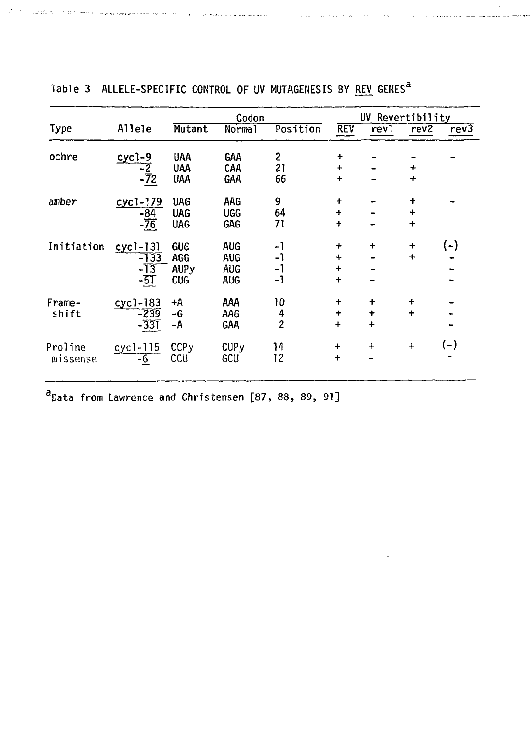Table 3 ALLELE-SPECIFIC CONTROL OF UV MUTAGENESIS BY REV GENES[a]

| Type | Allele | Codon | | | UV Revertibility | | | |
|---|---|---|---|---|---|---|---|---|
| | | Mutant | Normal | Position | REV | rev1 | rev2 | rev3 |
| ochre | cyc1-9 | UAA | GAA | 2 | + | - | - | - |
| | -2 | UAA | CAA | 21 | + | - | + | |
| | -72 | UAA | GAA | 66 | + | - | + | |
| amber | cyc1-179 | UAG | AAG | 9 | + | - | + | - |
| | -84 | UAG | UGG | 64 | + | - | + | |
| | -76 | UAG | GAG | 71 | + | - | + | |
| Initiation | cyc1-131 | GUG | AUG | -1 | + | + | + | (-) |
| | -133 | AGG | AUG | -1 | + | - | + | - |
| | -13 | AUPy | AUG | -1 | + | - | | - |
| | -51 | CUG | AUG | -1 | + | - | | - |
| Frame-shift | cyc1-183 | +A | AAA | 10 | + | + | + | - |
| | -239 | -G | AAG | 4 | + | + | + | - |
| | -331 | -A | GAA | 2 | + | + | | - |
| Proline missense | cyc1-115 | CCPy | CUPy | 14 | + | + | + | (-) |
| | -6 | CCU | GCU | 12 | + | - | | - |

[a]Data from Lawrence and Christensen [87, 88, 89, 91]